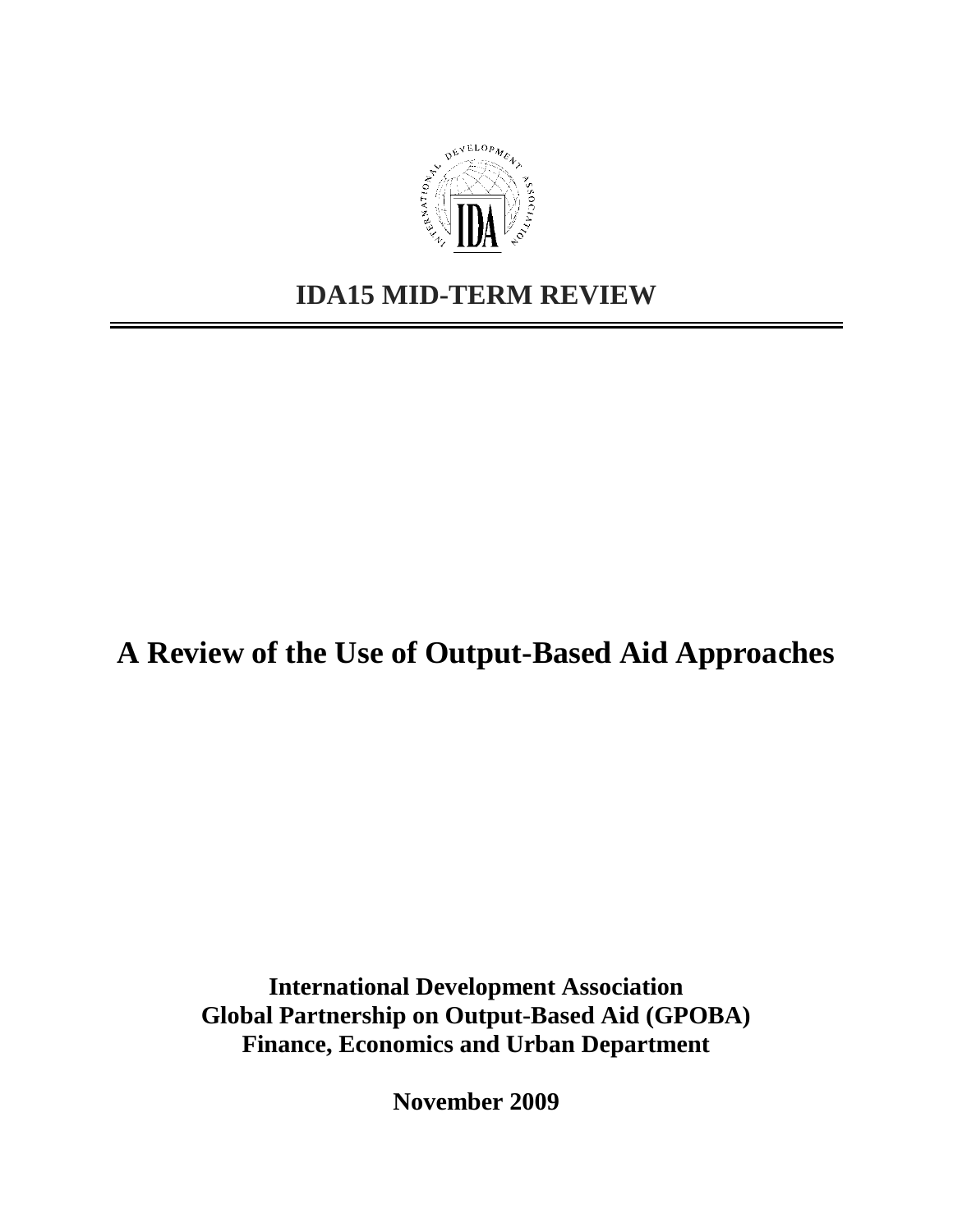# IDA15 MID-TERM REVIEW

# A Review of the Use of Output-Based Aid Approaches

**International Development Association**
**Global Partnership on Output-Based Aid (GPOBA)**
**Finance, Economics and Urban Department**

**November 2009**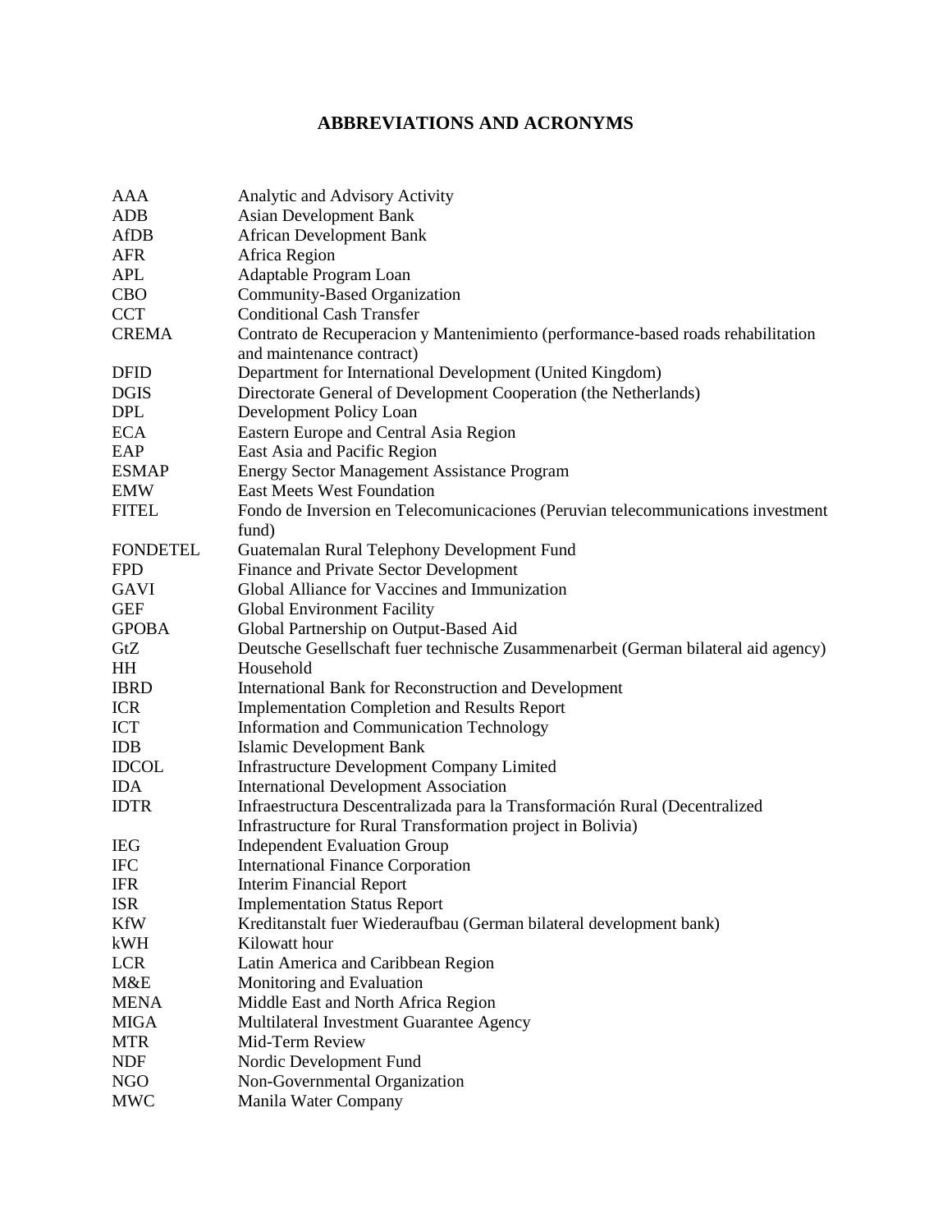## ABBREVIATIONS AND ACRONYMS

| | |
|---|---|
| AAA | Analytic and Advisory Activity |
| ADB | Asian Development Bank |
| AfDB | African Development Bank |
| AFR | Africa Region |
| APL | Adaptable Program Loan |
| CBO | Community-Based Organization |
| CCT | Conditional Cash Transfer |
| CREMA | Contrato de Recuperacion y Mantenimiento (performance-based roads rehabilitation and maintenance contract) |
| DFID | Department for International Development (United Kingdom) |
| DGIS | Directorate General of Development Cooperation (the Netherlands) |
| DPL | Development Policy Loan |
| ECA | Eastern Europe and Central Asia Region |
| EAP | East Asia and Pacific Region |
| ESMAP | Energy Sector Management Assistance Program |
| EMW | East Meets West Foundation |
| FITEL | Fondo de Inversion en Telecomunicaciones (Peruvian telecommunications investment fund) |
| FONDETEL | Guatemalan Rural Telephony Development Fund |
| FPD | Finance and Private Sector Development |
| GAVI | Global Alliance for Vaccines and Immunization |
| GEF | Global Environment Facility |
| GPOBA | Global Partnership on Output-Based Aid |
| GtZ | Deutsche Gesellschaft fuer technische Zusammenarbeit (German bilateral aid agency) |
| HH | Household |
| IBRD | International Bank for Reconstruction and Development |
| ICR | Implementation Completion and Results Report |
| ICT | Information and Communication Technology |
| IDB | Islamic Development Bank |
| IDCOL | Infrastructure Development Company Limited |
| IDA | International Development Association |
| IDTR | Infraestructura Descentralizada para la Transformación Rural (Decentralized Infrastructure for Rural Transformation project in Bolivia) |
| IEG | Independent Evaluation Group |
| IFC | International Finance Corporation |
| IFR | Interim Financial Report |
| ISR | Implementation Status Report |
| KfW | Kreditanstalt fuer Wiederaufbau (German bilateral development bank) |
| kWH | Kilowatt hour |
| LCR | Latin America and Caribbean Region |
| M&E | Monitoring and Evaluation |
| MENA | Middle East and North Africa Region |
| MIGA | Multilateral Investment Guarantee Agency |
| MTR | Mid-Term Review |
| NDF | Nordic Development Fund |
| NGO | Non-Governmental Organization |
| MWC | Manila Water Company |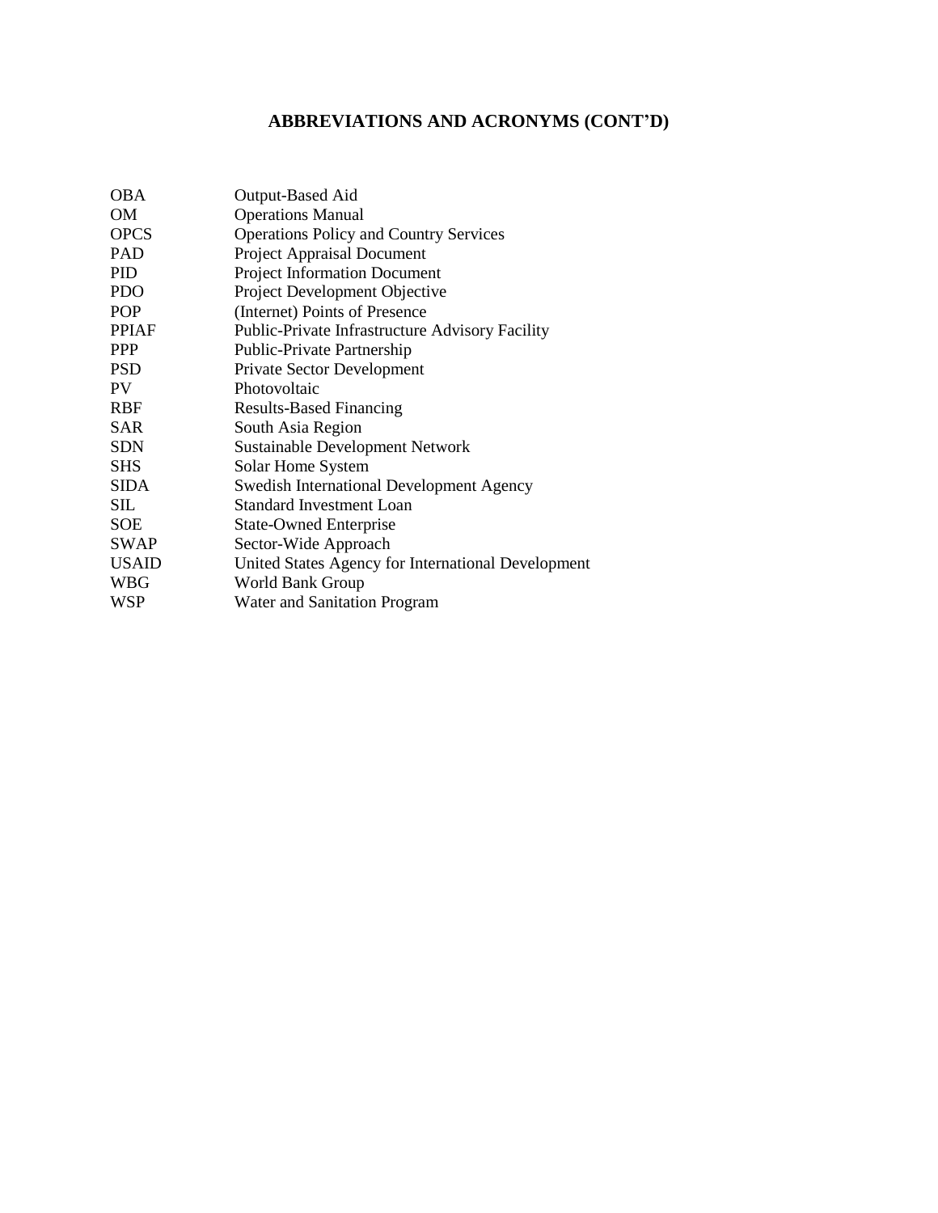# ABBREVIATIONS AND ACRONYMS (CONT'D)

| | |
|---|---|
| OBA | Output-Based Aid |
| OM | Operations Manual |
| OPCS | Operations Policy and Country Services |
| PAD | Project Appraisal Document |
| PID | Project Information Document |
| PDO | Project Development Objective |
| POP | (Internet) Points of Presence |
| PPIAF | Public-Private Infrastructure Advisory Facility |
| PPP | Public-Private Partnership |
| PSD | Private Sector Development |
| PV | Photovoltaic |
| RBF | Results-Based Financing |
| SAR | South Asia Region |
| SDN | Sustainable Development Network |
| SHS | Solar Home System |
| SIDA | Swedish International Development Agency |
| SIL | Standard Investment Loan |
| SOE | State-Owned Enterprise |
| SWAP | Sector-Wide Approach |
| USAID | United States Agency for International Development |
| WBG | World Bank Group |
| WSP | Water and Sanitation Program |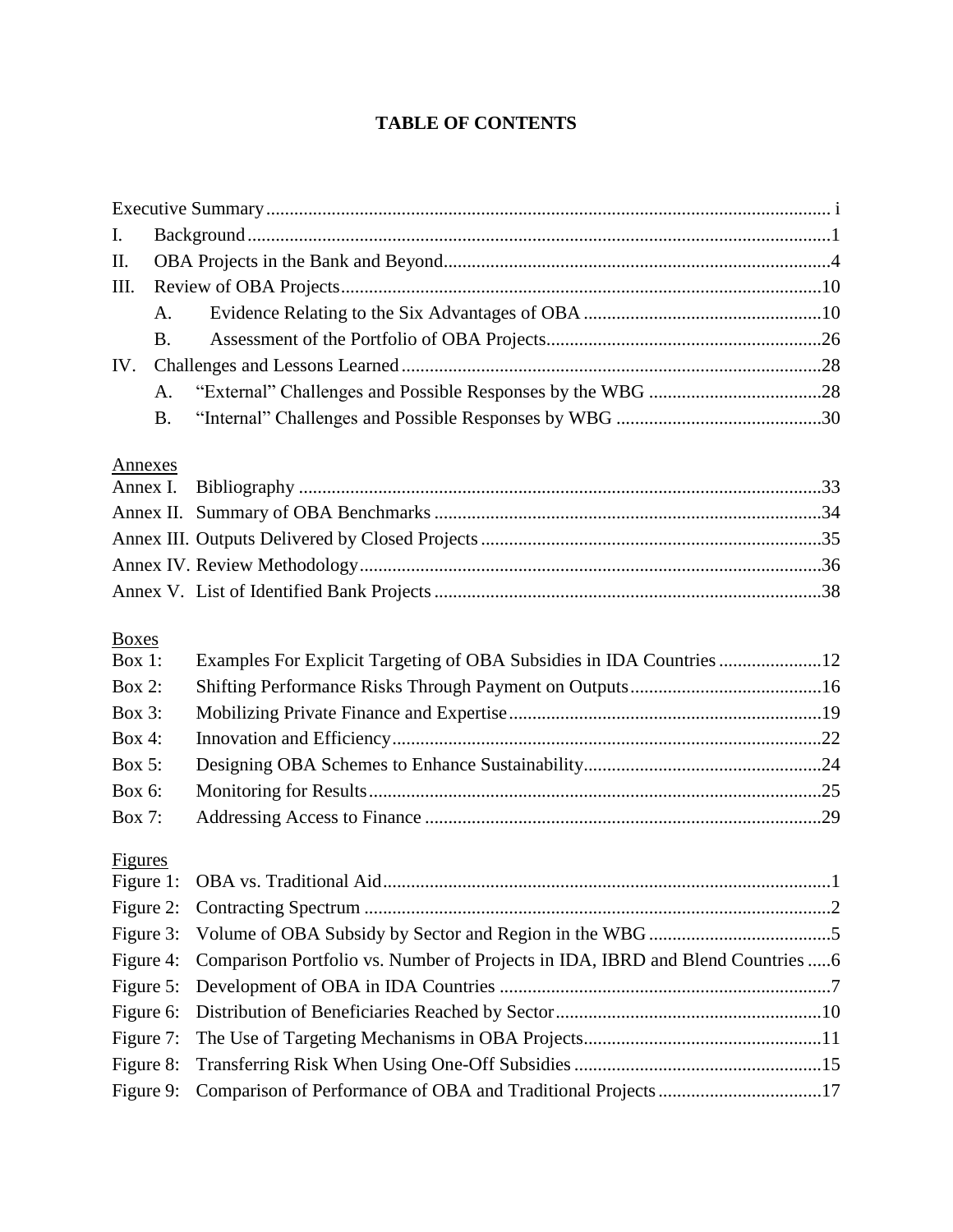# TABLE OF CONTENTS

Executive Summary ........................................................................................................ i

I. Background ........................................................................................................ 1

II. OBA Projects in the Bank and Beyond ................................................................ 4

III. Review of OBA Projects ..................................................................................... 10

  A. Evidence Relating to the Six Advantages of OBA ............................................ 10

  B. Assessment of the Portfolio of OBA Projects .................................................. 26

IV. Challenges and Lessons Learned ..................................................................... 28

  A. "External" Challenges and Possible Responses by the WBG ........................... 28

  B. "Internal" Challenges and Possible Responses by WBG .................................. 30

<u>Annexes</u>

Annex I. Bibliography ........................................................................................... 33

Annex II. Summary of OBA Benchmarks .............................................................. 34

Annex III. Outputs Delivered by Closed Projects ................................................. 35

Annex IV. Review Methodology ........................................................................... 36

Annex V. List of Identified Bank Projects ............................................................. 38

<u>Boxes</u>

Box 1: Examples For Explicit Targeting of OBA Subsidies in IDA Countries ........ 12

Box 2: Shifting Performance Risks Through Payment on Outputs ......................... 16

Box 3: Mobilizing Private Finance and Expertise ................................................... 19

Box 4: Innovation and Efficiency ........................................................................... 22

Box 5: Designing OBA Schemes to Enhance Sustainability ................................... 24

Box 6: Monitoring for Results ................................................................................ 25

Box 7: Addressing Access to Finance .................................................................... 29

<u>Figures</u>

Figure 1: OBA vs. Traditional Aid ............................................................................ 1

Figure 2: Contracting Spectrum ............................................................................... 2

Figure 3: Volume of OBA Subsidy by Sector and Region in the WBG ....................... 5

Figure 4: Comparison Portfolio vs. Number of Projects in IDA, IBRD and Blend Countries ..... 6

Figure 5: Development of OBA in IDA Countries ..................................................... 7

Figure 6: Distribution of Beneficiaries Reached by Sector ...................................... 10

Figure 7: The Use of Targeting Mechanisms in OBA Projects .................................. 11

Figure 8: Transferring Risk When Using One-Off Subsidies .................................... 15

Figure 9: Comparison of Performance of OBA and Traditional Projects ................... 17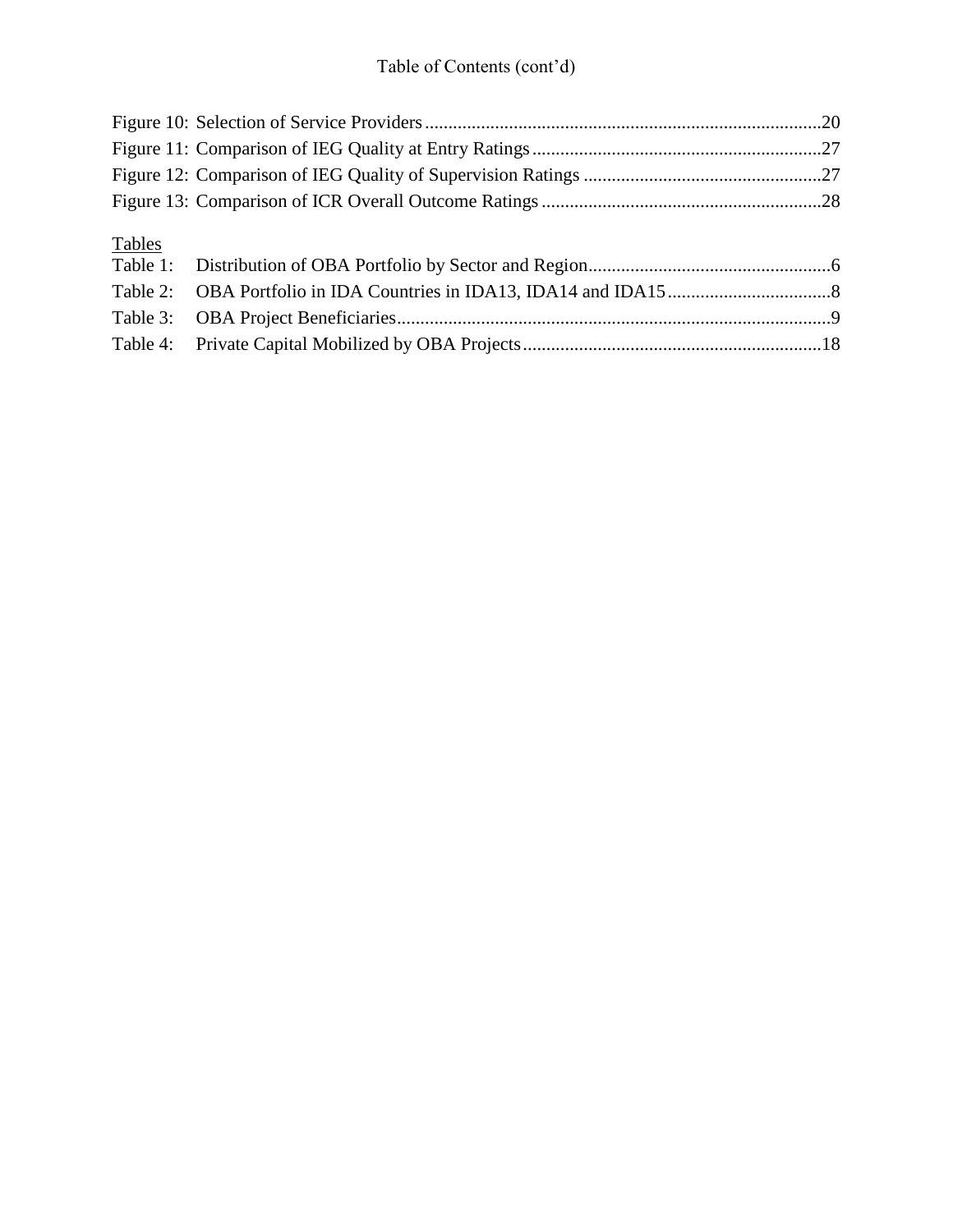Table of Contents (cont'd)

Figure 10: Selection of Service Providers....................................................................................20
Figure 11: Comparison of IEG Quality at Entry Ratings.............................................................27
Figure 12: Comparison of IEG Quality of Supervision Ratings ...................................................27
Figure 13: Comparison of ICR Overall Outcome Ratings ...........................................................28

<u>Tables</u>

Table 1: Distribution of OBA Portfolio by Sector and Region...................................................6
Table 2: OBA Portfolio in IDA Countries in IDA13, IDA14 and IDA15..................................8
Table 3: OBA Project Beneficiaries............................................................................................9
Table 4: Private Capital Mobilized by OBA Projects................................................................18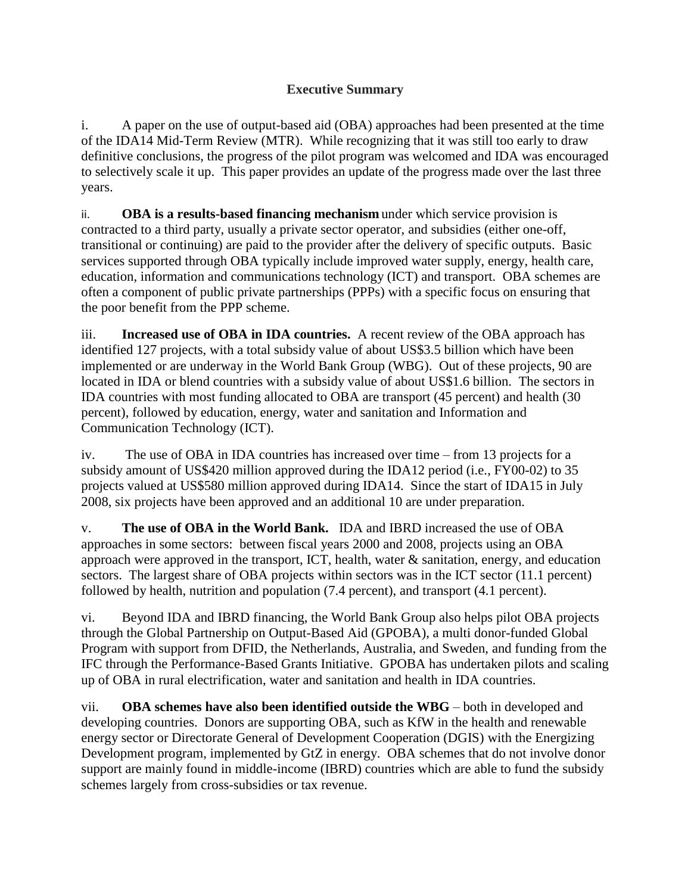## Executive Summary

i. A paper on the use of output-based aid (OBA) approaches had been presented at the time of the IDA14 Mid-Term Review (MTR). While recognizing that it was still too early to draw definitive conclusions, the progress of the pilot program was welcomed and IDA was encouraged to selectively scale it up. This paper provides an update of the progress made over the last three years.

ii. **OBA is a results-based financing mechanism** under which service provision is contracted to a third party, usually a private sector operator, and subsidies (either one-off, transitional or continuing) are paid to the provider after the delivery of specific outputs. Basic services supported through OBA typically include improved water supply, energy, health care, education, information and communications technology (ICT) and transport. OBA schemes are often a component of public private partnerships (PPPs) with a specific focus on ensuring that the poor benefit from the PPP scheme.

iii. **Increased use of OBA in IDA countries.** A recent review of the OBA approach has identified 127 projects, with a total subsidy value of about US$3.5 billion which have been implemented or are underway in the World Bank Group (WBG). Out of these projects, 90 are located in IDA or blend countries with a subsidy value of about US$1.6 billion. The sectors in IDA countries with most funding allocated to OBA are transport (45 percent) and health (30 percent), followed by education, energy, water and sanitation and Information and Communication Technology (ICT).

iv. The use of OBA in IDA countries has increased over time – from 13 projects for a subsidy amount of US$420 million approved during the IDA12 period (i.e., FY00-02) to 35 projects valued at US$580 million approved during IDA14. Since the start of IDA15 in July 2008, six projects have been approved and an additional 10 are under preparation.

v. **The use of OBA in the World Bank.** IDA and IBRD increased the use of OBA approaches in some sectors: between fiscal years 2000 and 2008, projects using an OBA approach were approved in the transport, ICT, health, water & sanitation, energy, and education sectors. The largest share of OBA projects within sectors was in the ICT sector (11.1 percent) followed by health, nutrition and population (7.4 percent), and transport (4.1 percent).

vi. Beyond IDA and IBRD financing, the World Bank Group also helps pilot OBA projects through the Global Partnership on Output-Based Aid (GPOBA), a multi donor-funded Global Program with support from DFID, the Netherlands, Australia, and Sweden, and funding from the IFC through the Performance-Based Grants Initiative. GPOBA has undertaken pilots and scaling up of OBA in rural electrification, water and sanitation and health in IDA countries.

vii. **OBA schemes have also been identified outside the WBG** – both in developed and developing countries. Donors are supporting OBA, such as KfW in the health and renewable energy sector or Directorate General of Development Cooperation (DGIS) with the Energizing Development program, implemented by GtZ in energy. OBA schemes that do not involve donor support are mainly found in middle-income (IBRD) countries which are able to fund the subsidy schemes largely from cross-subsidies or tax revenue.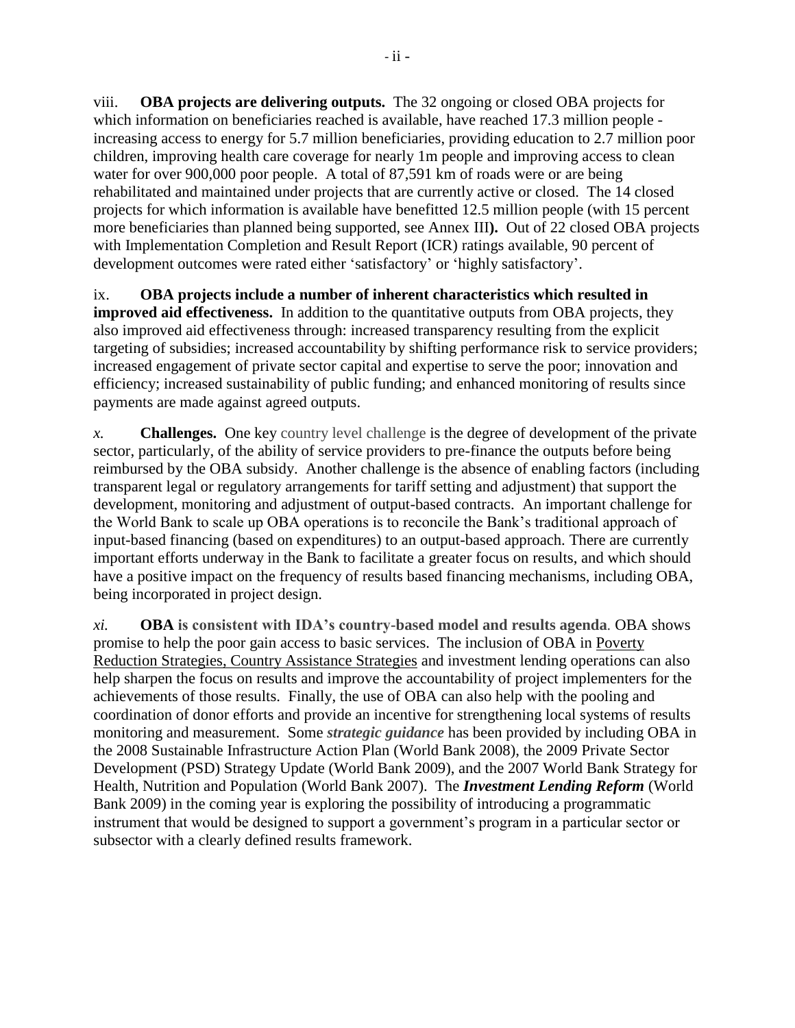viii. **OBA projects are delivering outputs.** The 32 ongoing or closed OBA projects for which information on beneficiaries reached is available, have reached 17.3 million people - increasing access to energy for 5.7 million beneficiaries, providing education to 2.7 million poor children, improving health care coverage for nearly 1m people and improving access to clean water for over 900,000 poor people. A total of 87,591 km of roads were or are being rehabilitated and maintained under projects that are currently active or closed. The 14 closed projects for which information is available have benefitted 12.5 million people (with 15 percent more beneficiaries than planned being supported, see Annex III**).** Out of 22 closed OBA projects with Implementation Completion and Result Report (ICR) ratings available, 90 percent of development outcomes were rated either 'satisfactory' or 'highly satisfactory'.

ix. **OBA projects include a number of inherent characteristics which resulted in improved aid effectiveness.** In addition to the quantitative outputs from OBA projects, they also improved aid effectiveness through: increased transparency resulting from the explicit targeting of subsidies; increased accountability by shifting performance risk to service providers; increased engagement of private sector capital and expertise to serve the poor; innovation and efficiency; increased sustainability of public funding; and enhanced monitoring of results since payments are made against agreed outputs.

*x.* **Challenges.** One key country level challenge is the degree of development of the private sector, particularly, of the ability of service providers to pre-finance the outputs before being reimbursed by the OBA subsidy. Another challenge is the absence of enabling factors (including transparent legal or regulatory arrangements for tariff setting and adjustment) that support the development, monitoring and adjustment of output-based contracts. An important challenge for the World Bank to scale up OBA operations is to reconcile the Bank's traditional approach of input-based financing (based on expenditures) to an output-based approach. There are currently important efforts underway in the Bank to facilitate a greater focus on results, and which should have a positive impact on the frequency of results based financing mechanisms, including OBA, being incorporated in project design.

*xi.* **OBA is consistent with IDA's country-based model and results agenda**. OBA shows promise to help the poor gain access to basic services. The inclusion of OBA in Poverty Reduction Strategies, Country Assistance Strategies and investment lending operations can also help sharpen the focus on results and improve the accountability of project implementers for the achievements of those results. Finally, the use of OBA can also help with the pooling and coordination of donor efforts and provide an incentive for strengthening local systems of results monitoring and measurement. Some ***strategic guidance*** has been provided by including OBA in the 2008 Sustainable Infrastructure Action Plan (World Bank 2008), the 2009 Private Sector Development (PSD) Strategy Update (World Bank 2009), and the 2007 World Bank Strategy for Health, Nutrition and Population (World Bank 2007). The ***Investment Lending Reform*** (World Bank 2009) in the coming year is exploring the possibility of introducing a programmatic instrument that would be designed to support a government's program in a particular sector or subsector with a clearly defined results framework.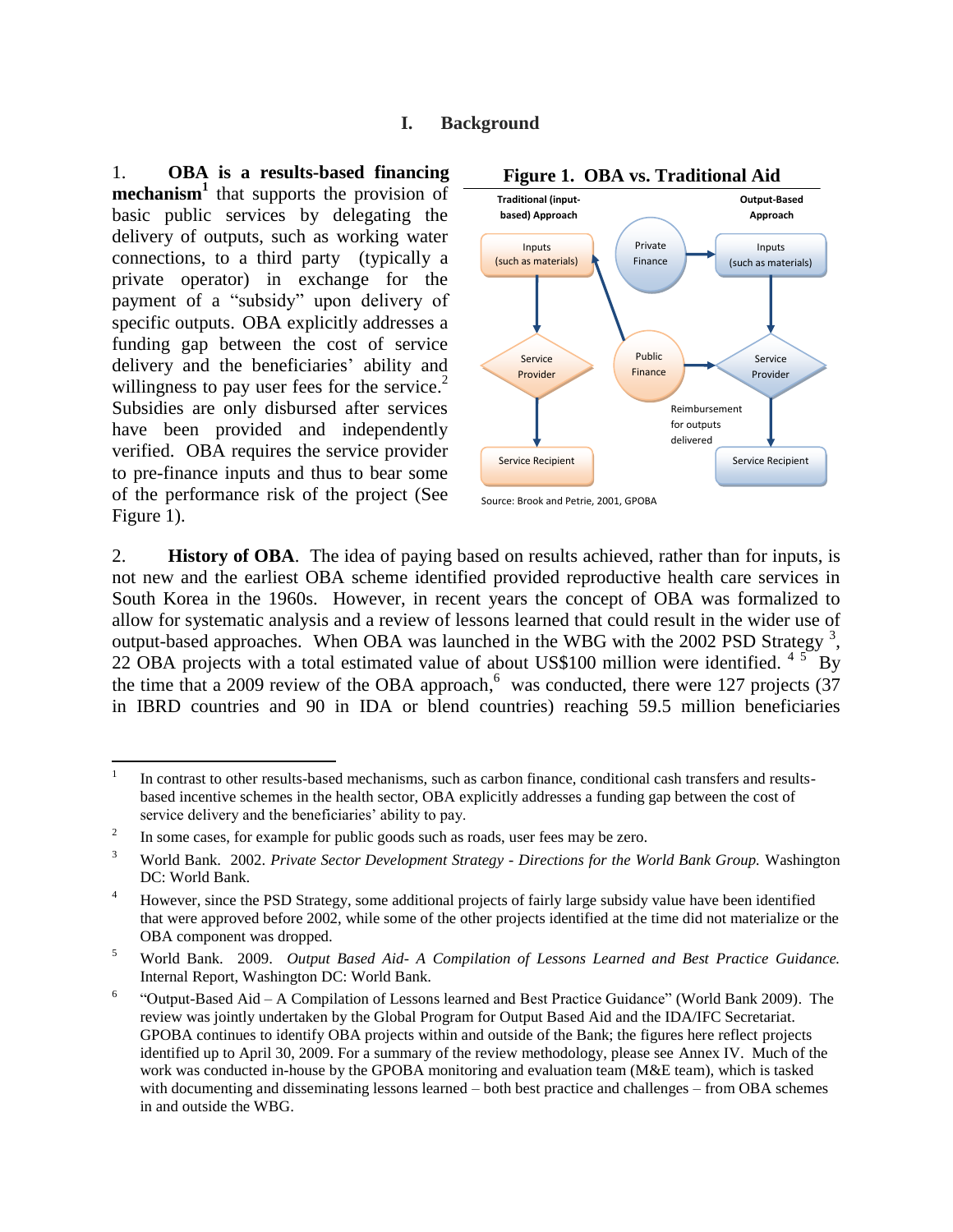# I. Background

1. **OBA is a results-based financing mechanism**[1] that supports the provision of basic public services by delegating the delivery of outputs, such as working water connections, to a third party (typically a private operator) in exchange for the payment of a "subsidy" upon delivery of specific outputs. OBA explicitly addresses a funding gap between the cost of service delivery and the beneficiaries' ability and willingness to pay user fees for the service.[2] Subsidies are only disbursed after services have been provided and independently verified. OBA requires the service provider to pre-finance inputs and thus to bear some of the performance risk of the project (See Figure 1).

**Figure 1. OBA vs. Traditional Aid**

| Traditional (input-based) Approach | | Output-Based Approach |
|---|---|---|
| Inputs (such as materials) | Private Finance → | Inputs (such as materials) |
| ↓ | ↖ Public Finance → | ↓ |
| Service Provider | Reimbursement for outputs delivered | Service Provider |
| ↓ | | ↓ |
| Service Recipient | | Service Recipient |

Source: Brook and Petrie, 2001, GPOBA

2. **History of OBA**. The idea of paying based on results achieved, rather than for inputs, is not new and the earliest OBA scheme identified provided reproductive health care services in South Korea in the 1960s. However, in recent years the concept of OBA was formalized to allow for systematic analysis and a review of lessons learned that could result in the wider use of output-based approaches. When OBA was launched in the WBG with the 2002 PSD Strategy [3], 22 OBA projects with a total estimated value of about US$100 million were identified. [4] [5] By the time that a 2009 review of the OBA approach,[6] was conducted, there were 127 projects (37 in IBRD countries and 90 in IDA or blend countries) reaching 59.5 million beneficiaries

---

[1] In contrast to other results-based mechanisms, such as carbon finance, conditional cash transfers and results-based incentive schemes in the health sector, OBA explicitly addresses a funding gap between the cost of service delivery and the beneficiaries' ability to pay.

[2] In some cases, for example for public goods such as roads, user fees may be zero.

[3] World Bank. 2002. *Private Sector Development Strategy - Directions for the World Bank Group.* Washington DC: World Bank.

[4] However, since the PSD Strategy, some additional projects of fairly large subsidy value have been identified that were approved before 2002, while some of the other projects identified at the time did not materialize or the OBA component was dropped.

[5] World Bank. 2009. *Output Based Aid- A Compilation of Lessons Learned and Best Practice Guidance.* Internal Report, Washington DC: World Bank.

[6] "Output-Based Aid – A Compilation of Lessons learned and Best Practice Guidance" (World Bank 2009). The review was jointly undertaken by the Global Program for Output Based Aid and the IDA/IFC Secretariat. GPOBA continues to identify OBA projects within and outside of the Bank; the figures here reflect projects identified up to April 30, 2009. For a summary of the review methodology, please see Annex IV. Much of the work was conducted in-house by the GPOBA monitoring and evaluation team (M&E team), which is tasked with documenting and disseminating lessons learned – both best practice and challenges – from OBA schemes in and outside the WBG.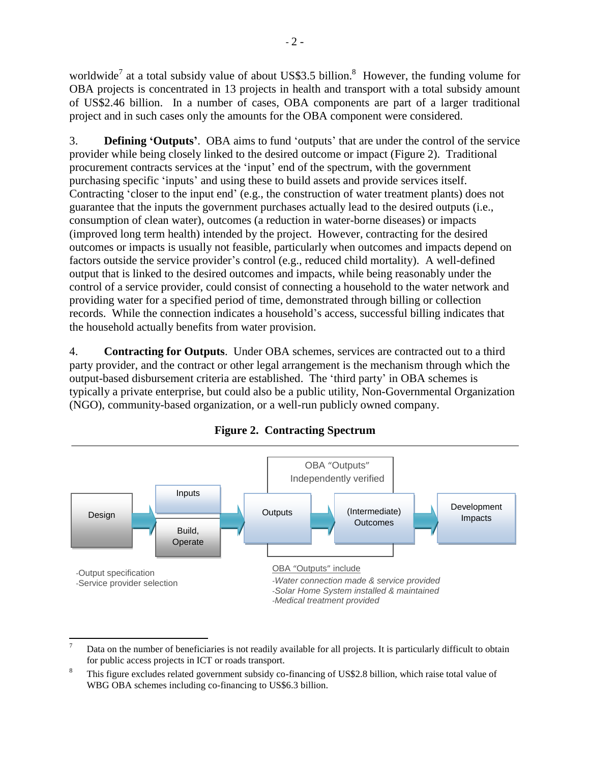worldwide[7] at a total subsidy value of about US$3.5 billion.[8] However, the funding volume for OBA projects is concentrated in 13 projects in health and transport with a total subsidy amount of US$2.46 billion. In a number of cases, OBA components are part of a larger traditional project and in such cases only the amounts for the OBA component were considered.

3. **Defining 'Outputs'**. OBA aims to fund 'outputs' that are under the control of the service provider while being closely linked to the desired outcome or impact (Figure 2). Traditional procurement contracts services at the 'input' end of the spectrum, with the government purchasing specific 'inputs' and using these to build assets and provide services itself. Contracting 'closer to the input end' (e.g., the construction of water treatment plants) does not guarantee that the inputs the government purchases actually lead to the desired outputs (i.e., consumption of clean water), outcomes (a reduction in water-borne diseases) or impacts (improved long term health) intended by the project. However, contracting for the desired outcomes or impacts is usually not feasible, particularly when outcomes and impacts depend on factors outside the service provider's control (e.g., reduced child mortality). A well-defined output that is linked to the desired outcomes and impacts, while being reasonably under the control of a service provider, could consist of connecting a household to the water network and providing water for a specified period of time, demonstrated through billing or collection records. While the connection indicates a household's access, successful billing indicates that the household actually benefits from water provision.

4. **Contracting for Outputs**. Under OBA schemes, services are contracted out to a third party provider, and the contract or other legal arrangement is the mechanism through which the output-based disbursement criteria are established. The 'third party' in OBA schemes is typically a private enterprise, but could also be a public utility, Non-Governmental Organization (NGO), community-based organization, or a well-run publicly owned company.

**Figure 2. Contracting Spectrum**

Design → Inputs / Build, Operate → Outputs → (Intermediate) Outcomes → Development Impacts

OBA "Outputs" Independently verified

-Output specification
-Service provider selection

OBA "Outputs" include
*-Water connection made & service provided*
*-Solar Home System installed & maintained*
*-Medical treatment provided*

---

[7] Data on the number of beneficiaries is not readily available for all projects. It is particularly difficult to obtain for public access projects in ICT or roads transport.

[8] This figure excludes related government subsidy co-financing of US$2.8 billion, which raise total value of WBG OBA schemes including co-financing to US$6.3 billion.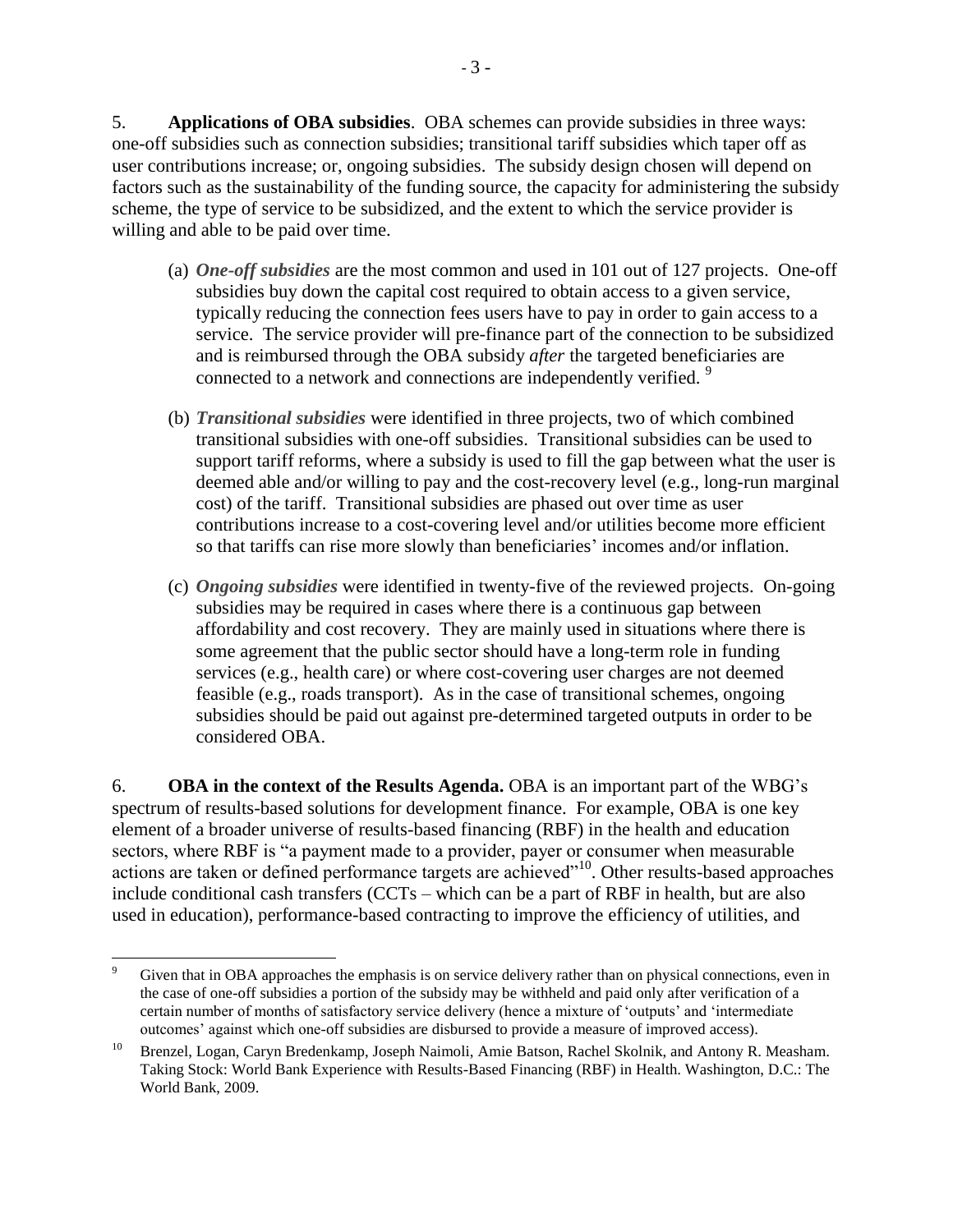5. **Applications of OBA subsidies**. OBA schemes can provide subsidies in three ways: one-off subsidies such as connection subsidies; transitional tariff subsidies which taper off as user contributions increase; or, ongoing subsidies. The subsidy design chosen will depend on factors such as the sustainability of the funding source, the capacity for administering the subsidy scheme, the type of service to be subsidized, and the extent to which the service provider is willing and able to be paid over time.

(a) ***One-off subsidies*** are the most common and used in 101 out of 127 projects. One-off subsidies buy down the capital cost required to obtain access to a given service, typically reducing the connection fees users have to pay in order to gain access to a service. The service provider will pre-finance part of the connection to be subsidized and is reimbursed through the OBA subsidy *after* the targeted beneficiaries are connected to a network and connections are independently verified. [9]

(b) ***Transitional subsidies*** were identified in three projects, two of which combined transitional subsidies with one-off subsidies. Transitional subsidies can be used to support tariff reforms, where a subsidy is used to fill the gap between what the user is deemed able and/or willing to pay and the cost-recovery level (e.g., long-run marginal cost) of the tariff. Transitional subsidies are phased out over time as user contributions increase to a cost-covering level and/or utilities become more efficient so that tariffs can rise more slowly than beneficiaries' incomes and/or inflation.

(c) ***Ongoing subsidies*** were identified in twenty-five of the reviewed projects. On-going subsidies may be required in cases where there is a continuous gap between affordability and cost recovery. They are mainly used in situations where there is some agreement that the public sector should have a long-term role in funding services (e.g., health care) or where cost-covering user charges are not deemed feasible (e.g., roads transport). As in the case of transitional schemes, ongoing subsidies should be paid out against pre-determined targeted outputs in order to be considered OBA.

6. **OBA in the context of the Results Agenda.** OBA is an important part of the WBG's spectrum of results-based solutions for development finance. For example, OBA is one key element of a broader universe of results-based financing (RBF) in the health and education sectors, where RBF is "a payment made to a provider, payer or consumer when measurable actions are taken or defined performance targets are achieved"[10]. Other results-based approaches include conditional cash transfers (CCTs – which can be a part of RBF in health, but are also used in education), performance-based contracting to improve the efficiency of utilities, and

---

[9] Given that in OBA approaches the emphasis is on service delivery rather than on physical connections, even in the case of one-off subsidies a portion of the subsidy may be withheld and paid only after verification of a certain number of months of satisfactory service delivery (hence a mixture of 'outputs' and 'intermediate outcomes' against which one-off subsidies are disbursed to provide a measure of improved access).

[10] Brenzel, Logan, Caryn Bredenkamp, Joseph Naimoli, Amie Batson, Rachel Skolnik, and Antony R. Measham. Taking Stock: World Bank Experience with Results-Based Financing (RBF) in Health. Washington, D.C.: The World Bank, 2009.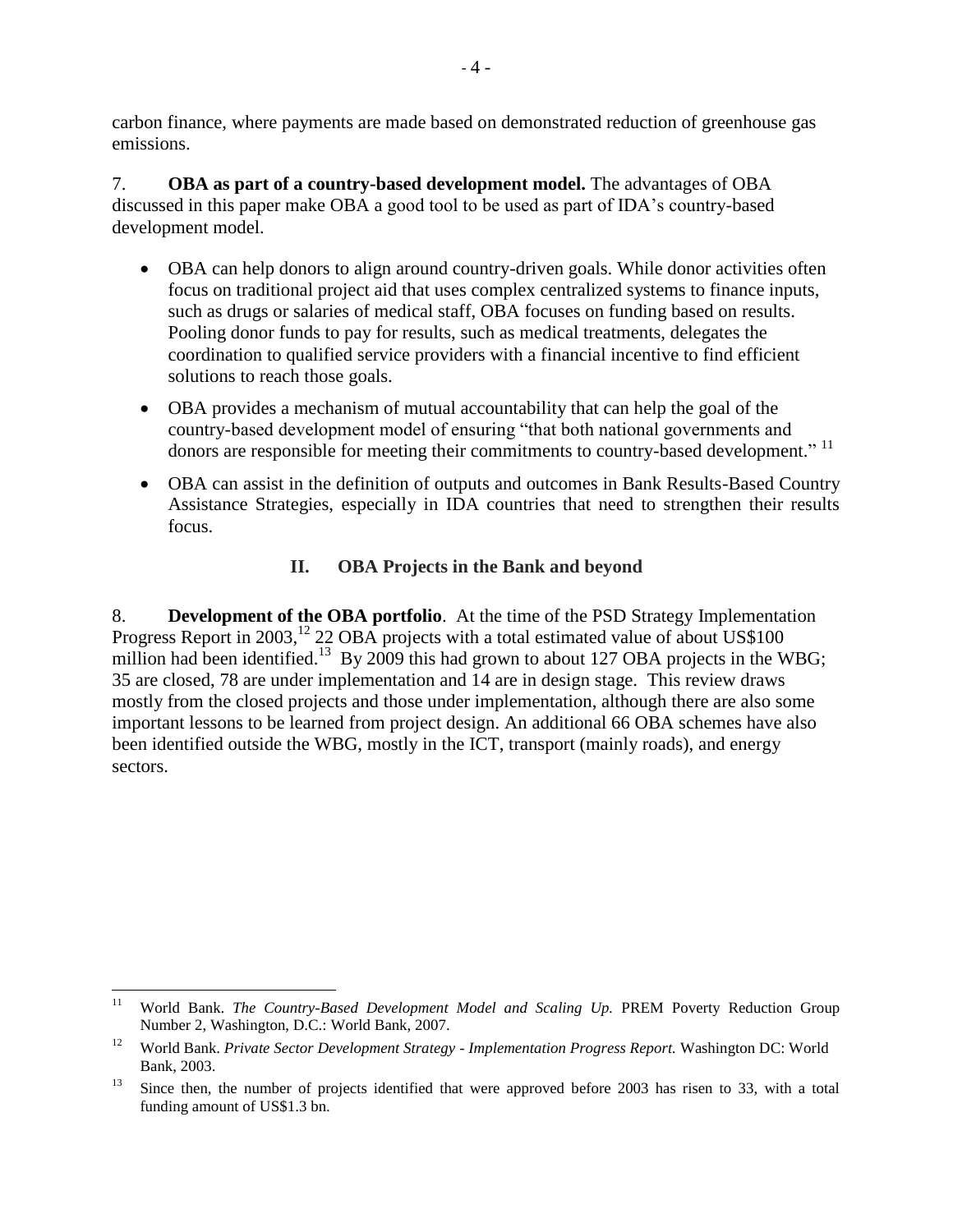carbon finance, where payments are made based on demonstrated reduction of greenhouse gas emissions.

7. **OBA as part of a country-based development model.** The advantages of OBA discussed in this paper make OBA a good tool to be used as part of IDA's country-based development model.

- OBA can help donors to align around country-driven goals. While donor activities often focus on traditional project aid that uses complex centralized systems to finance inputs, such as drugs or salaries of medical staff, OBA focuses on funding based on results. Pooling donor funds to pay for results, such as medical treatments, delegates the coordination to qualified service providers with a financial incentive to find efficient solutions to reach those goals.
- OBA provides a mechanism of mutual accountability that can help the goal of the country-based development model of ensuring "that both national governments and donors are responsible for meeting their commitments to country-based development." [11]
- OBA can assist in the definition of outputs and outcomes in Bank Results-Based Country Assistance Strategies, especially in IDA countries that need to strengthen their results focus.

## II. OBA Projects in the Bank and beyond

8. **Development of the OBA portfolio**. At the time of the PSD Strategy Implementation Progress Report in 2003,[12] 22 OBA projects with a total estimated value of about US$100 million had been identified.[13] By 2009 this had grown to about 127 OBA projects in the WBG; 35 are closed, 78 are under implementation and 14 are in design stage. This review draws mostly from the closed projects and those under implementation, although there are also some important lessons to be learned from project design. An additional 66 OBA schemes have also been identified outside the WBG, mostly in the ICT, transport (mainly roads), and energy sectors.

---

[11] World Bank. *The Country-Based Development Model and Scaling Up.* PREM Poverty Reduction Group Number 2, Washington, D.C.: World Bank, 2007.

[12] World Bank. *Private Sector Development Strategy - Implementation Progress Report.* Washington DC: World Bank, 2003.

[13] Since then, the number of projects identified that were approved before 2003 has risen to 33, with a total funding amount of US$1.3 bn.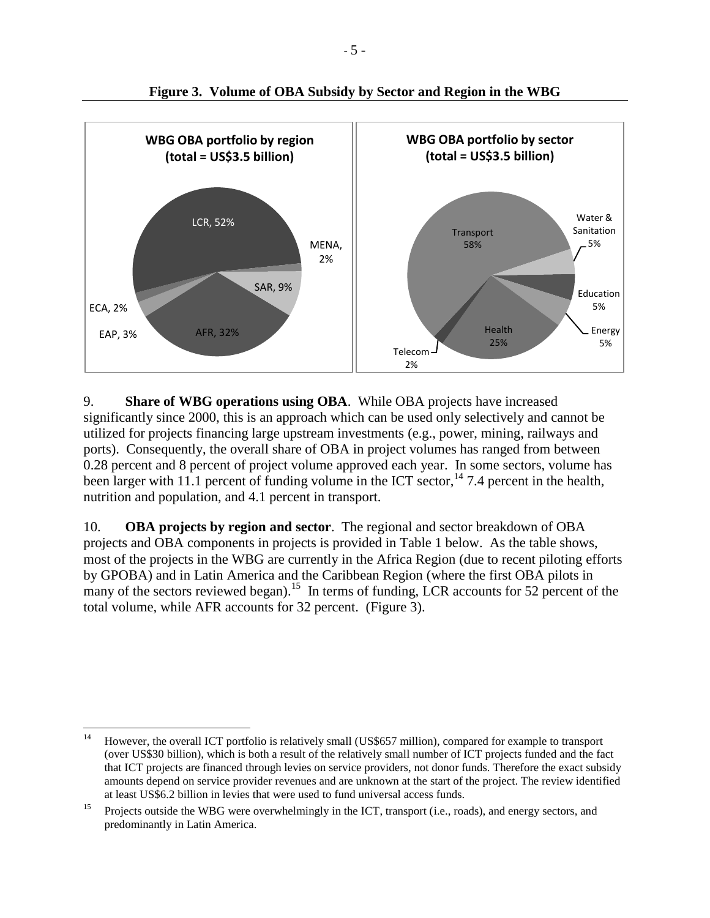**Figure 3. Volume of OBA Subsidy by Sector and Region in the WBG**

**WBG OBA portfolio by region (total = US$3.5 billion)**

LCR, 52%; MENA, 2%; SAR, 9%; AFR, 32%; EAP, 3%; ECA, 2%

**WBG OBA portfolio by sector (total = US$3.5 billion)**

Transport 58%; Water & Sanitation 5%; Education 5%; Energy 5%; Health 25%; Telecom 2%

9. **Share of WBG operations using OBA**. While OBA projects have increased significantly since 2000, this is an approach which can be used only selectively and cannot be utilized for projects financing large upstream investments (e.g., power, mining, railways and ports). Consequently, the overall share of OBA in project volumes has ranged from between 0.28 percent and 8 percent of project volume approved each year. In some sectors, volume has been larger with 11.1 percent of funding volume in the ICT sector,[14] 7.4 percent in the health, nutrition and population, and 4.1 percent in transport.

10. **OBA projects by region and sector**. The regional and sector breakdown of OBA projects and OBA components in projects is provided in Table 1 below. As the table shows, most of the projects in the WBG are currently in the Africa Region (due to recent piloting efforts by GPOBA) and in Latin America and the Caribbean Region (where the first OBA pilots in many of the sectors reviewed began).[15] In terms of funding, LCR accounts for 52 percent of the total volume, while AFR accounts for 32 percent. (Figure 3).

---

[14] However, the overall ICT portfolio is relatively small (US$657 million), compared for example to transport (over US$30 billion), which is both a result of the relatively small number of ICT projects funded and the fact that ICT projects are financed through levies on service providers, not donor funds. Therefore the exact subsidy amounts depend on service provider revenues and are unknown at the start of the project. The review identified at least US$6.2 billion in levies that were used to fund universal access funds.

[15] Projects outside the WBG were overwhelmingly in the ICT, transport (i.e., roads), and energy sectors, and predominantly in Latin America.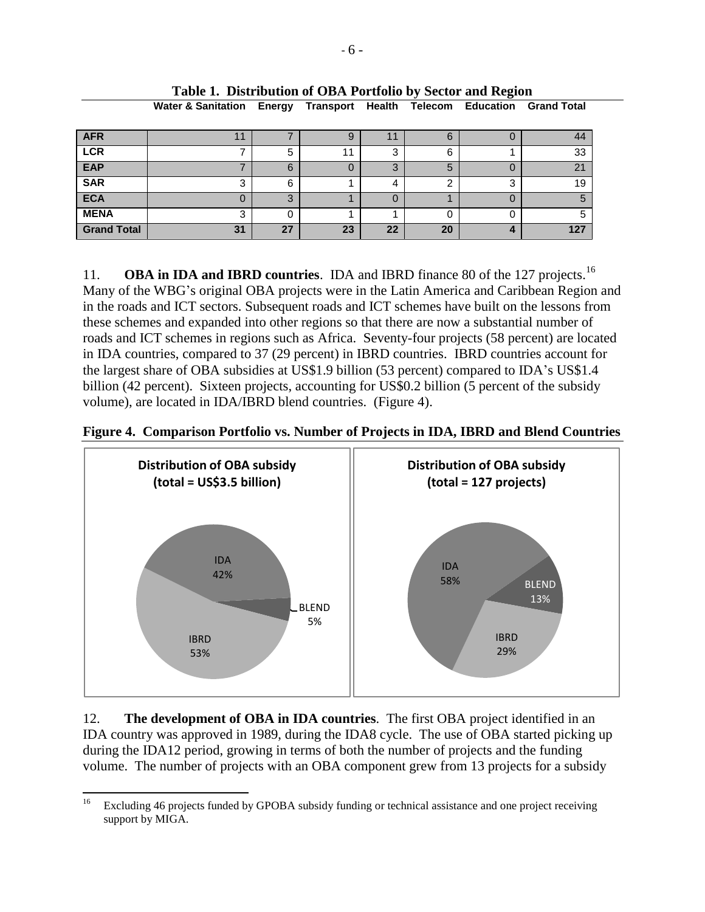**Table 1. Distribution of OBA Portfolio by Sector and Region**

| | Water & Sanitation | Energy | Transport | Health | Telecom | Education | Grand Total |
|---|---|---|---|---|---|---|---|
| **AFR** | 11 | 7 | 9 | 11 | 6 | 0 | 44 |
| **LCR** | 7 | 5 | 11 | 3 | 6 | 1 | 33 |
| **EAP** | 7 | 6 | 0 | 3 | 5 | 0 | 21 |
| **SAR** | 3 | 6 | 1 | 4 | 2 | 3 | 19 |
| **ECA** | 0 | 3 | 1 | 0 | 1 | 0 | 5 |
| **MENA** | 3 | 0 | 1 | 1 | 0 | 0 | 5 |
| **Grand Total** | **31** | **27** | **23** | **22** | **20** | **4** | **127** |

11. **OBA in IDA and IBRD countries**. IDA and IBRD finance 80 of the 127 projects.[16] Many of the WBG's original OBA projects were in the Latin America and Caribbean Region and in the roads and ICT sectors. Subsequent roads and ICT schemes have built on the lessons from these schemes and expanded into other regions so that there are now a substantial number of roads and ICT schemes in regions such as Africa. Seventy-four projects (58 percent) are located in IDA countries, compared to 37 (29 percent) in IBRD countries. IBRD countries account for the largest share of OBA subsidies at US$1.9 billion (53 percent) compared to IDA's US$1.4 billion (42 percent). Sixteen projects, accounting for US$0.2 billion (5 percent of the subsidy volume), are located in IDA/IBRD blend countries. (Figure 4).

**Figure 4. Comparison Portfolio vs. Number of Projects in IDA, IBRD and Blend Countries**

**Distribution of OBA subsidy (total = US$3.5 billion)**: IDA 42%, IBRD 53%, BLEND 5%

**Distribution of OBA subsidy (total = 127 projects)**: IDA 58%, IBRD 29%, BLEND 13%

12. **The development of OBA in IDA countries**. The first OBA project identified in an IDA country was approved in 1989, during the IDA8 cycle. The use of OBA started picking up during the IDA12 period, growing in terms of both the number of projects and the funding volume. The number of projects with an OBA component grew from 13 projects for a subsidy

[16] Excluding 46 projects funded by GPOBA subsidy funding or technical assistance and one project receiving support by MIGA.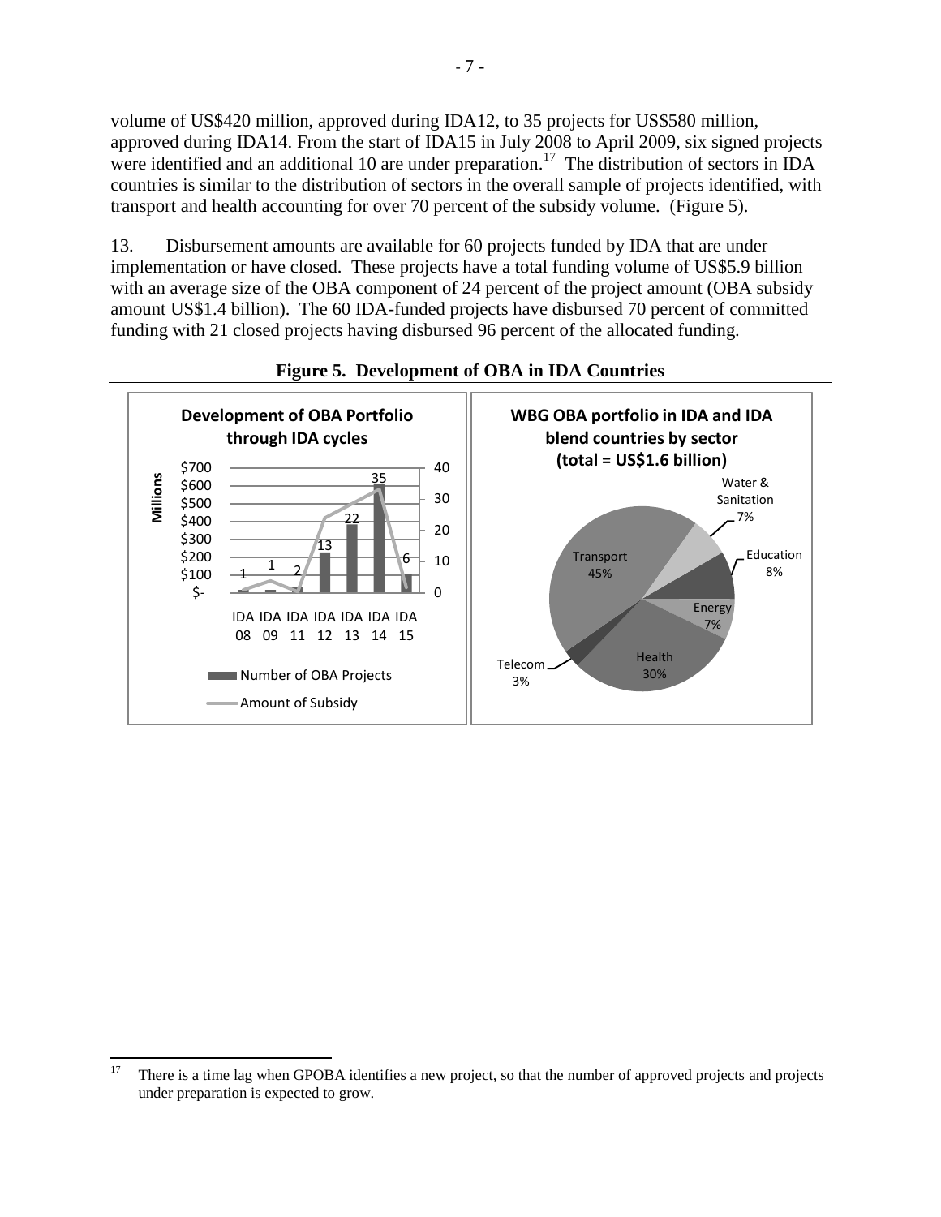volume of US$420 million, approved during IDA12, to 35 projects for US$580 million, approved during IDA14. From the start of IDA15 in July 2008 to April 2009, six signed projects were identified and an additional 10 are under preparation.[17] The distribution of sectors in IDA countries is similar to the distribution of sectors in the overall sample of projects identified, with transport and health accounting for over 70 percent of the subsidy volume. (Figure 5).

13. Disbursement amounts are available for 60 projects funded by IDA that are under implementation or have closed. These projects have a total funding volume of US$5.9 billion with an average size of the OBA component of 24 percent of the project amount (OBA subsidy amount US$1.4 billion). The 60 IDA-funded projects have disbursed 70 percent of committed funding with 21 closed projects having disbursed 96 percent of the allocated funding.

**Figure 5. Development of OBA in IDA Countries**

**Development of OBA Portfolio through IDA cycles**

| IDA cycle | Number of OBA Projects |
| --- | --- |
| IDA 08 | 1 |
| IDA 09 | 1 |
| IDA 11 | 2 |
| IDA 12 | 13 |
| IDA 13 | 22 |
| IDA 14 | 35 |
| IDA 15 | 6 |

Left axis: Millions ($- to $700); right axis: 0 to 40. Legend: Number of OBA Projects; Amount of Subsidy

**WBG OBA portfolio in IDA and IDA blend countries by sector (total = US$1.6 billion)**

| Sector | Share |
| --- | --- |
| Transport | 45% |
| Health | 30% |
| Education | 8% |
| Water & Sanitation | 7% |
| Energy | 7% |
| Telecom | 3% |

---

[17] There is a time lag when GPOBA identifies a new project, so that the number of approved projects and projects under preparation is expected to grow.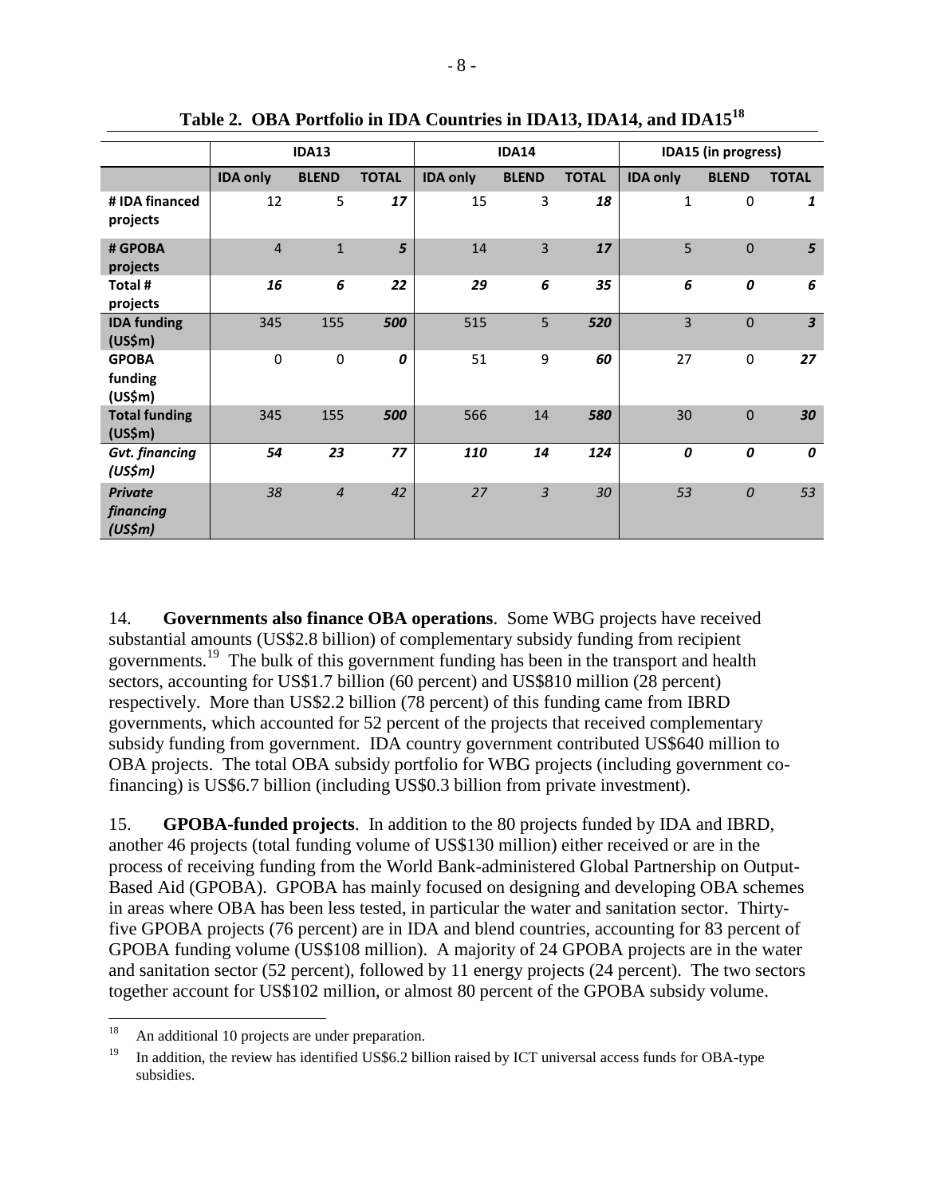**Table 2. OBA Portfolio in IDA Countries in IDA13, IDA14, and IDA15[18]**

| | IDA13 | | | IDA14 | | | IDA15 (in progress) | | |
|---|---|---|---|---|---|---|---|---|---|
| | IDA only | BLEND | TOTAL | IDA only | BLEND | TOTAL | IDA only | BLEND | TOTAL |
| # IDA financed projects | 12 | 5 | *17* | 15 | 3 | *18* | 1 | 0 | *1* |
| # GPOBA projects | 4 | 1 | *5* | 14 | 3 | *17* | 5 | 0 | *5* |
| Total # projects | *16* | *6* | *22* | *29* | *6* | *35* | *6* | *0* | *6* |
| IDA funding (US$m) | 345 | 155 | *500* | 515 | 5 | *520* | 3 | 0 | *3* |
| GPOBA funding (US$m) | 0 | 0 | *0* | 51 | 9 | *60* | 27 | 0 | *27* |
| Total funding (US$m) | 345 | 155 | *500* | 566 | 14 | *580* | 30 | 0 | *30* |
| *Gvt. financing (US$m)* | *54* | *23* | *77* | *110* | *14* | *124* | *0* | *0* | *0* |
| *Private financing (US$m)* | *38* | *4* | *42* | *27* | *3* | *30* | *53* | *0* | *53* |

14. **Governments also finance OBA operations**. Some WBG projects have received substantial amounts (US$2.8 billion) of complementary subsidy funding from recipient governments.[19] The bulk of this government funding has been in the transport and health sectors, accounting for US$1.7 billion (60 percent) and US$810 million (28 percent) respectively. More than US$2.2 billion (78 percent) of this funding came from IBRD governments, which accounted for 52 percent of the projects that received complementary subsidy funding from government. IDA country government contributed US$640 million to OBA projects. The total OBA subsidy portfolio for WBG projects (including government co-financing) is US$6.7 billion (including US$0.3 billion from private investment).

15. **GPOBA-funded projects**. In addition to the 80 projects funded by IDA and IBRD, another 46 projects (total funding volume of US$130 million) either received or are in the process of receiving funding from the World Bank-administered Global Partnership on Output-Based Aid (GPOBA). GPOBA has mainly focused on designing and developing OBA schemes in areas where OBA has been less tested, in particular the water and sanitation sector. Thirty-five GPOBA projects (76 percent) are in IDA and blend countries, accounting for 83 percent of GPOBA funding volume (US$108 million). A majority of 24 GPOBA projects are in the water and sanitation sector (52 percent), followed by 11 energy projects (24 percent). The two sectors together account for US$102 million, or almost 80 percent of the GPOBA subsidy volume.

---

[18] An additional 10 projects are under preparation.

[19] In addition, the review has identified US$6.2 billion raised by ICT universal access funds for OBA-type subsidies.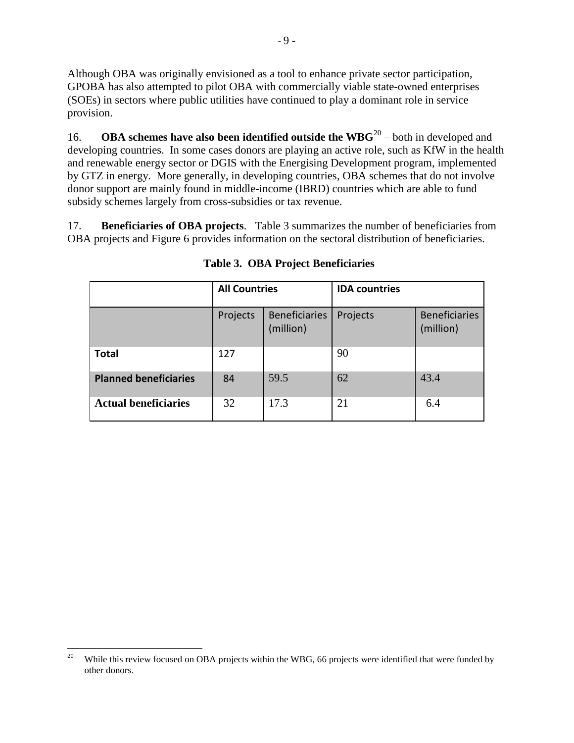Although OBA was originally envisioned as a tool to enhance private sector participation, GPOBA has also attempted to pilot OBA with commercially viable state-owned enterprises (SOEs) in sectors where public utilities have continued to play a dominant role in service provision.

16. **OBA schemes have also been identified outside the WBG**[20] – both in developed and developing countries. In some cases donors are playing an active role, such as KfW in the health and renewable energy sector or DGIS with the Energising Development program, implemented by GTZ in energy. More generally, in developing countries, OBA schemes that do not involve donor support are mainly found in middle-income (IBRD) countries which are able to fund subsidy schemes largely from cross-subsidies or tax revenue.

17. **Beneficiaries of OBA projects**. Table 3 summarizes the number of beneficiaries from OBA projects and Figure 6 provides information on the sectoral distribution of beneficiaries.

**Table 3. OBA Project Beneficiaries**

| | **All Countries** | | **IDA countries** | |
|---|---|---|---|---|
| | Projects | Beneficiaries (million) | Projects | Beneficiaries (million) |
| **Total** | 127 | | 90 | |
| **Planned beneficiaries** | 84 | 59.5 | 62 | 43.4 |
| **Actual beneficiaries** | 32 | 17.3 | 21 | 6.4 |

[20] While this review focused on OBA projects within the WBG, 66 projects were identified that were funded by other donors.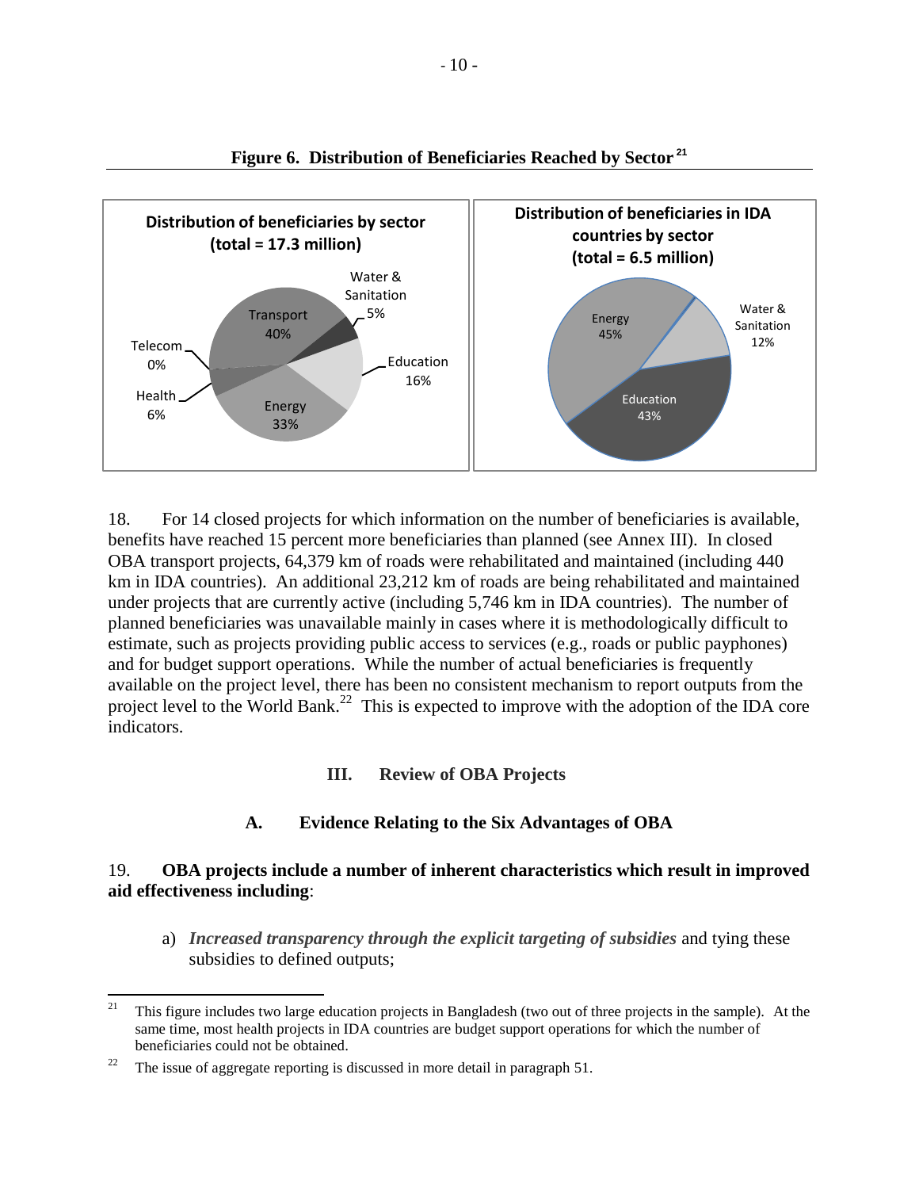**Figure 6. Distribution of Beneficiaries Reached by Sector**[21]

**Distribution of beneficiaries by sector (total = 17.3 million)**

Transport 40%, Energy 33%, Education 16%, Health 6%, Water & Sanitation 5%, Telecom 0%

**Distribution of beneficiaries in IDA countries by sector (total = 6.5 million)**

Energy 45%, Education 43%, Water & Sanitation 12%

18. For 14 closed projects for which information on the number of beneficiaries is available, benefits have reached 15 percent more beneficiaries than planned (see Annex III). In closed OBA transport projects, 64,379 km of roads were rehabilitated and maintained (including 440 km in IDA countries). An additional 23,212 km of roads are being rehabilitated and maintained under projects that are currently active (including 5,746 km in IDA countries). The number of planned beneficiaries was unavailable mainly in cases where it is methodologically difficult to estimate, such as projects providing public access to services (e.g., roads or public payphones) and for budget support operations. While the number of actual beneficiaries is frequently available on the project level, there has been no consistent mechanism to report outputs from the project level to the World Bank.[22] This is expected to improve with the adoption of the IDA core indicators.

## III. Review of OBA Projects

### A. Evidence Relating to the Six Advantages of OBA

19. **OBA projects include a number of inherent characteristics which result in improved aid effectiveness including**:

a) ***Increased transparency through the explicit targeting of subsidies*** and tying these subsidies to defined outputs;

---

[21] This figure includes two large education projects in Bangladesh (two out of three projects in the sample). At the same time, most health projects in IDA countries are budget support operations for which the number of beneficiaries could not be obtained.

[22] The issue of aggregate reporting is discussed in more detail in paragraph 51.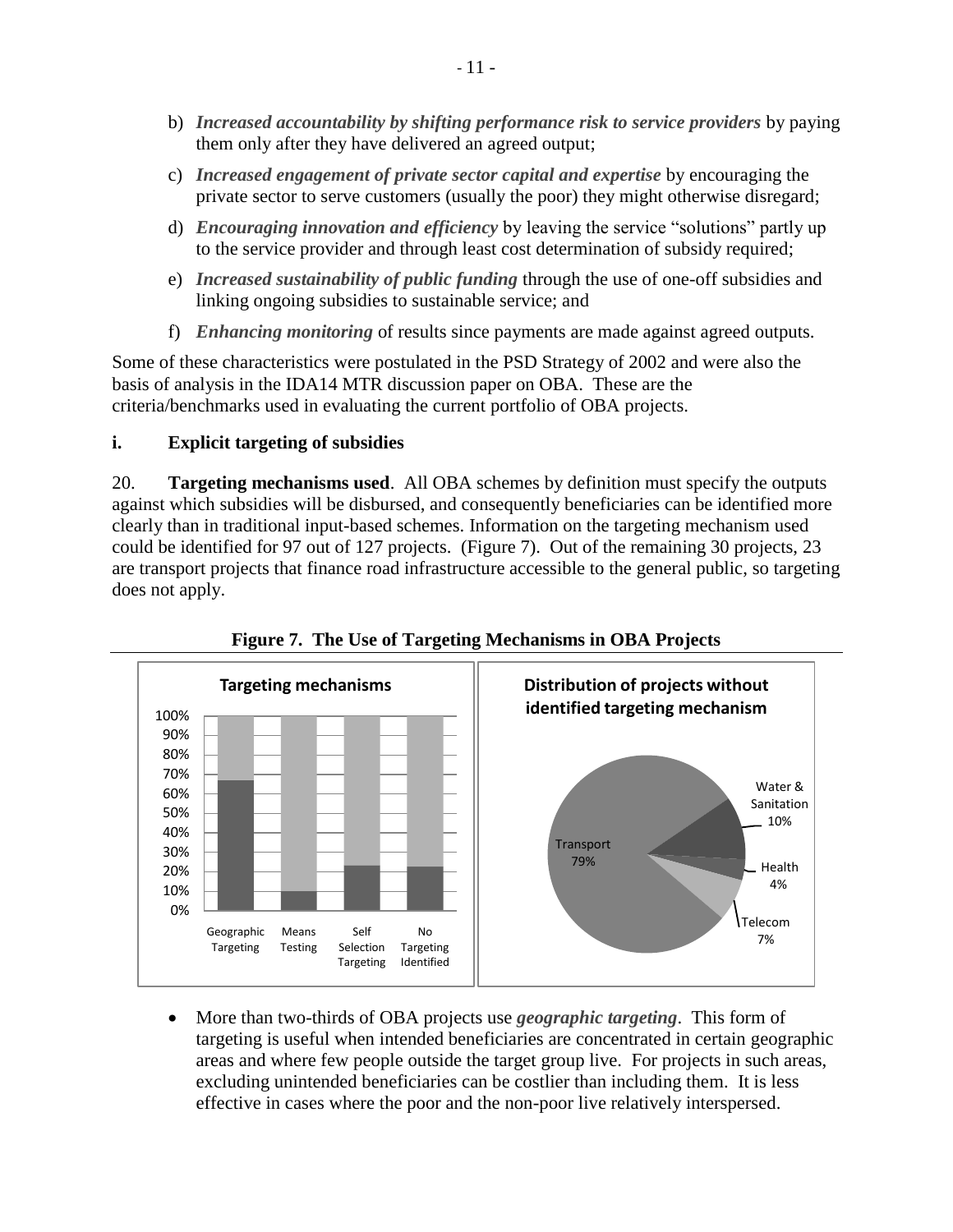b) ***Increased accountability by shifting performance risk to service providers*** by paying them only after they have delivered an agreed output;

c) ***Increased engagement of private sector capital and expertise*** by encouraging the private sector to serve customers (usually the poor) they might otherwise disregard;

d) ***Encouraging innovation and efficiency*** by leaving the service "solutions" partly up to the service provider and through least cost determination of subsidy required;

e) ***Increased sustainability of public funding*** through the use of one-off subsidies and linking ongoing subsidies to sustainable service; and

f) ***Enhancing monitoring*** of results since payments are made against agreed outputs.

Some of these characteristics were postulated in the PSD Strategy of 2002 and were also the basis of analysis in the IDA14 MTR discussion paper on OBA. These are the criteria/benchmarks used in evaluating the current portfolio of OBA projects.

### i. Explicit targeting of subsidies

20. **Targeting mechanisms used**. All OBA schemes by definition must specify the outputs against which subsidies will be disbursed, and consequently beneficiaries can be identified more clearly than in traditional input-based schemes. Information on the targeting mechanism used could be identified for 97 out of 127 projects. (Figure 7). Out of the remaining 30 projects, 23 are transport projects that finance road infrastructure accessible to the general public, so targeting does not apply.

**Figure 7. The Use of Targeting Mechanisms in OBA Projects**

- More than two-thirds of OBA projects use ***geographic targeting***. This form of targeting is useful when intended beneficiaries are concentrated in certain geographic areas and where few people outside the target group live. For projects in such areas, excluding unintended beneficiaries can be costlier than including them. It is less effective in cases where the poor and the non-poor live relatively interspersed.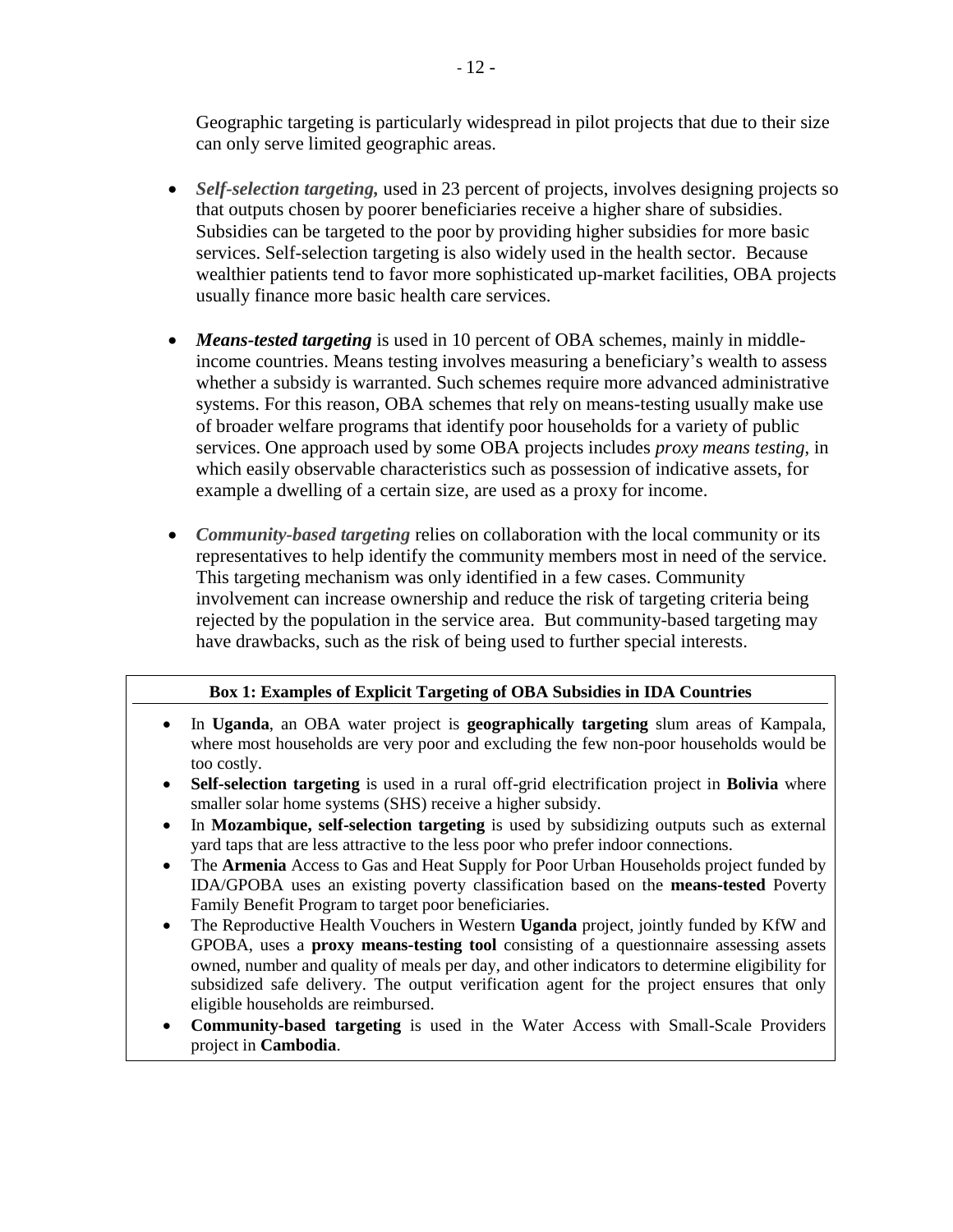Geographic targeting is particularly widespread in pilot projects that due to their size can only serve limited geographic areas.

- ***Self-selection targeting,*** used in 23 percent of projects, involves designing projects so that outputs chosen by poorer beneficiaries receive a higher share of subsidies. Subsidies can be targeted to the poor by providing higher subsidies for more basic services. Self-selection targeting is also widely used in the health sector. Because wealthier patients tend to favor more sophisticated up-market facilities, OBA projects usually finance more basic health care services.

- ***Means-tested targeting*** is used in 10 percent of OBA schemes, mainly in middle-income countries. Means testing involves measuring a beneficiary's wealth to assess whether a subsidy is warranted. Such schemes require more advanced administrative systems. For this reason, OBA schemes that rely on means-testing usually make use of broader welfare programs that identify poor households for a variety of public services. One approach used by some OBA projects includes *proxy means testing*, in which easily observable characteristics such as possession of indicative assets, for example a dwelling of a certain size, are used as a proxy for income.

- ***Community-based targeting*** relies on collaboration with the local community or its representatives to help identify the community members most in need of the service. This targeting mechanism was only identified in a few cases. Community involvement can increase ownership and reduce the risk of targeting criteria being rejected by the population in the service area. But community-based targeting may have drawbacks, such as the risk of being used to further special interests.

**Box 1: Examples of Explicit Targeting of OBA Subsidies in IDA Countries**

- In **Uganda**, an OBA water project is **geographically targeting** slum areas of Kampala, where most households are very poor and excluding the few non-poor households would be too costly.
- **Self-selection targeting** is used in a rural off-grid electrification project in **Bolivia** where smaller solar home systems (SHS) receive a higher subsidy.
- In **Mozambique, self-selection targeting** is used by subsidizing outputs such as external yard taps that are less attractive to the less poor who prefer indoor connections.
- The **Armenia** Access to Gas and Heat Supply for Poor Urban Households project funded by IDA/GPOBA uses an existing poverty classification based on the **means-tested** Poverty Family Benefit Program to target poor beneficiaries.
- The Reproductive Health Vouchers in Western **Uganda** project, jointly funded by KfW and GPOBA, uses a **proxy means-testing tool** consisting of a questionnaire assessing assets owned, number and quality of meals per day, and other indicators to determine eligibility for subsidized safe delivery. The output verification agent for the project ensures that only eligible households are reimbursed.
- **Community-based targeting** is used in the Water Access with Small-Scale Providers project in **Cambodia**.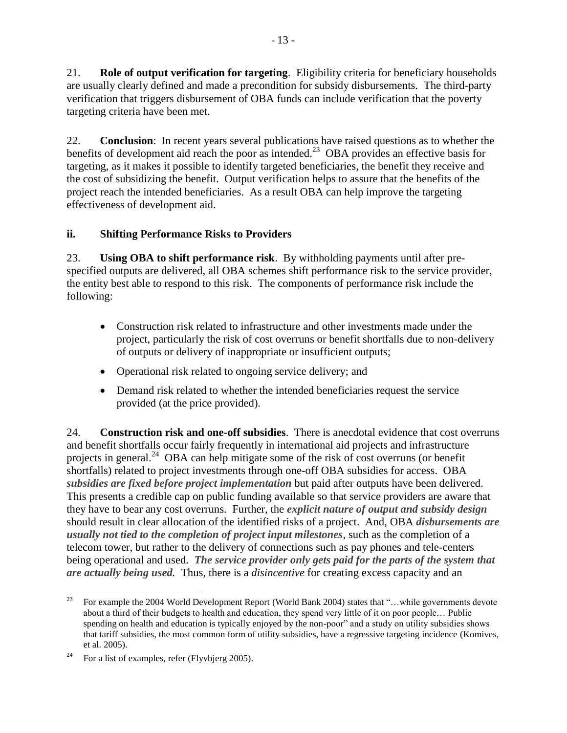21. **Role of output verification for targeting**. Eligibility criteria for beneficiary households are usually clearly defined and made a precondition for subsidy disbursements. The third-party verification that triggers disbursement of OBA funds can include verification that the poverty targeting criteria have been met.

22. **Conclusion**: In recent years several publications have raised questions as to whether the benefits of development aid reach the poor as intended.[23] OBA provides an effective basis for targeting, as it makes it possible to identify targeted beneficiaries, the benefit they receive and the cost of subsidizing the benefit. Output verification helps to assure that the benefits of the project reach the intended beneficiaries. As a result OBA can help improve the targeting effectiveness of development aid.

### ii. Shifting Performance Risks to Providers

23. **Using OBA to shift performance risk**. By withholding payments until after pre-specified outputs are delivered, all OBA schemes shift performance risk to the service provider, the entity best able to respond to this risk. The components of performance risk include the following:

- Construction risk related to infrastructure and other investments made under the project, particularly the risk of cost overruns or benefit shortfalls due to non-delivery of outputs or delivery of inappropriate or insufficient outputs;
- Operational risk related to ongoing service delivery; and
- Demand risk related to whether the intended beneficiaries request the service provided (at the price provided).

24. **Construction risk and one-off subsidies**. There is anecdotal evidence that cost overruns and benefit shortfalls occur fairly frequently in international aid projects and infrastructure projects in general.[24] OBA can help mitigate some of the risk of cost overruns (or benefit shortfalls) related to project investments through one-off OBA subsidies for access. OBA ***subsidies are fixed before project implementation*** but paid after outputs have been delivered. This presents a credible cap on public funding available so that service providers are aware that they have to bear any cost overruns. Further, the ***explicit nature of output and subsidy design*** should result in clear allocation of the identified risks of a project. And, OBA ***disbursements are usually not tied to the completion of project input milestones***, such as the completion of a telecom tower, but rather to the delivery of connections such as pay phones and tele-centers being operational and used. ***The service provider only gets paid for the parts of the system that are actually being used.*** Thus, there is a *disincentive* for creating excess capacity and an

---

[23] For example the 2004 World Development Report (World Bank 2004) states that "…while governments devote about a third of their budgets to health and education, they spend very little of it on poor people… Public spending on health and education is typically enjoyed by the non-poor" and a study on utility subsidies shows that tariff subsidies, the most common form of utility subsidies, have a regressive targeting incidence (Komives, et al. 2005).

[24] For a list of examples, refer (Flyvbjerg 2005).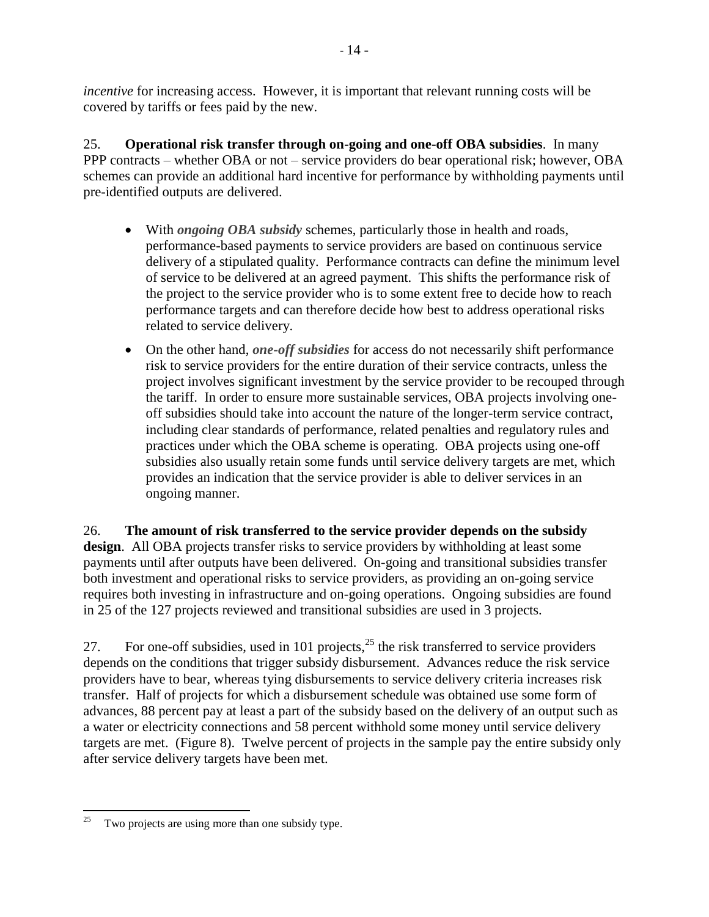*incentive* for increasing access. However, it is important that relevant running costs will be covered by tariffs or fees paid by the new.

25. **Operational risk transfer through on-going and one-off OBA subsidies**. In many PPP contracts – whether OBA or not – service providers do bear operational risk; however, OBA schemes can provide an additional hard incentive for performance by withholding payments until pre-identified outputs are delivered.

- With ***ongoing OBA subsidy*** schemes, particularly those in health and roads, performance-based payments to service providers are based on continuous service delivery of a stipulated quality. Performance contracts can define the minimum level of service to be delivered at an agreed payment. This shifts the performance risk of the project to the service provider who is to some extent free to decide how to reach performance targets and can therefore decide how best to address operational risks related to service delivery.
- On the other hand, ***one-off subsidies*** for access do not necessarily shift performance risk to service providers for the entire duration of their service contracts, unless the project involves significant investment by the service provider to be recouped through the tariff. In order to ensure more sustainable services, OBA projects involving one-off subsidies should take into account the nature of the longer-term service contract, including clear standards of performance, related penalties and regulatory rules and practices under which the OBA scheme is operating. OBA projects using one-off subsidies also usually retain some funds until service delivery targets are met, which provides an indication that the service provider is able to deliver services in an ongoing manner.

26. **The amount of risk transferred to the service provider depends on the subsidy design**. All OBA projects transfer risks to service providers by withholding at least some payments until after outputs have been delivered. On-going and transitional subsidies transfer both investment and operational risks to service providers, as providing an on-going service requires both investing in infrastructure and on-going operations. Ongoing subsidies are found in 25 of the 127 projects reviewed and transitional subsidies are used in 3 projects.

27. For one-off subsidies, used in 101 projects,[25] the risk transferred to service providers depends on the conditions that trigger subsidy disbursement. Advances reduce the risk service providers have to bear, whereas tying disbursements to service delivery criteria increases risk transfer. Half of projects for which a disbursement schedule was obtained use some form of advances, 88 percent pay at least a part of the subsidy based on the delivery of an output such as a water or electricity connections and 58 percent withhold some money until service delivery targets are met. (Figure 8). Twelve percent of projects in the sample pay the entire subsidy only after service delivery targets have been met.

[25] Two projects are using more than one subsidy type.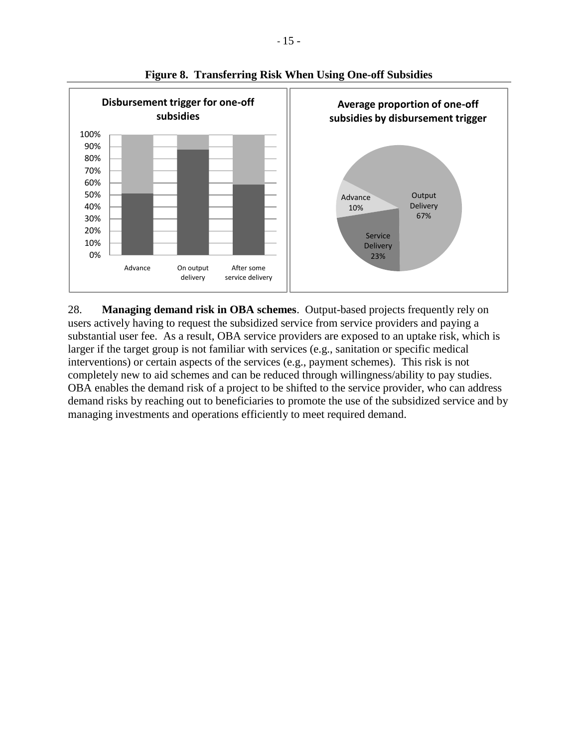**Figure 8. Transferring Risk When Using One-off Subsidies**

**Disbursement trigger for one-off subsidies**

100%
90%
80%
70%
60%
50%
40%
30%
20%
10%
0%

Advance | On output delivery | After some service delivery

**Average proportion of one-off subsidies by disbursement trigger**

Advance 10%
Output Delivery 67%
Service Delivery 23%

28. **Managing demand risk in OBA schemes**. Output-based projects frequently rely on users actively having to request the subsidized service from service providers and paying a substantial user fee. As a result, OBA service providers are exposed to an uptake risk, which is larger if the target group is not familiar with services (e.g., sanitation or specific medical interventions) or certain aspects of the services (e.g., payment schemes). This risk is not completely new to aid schemes and can be reduced through willingness/ability to pay studies. OBA enables the demand risk of a project to be shifted to the service provider, who can address demand risks by reaching out to beneficiaries to promote the use of the subsidized service and by managing investments and operations efficiently to meet required demand.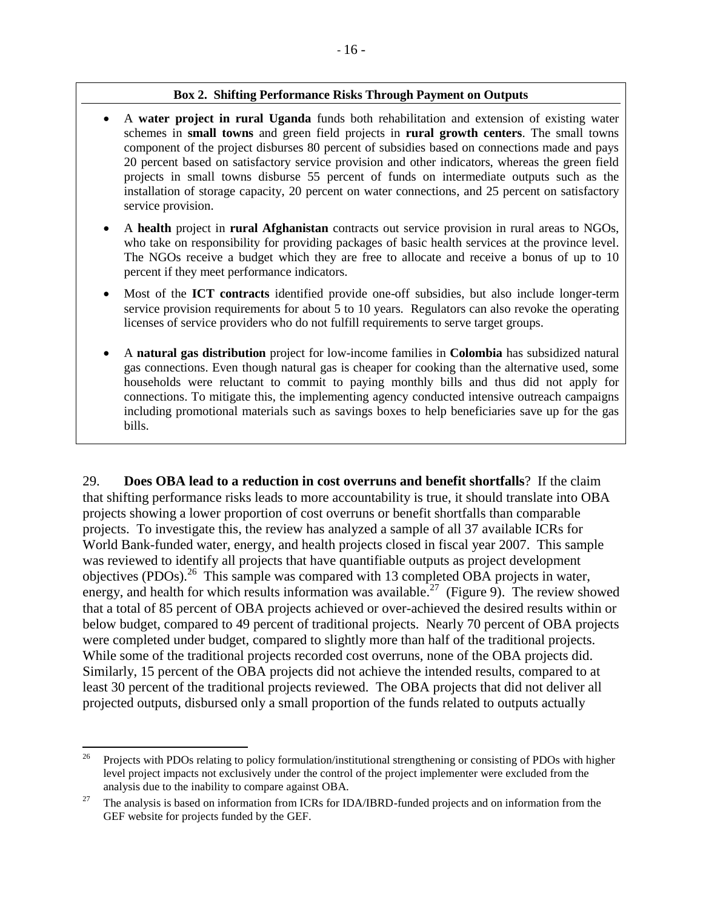**Box 2. Shifting Performance Risks Through Payment on Outputs**

- A **water project in rural Uganda** funds both rehabilitation and extension of existing water schemes in **small towns** and green field projects in **rural growth centers**. The small towns component of the project disburses 80 percent of subsidies based on connections made and pays 20 percent based on satisfactory service provision and other indicators, whereas the green field projects in small towns disburse 55 percent of funds on intermediate outputs such as the installation of storage capacity, 20 percent on water connections, and 25 percent on satisfactory service provision.
- A **health** project in **rural Afghanistan** contracts out service provision in rural areas to NGOs, who take on responsibility for providing packages of basic health services at the province level. The NGOs receive a budget which they are free to allocate and receive a bonus of up to 10 percent if they meet performance indicators.
- Most of the **ICT contracts** identified provide one-off subsidies, but also include longer-term service provision requirements for about 5 to 10 years. Regulators can also revoke the operating licenses of service providers who do not fulfill requirements to serve target groups.
- A **natural gas distribution** project for low-income families in **Colombia** has subsidized natural gas connections. Even though natural gas is cheaper for cooking than the alternative used, some households were reluctant to commit to paying monthly bills and thus did not apply for connections. To mitigate this, the implementing agency conducted intensive outreach campaigns including promotional materials such as savings boxes to help beneficiaries save up for the gas bills.

29. **Does OBA lead to a reduction in cost overruns and benefit shortfalls**? If the claim that shifting performance risks leads to more accountability is true, it should translate into OBA projects showing a lower proportion of cost overruns or benefit shortfalls than comparable projects. To investigate this, the review has analyzed a sample of all 37 available ICRs for World Bank-funded water, energy, and health projects closed in fiscal year 2007. This sample was reviewed to identify all projects that have quantifiable outputs as project development objectives (PDOs).[26] This sample was compared with 13 completed OBA projects in water, energy, and health for which results information was available.[27] (Figure 9). The review showed that a total of 85 percent of OBA projects achieved or over-achieved the desired results within or below budget, compared to 49 percent of traditional projects. Nearly 70 percent of OBA projects were completed under budget, compared to slightly more than half of the traditional projects. While some of the traditional projects recorded cost overruns, none of the OBA projects did. Similarly, 15 percent of the OBA projects did not achieve the intended results, compared to at least 30 percent of the traditional projects reviewed. The OBA projects that did not deliver all projected outputs, disbursed only a small proportion of the funds related to outputs actually

[26] Projects with PDOs relating to policy formulation/institutional strengthening or consisting of PDOs with higher level project impacts not exclusively under the control of the project implementer were excluded from the analysis due to the inability to compare against OBA.

[27] The analysis is based on information from ICRs for IDA/IBRD-funded projects and on information from the GEF website for projects funded by the GEF.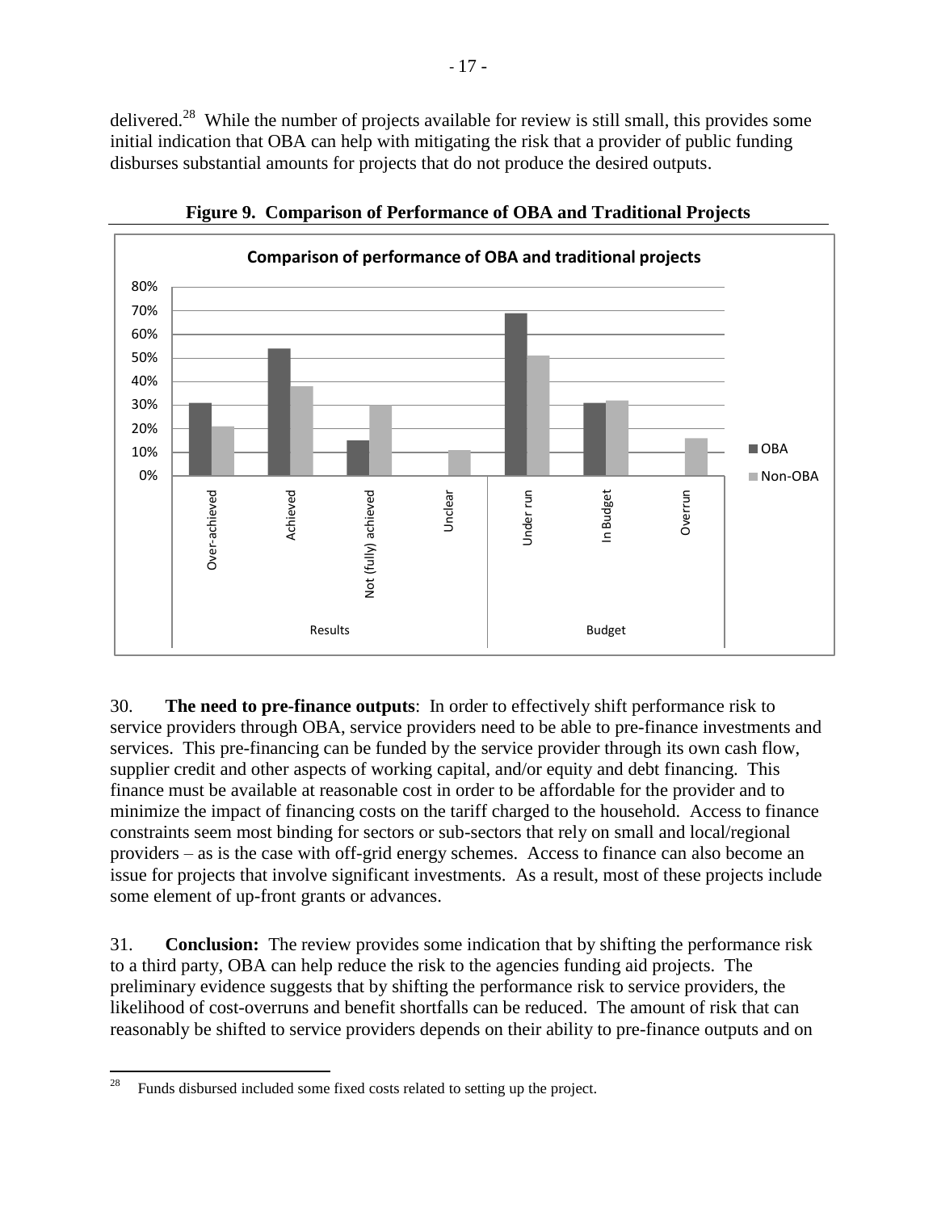delivered.[28] While the number of projects available for review is still small, this provides some initial indication that OBA can help with mitigating the risk that a provider of public funding disburses substantial amounts for projects that do not produce the desired outputs.

**Figure 9. Comparison of Performance of OBA and Traditional Projects**

30. **The need to pre-finance outputs**: In order to effectively shift performance risk to service providers through OBA, service providers need to be able to pre-finance investments and services. This pre-financing can be funded by the service provider through its own cash flow, supplier credit and other aspects of working capital, and/or equity and debt financing. This finance must be available at reasonable cost in order to be affordable for the provider and to minimize the impact of financing costs on the tariff charged to the household. Access to finance constraints seem most binding for sectors or sub-sectors that rely on small and local/regional providers – as is the case with off-grid energy schemes. Access to finance can also become an issue for projects that involve significant investments. As a result, most of these projects include some element of up-front grants or advances.

31. **Conclusion:** The review provides some indication that by shifting the performance risk to a third party, OBA can help reduce the risk to the agencies funding aid projects. The preliminary evidence suggests that by shifting the performance risk to service providers, the likelihood of cost-overruns and benefit shortfalls can be reduced. The amount of risk that can reasonably be shifted to service providers depends on their ability to pre-finance outputs and on

[28] Funds disbursed included some fixed costs related to setting up the project.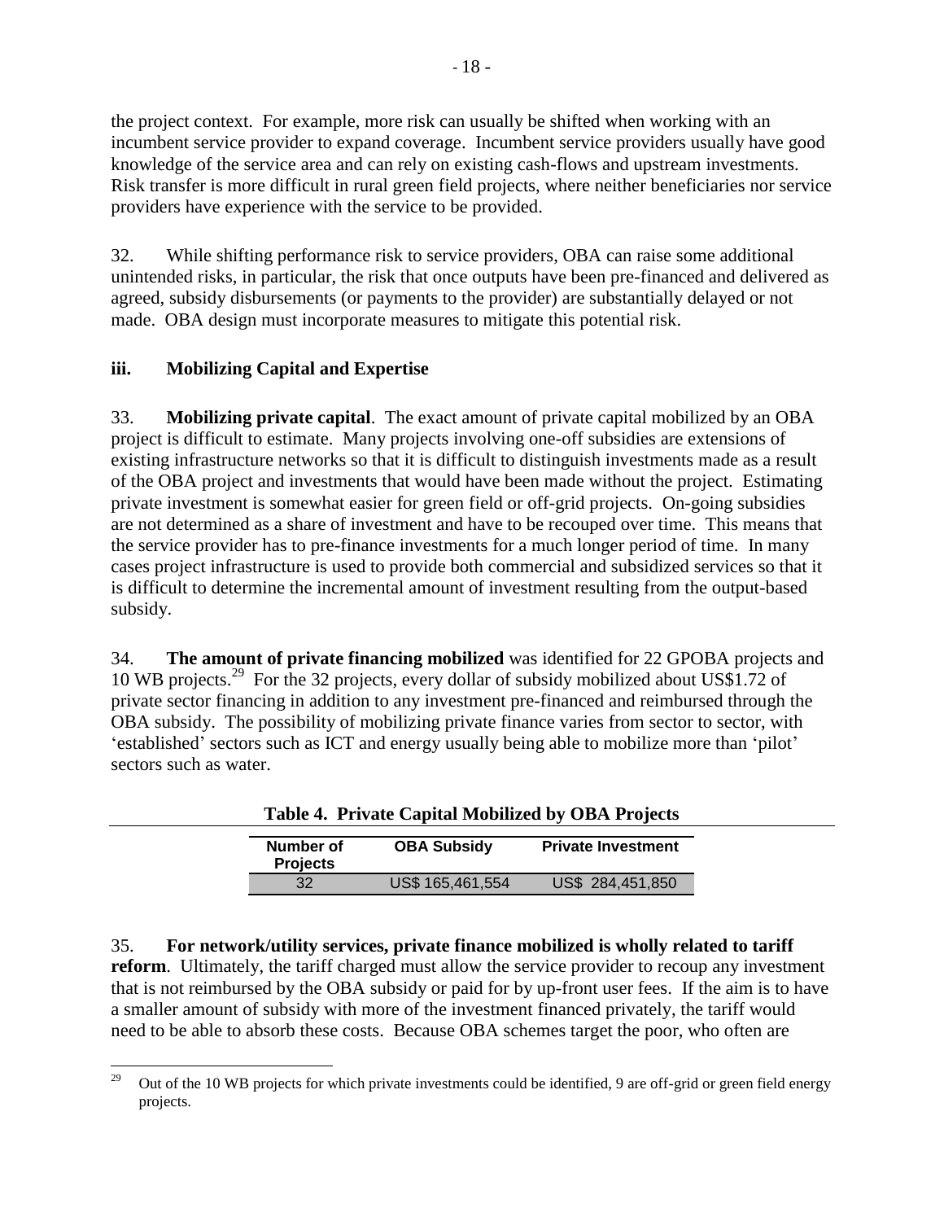the project context. For example, more risk can usually be shifted when working with an incumbent service provider to expand coverage. Incumbent service providers usually have good knowledge of the service area and can rely on existing cash-flows and upstream investments. Risk transfer is more difficult in rural green field projects, where neither beneficiaries nor service providers have experience with the service to be provided.

32. While shifting performance risk to service providers, OBA can raise some additional unintended risks, in particular, the risk that once outputs have been pre-financed and delivered as agreed, subsidy disbursements (or payments to the provider) are substantially delayed or not made. OBA design must incorporate measures to mitigate this potential risk.

### iii. Mobilizing Capital and Expertise

33. **Mobilizing private capital**. The exact amount of private capital mobilized by an OBA project is difficult to estimate. Many projects involving one-off subsidies are extensions of existing infrastructure networks so that it is difficult to distinguish investments made as a result of the OBA project and investments that would have been made without the project. Estimating private investment is somewhat easier for green field or off-grid projects. On-going subsidies are not determined as a share of investment and have to be recouped over time. This means that the service provider has to pre-finance investments for a much longer period of time. In many cases project infrastructure is used to provide both commercial and subsidized services so that it is difficult to determine the incremental amount of investment resulting from the output-based subsidy.

34. **The amount of private financing mobilized** was identified for 22 GPOBA projects and 10 WB projects.[29] For the 32 projects, every dollar of subsidy mobilized about US$1.72 of private sector financing in addition to any investment pre-financed and reimbursed through the OBA subsidy. The possibility of mobilizing private finance varies from sector to sector, with 'established' sectors such as ICT and energy usually being able to mobilize more than 'pilot' sectors such as water.

**Table 4. Private Capital Mobilized by OBA Projects**

| Number of Projects | OBA Subsidy | Private Investment |
|---|---|---|
| 32 | US$ 165,461,554 | US$ 284,451,850 |

35. **For network/utility services, private finance mobilized is wholly related to tariff reform**. Ultimately, the tariff charged must allow the service provider to recoup any investment that is not reimbursed by the OBA subsidy or paid for by up-front user fees. If the aim is to have a smaller amount of subsidy with more of the investment financed privately, the tariff would need to be able to absorb these costs. Because OBA schemes target the poor, who often are

---

[29] Out of the 10 WB projects for which private investments could be identified, 9 are off-grid or green field energy projects.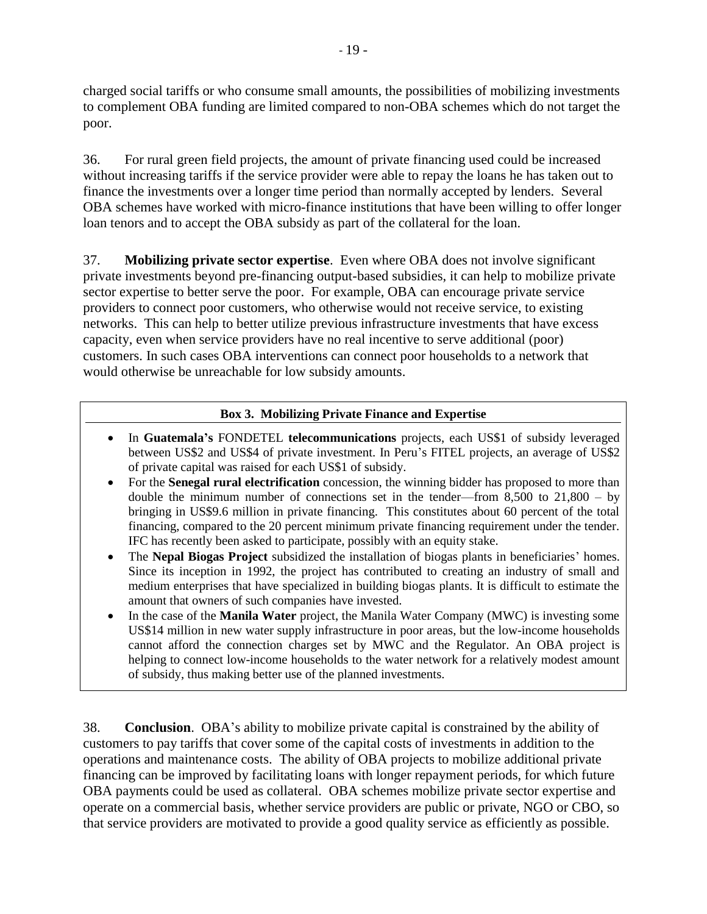charged social tariffs or who consume small amounts, the possibilities of mobilizing investments to complement OBA funding are limited compared to non-OBA schemes which do not target the poor.

36. For rural green field projects, the amount of private financing used could be increased without increasing tariffs if the service provider were able to repay the loans he has taken out to finance the investments over a longer time period than normally accepted by lenders. Several OBA schemes have worked with micro-finance institutions that have been willing to offer longer loan tenors and to accept the OBA subsidy as part of the collateral for the loan.

37. **Mobilizing private sector expertise**. Even where OBA does not involve significant private investments beyond pre-financing output-based subsidies, it can help to mobilize private sector expertise to better serve the poor. For example, OBA can encourage private service providers to connect poor customers, who otherwise would not receive service, to existing networks. This can help to better utilize previous infrastructure investments that have excess capacity, even when service providers have no real incentive to serve additional (poor) customers. In such cases OBA interventions can connect poor households to a network that would otherwise be unreachable for low subsidy amounts.

**Box 3. Mobilizing Private Finance and Expertise**

- In **Guatemala's** FONDETEL **telecommunications** projects, each US$1 of subsidy leveraged between US$2 and US$4 of private investment. In Peru's FITEL projects, an average of US$2 of private capital was raised for each US$1 of subsidy.
- For the **Senegal rural electrification** concession, the winning bidder has proposed to more than double the minimum number of connections set in the tender—from 8,500 to 21,800 – by bringing in US$9.6 million in private financing. This constitutes about 60 percent of the total financing, compared to the 20 percent minimum private financing requirement under the tender. IFC has recently been asked to participate, possibly with an equity stake.
- The **Nepal Biogas Project** subsidized the installation of biogas plants in beneficiaries' homes. Since its inception in 1992, the project has contributed to creating an industry of small and medium enterprises that have specialized in building biogas plants. It is difficult to estimate the amount that owners of such companies have invested.
- In the case of the **Manila Water** project, the Manila Water Company (MWC) is investing some US$14 million in new water supply infrastructure in poor areas, but the low-income households cannot afford the connection charges set by MWC and the Regulator. An OBA project is helping to connect low-income households to the water network for a relatively modest amount of subsidy, thus making better use of the planned investments.

38. **Conclusion**. OBA's ability to mobilize private capital is constrained by the ability of customers to pay tariffs that cover some of the capital costs of investments in addition to the operations and maintenance costs. The ability of OBA projects to mobilize additional private financing can be improved by facilitating loans with longer repayment periods, for which future OBA payments could be used as collateral. OBA schemes mobilize private sector expertise and operate on a commercial basis, whether service providers are public or private, NGO or CBO, so that service providers are motivated to provide a good quality service as efficiently as possible.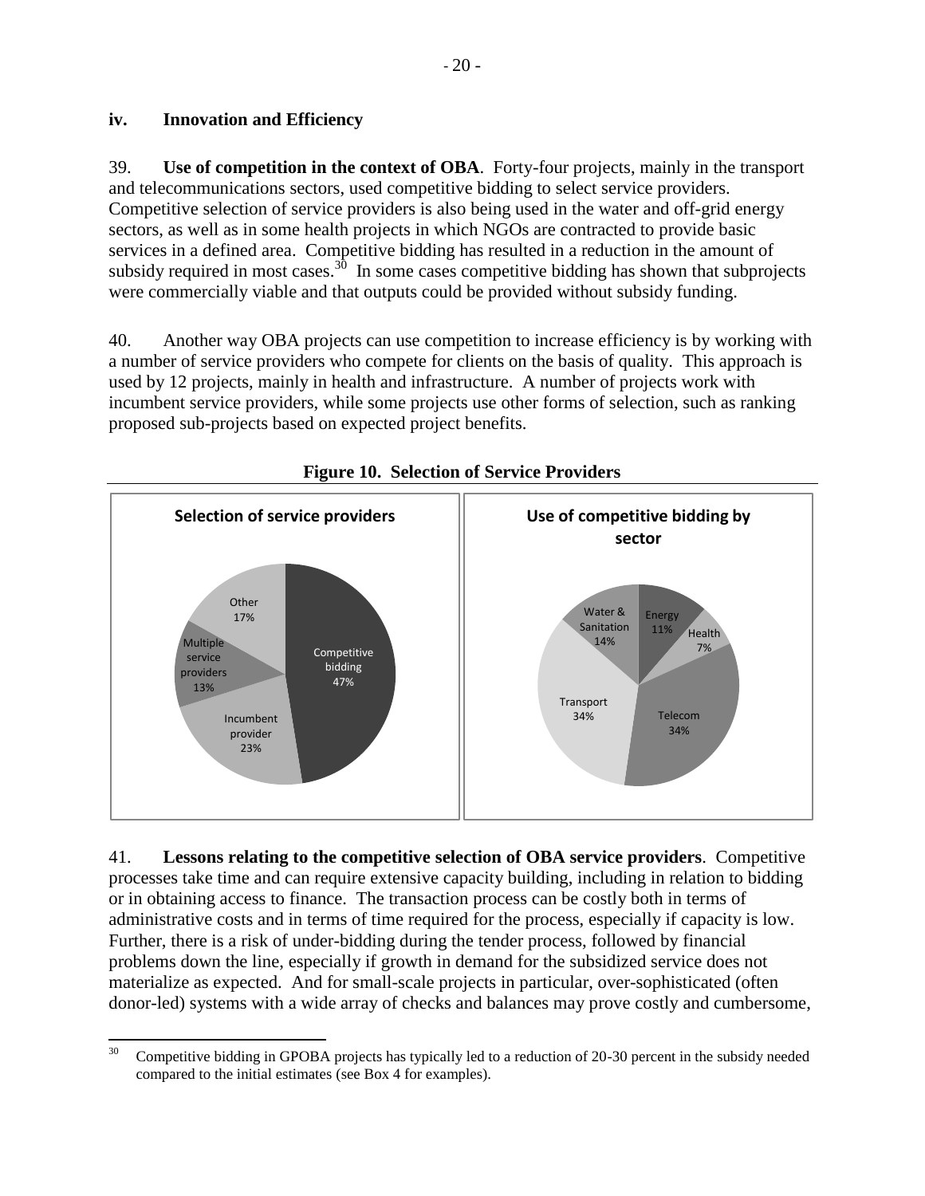### iv. Innovation and Efficiency

39. **Use of competition in the context of OBA**. Forty-four projects, mainly in the transport and telecommunications sectors, used competitive bidding to select service providers. Competitive selection of service providers is also being used in the water and off-grid energy sectors, as well as in some health projects in which NGOs are contracted to provide basic services in a defined area. Competitive bidding has resulted in a reduction in the amount of subsidy required in most cases.[30] In some cases competitive bidding has shown that subprojects were commercially viable and that outputs could be provided without subsidy funding.

40. Another way OBA projects can use competition to increase efficiency is by working with a number of service providers who compete for clients on the basis of quality. This approach is used by 12 projects, mainly in health and infrastructure. A number of projects work with incumbent service providers, while some projects use other forms of selection, such as ranking proposed sub-projects based on expected project benefits.

**Figure 10. Selection of Service Providers**

**Selection of service providers**

| Method | Share |
|---|---|
| Competitive bidding | 47% |
| Incumbent provider | 23% |
| Multiple service providers | 13% |
| Other | 17% |

**Use of competitive bidding by sector**

| Sector | Share |
|---|---|
| Energy | 11% |
| Health | 7% |
| Telecom | 34% |
| Transport | 34% |
| Water & Sanitation | 14% |

41. **Lessons relating to the competitive selection of OBA service providers**. Competitive processes take time and can require extensive capacity building, including in relation to bidding or in obtaining access to finance. The transaction process can be costly both in terms of administrative costs and in terms of time required for the process, especially if capacity is low. Further, there is a risk of under-bidding during the tender process, followed by financial problems down the line, especially if growth in demand for the subsidized service does not materialize as expected. And for small-scale projects in particular, over-sophisticated (often donor-led) systems with a wide array of checks and balances may prove costly and cumbersome,

[30] Competitive bidding in GPOBA projects has typically led to a reduction of 20-30 percent in the subsidy needed compared to the initial estimates (see Box 4 for examples).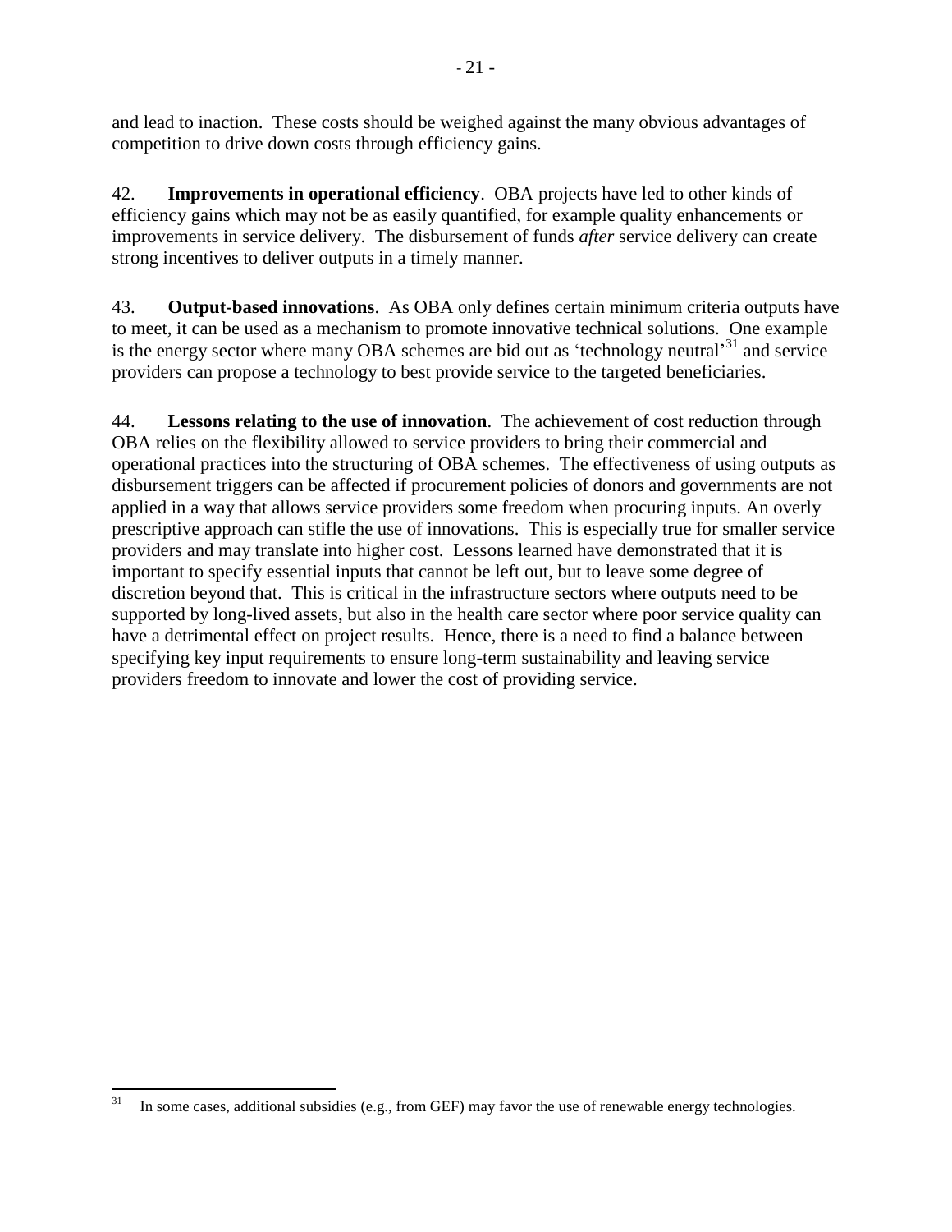and lead to inaction. These costs should be weighed against the many obvious advantages of competition to drive down costs through efficiency gains.

42. **Improvements in operational efficiency**. OBA projects have led to other kinds of efficiency gains which may not be as easily quantified, for example quality enhancements or improvements in service delivery. The disbursement of funds *after* service delivery can create strong incentives to deliver outputs in a timely manner.

43. **Output-based innovations**. As OBA only defines certain minimum criteria outputs have to meet, it can be used as a mechanism to promote innovative technical solutions. One example is the energy sector where many OBA schemes are bid out as 'technology neutral'[31] and service providers can propose a technology to best provide service to the targeted beneficiaries.

44. **Lessons relating to the use of innovation**. The achievement of cost reduction through OBA relies on the flexibility allowed to service providers to bring their commercial and operational practices into the structuring of OBA schemes. The effectiveness of using outputs as disbursement triggers can be affected if procurement policies of donors and governments are not applied in a way that allows service providers some freedom when procuring inputs. An overly prescriptive approach can stifle the use of innovations. This is especially true for smaller service providers and may translate into higher cost. Lessons learned have demonstrated that it is important to specify essential inputs that cannot be left out, but to leave some degree of discretion beyond that. This is critical in the infrastructure sectors where outputs need to be supported by long-lived assets, but also in the health care sector where poor service quality can have a detrimental effect on project results. Hence, there is a need to find a balance between specifying key input requirements to ensure long-term sustainability and leaving service providers freedom to innovate and lower the cost of providing service.

---

[31] In some cases, additional subsidies (e.g., from GEF) may favor the use of renewable energy technologies.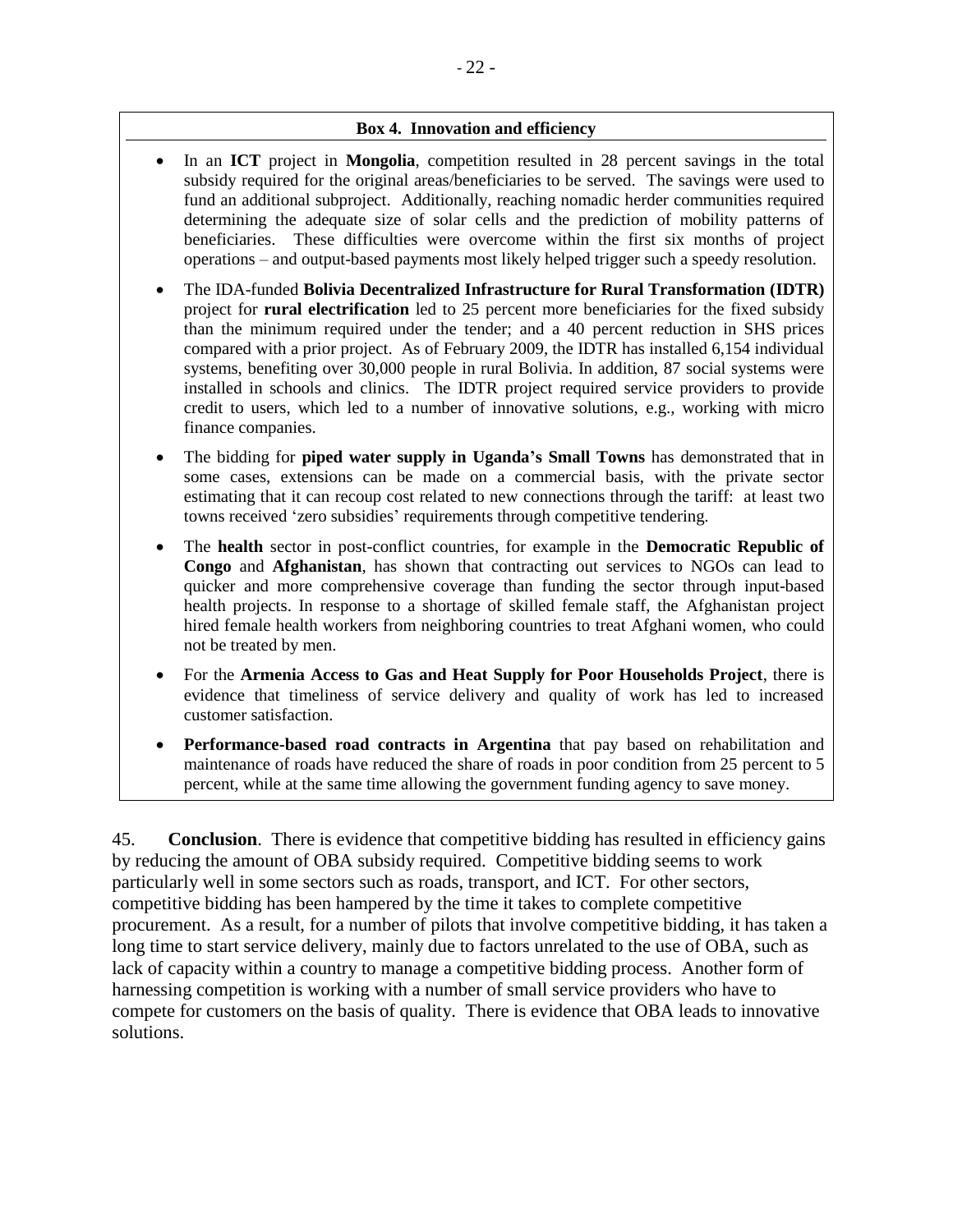**Box 4. Innovation and efficiency**

- In an **ICT** project in **Mongolia**, competition resulted in 28 percent savings in the total subsidy required for the original areas/beneficiaries to be served. The savings were used to fund an additional subproject. Additionally, reaching nomadic herder communities required determining the adequate size of solar cells and the prediction of mobility patterns of beneficiaries. These difficulties were overcome within the first six months of project operations – and output-based payments most likely helped trigger such a speedy resolution.
- The IDA-funded **Bolivia Decentralized Infrastructure for Rural Transformation (IDTR)** project for **rural electrification** led to 25 percent more beneficiaries for the fixed subsidy than the minimum required under the tender; and a 40 percent reduction in SHS prices compared with a prior project. As of February 2009, the IDTR has installed 6,154 individual systems, benefiting over 30,000 people in rural Bolivia. In addition, 87 social systems were installed in schools and clinics. The IDTR project required service providers to provide credit to users, which led to a number of innovative solutions, e.g., working with micro finance companies.
- The bidding for **piped water supply in Uganda's Small Towns** has demonstrated that in some cases, extensions can be made on a commercial basis, with the private sector estimating that it can recoup cost related to new connections through the tariff: at least two towns received 'zero subsidies' requirements through competitive tendering.
- The **health** sector in post-conflict countries, for example in the **Democratic Republic of Congo** and **Afghanistan**, has shown that contracting out services to NGOs can lead to quicker and more comprehensive coverage than funding the sector through input-based health projects. In response to a shortage of skilled female staff, the Afghanistan project hired female health workers from neighboring countries to treat Afghani women, who could not be treated by men.
- For the **Armenia Access to Gas and Heat Supply for Poor Households Project**, there is evidence that timeliness of service delivery and quality of work has led to increased customer satisfaction.
- **Performance-based road contracts in Argentina** that pay based on rehabilitation and maintenance of roads have reduced the share of roads in poor condition from 25 percent to 5 percent, while at the same time allowing the government funding agency to save money.

45. **Conclusion**. There is evidence that competitive bidding has resulted in efficiency gains by reducing the amount of OBA subsidy required. Competitive bidding seems to work particularly well in some sectors such as roads, transport, and ICT. For other sectors, competitive bidding has been hampered by the time it takes to complete competitive procurement. As a result, for a number of pilots that involve competitive bidding, it has taken a long time to start service delivery, mainly due to factors unrelated to the use of OBA, such as lack of capacity within a country to manage a competitive bidding process. Another form of harnessing competition is working with a number of small service providers who have to compete for customers on the basis of quality. There is evidence that OBA leads to innovative solutions.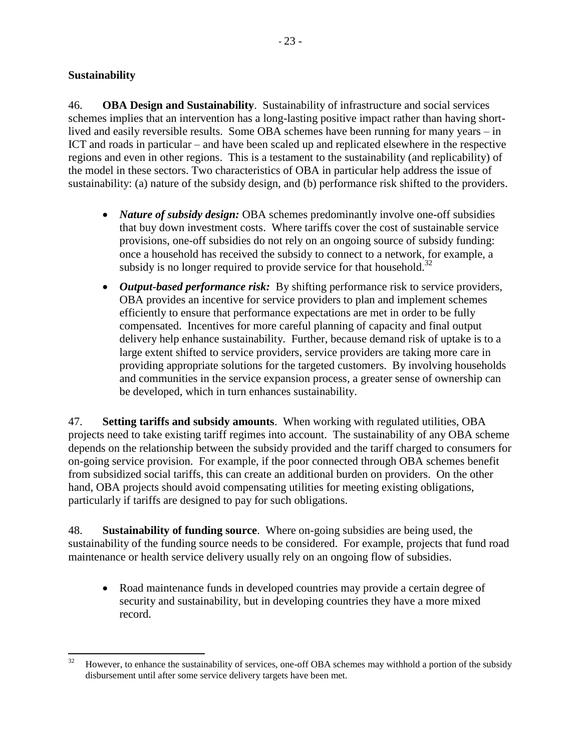## Sustainability

46. **OBA Design and Sustainability**. Sustainability of infrastructure and social services schemes implies that an intervention has a long-lasting positive impact rather than having short-lived and easily reversible results. Some OBA schemes have been running for many years – in ICT and roads in particular – and have been scaled up and replicated elsewhere in the respective regions and even in other regions. This is a testament to the sustainability (and replicability) of the model in these sectors. Two characteristics of OBA in particular help address the issue of sustainability: (a) nature of the subsidy design, and (b) performance risk shifted to the providers.

- ***Nature of subsidy design:*** OBA schemes predominantly involve one-off subsidies that buy down investment costs. Where tariffs cover the cost of sustainable service provisions, one-off subsidies do not rely on an ongoing source of subsidy funding: once a household has received the subsidy to connect to a network, for example, a subsidy is no longer required to provide service for that household.[32]
- ***Output-based performance risk:*** By shifting performance risk to service providers, OBA provides an incentive for service providers to plan and implement schemes efficiently to ensure that performance expectations are met in order to be fully compensated. Incentives for more careful planning of capacity and final output delivery help enhance sustainability. Further, because demand risk of uptake is to a large extent shifted to service providers, service providers are taking more care in providing appropriate solutions for the targeted customers. By involving households and communities in the service expansion process, a greater sense of ownership can be developed, which in turn enhances sustainability.

47. **Setting tariffs and subsidy amounts**. When working with regulated utilities, OBA projects need to take existing tariff regimes into account. The sustainability of any OBA scheme depends on the relationship between the subsidy provided and the tariff charged to consumers for on-going service provision. For example, if the poor connected through OBA schemes benefit from subsidized social tariffs, this can create an additional burden on providers. On the other hand, OBA projects should avoid compensating utilities for meeting existing obligations, particularly if tariffs are designed to pay for such obligations.

48. **Sustainability of funding source**. Where on-going subsidies are being used, the sustainability of the funding source needs to be considered. For example, projects that fund road maintenance or health service delivery usually rely on an ongoing flow of subsidies.

- Road maintenance funds in developed countries may provide a certain degree of security and sustainability, but in developing countries they have a more mixed record.

---

[32] However, to enhance the sustainability of services, one-off OBA schemes may withhold a portion of the subsidy disbursement until after some service delivery targets have been met.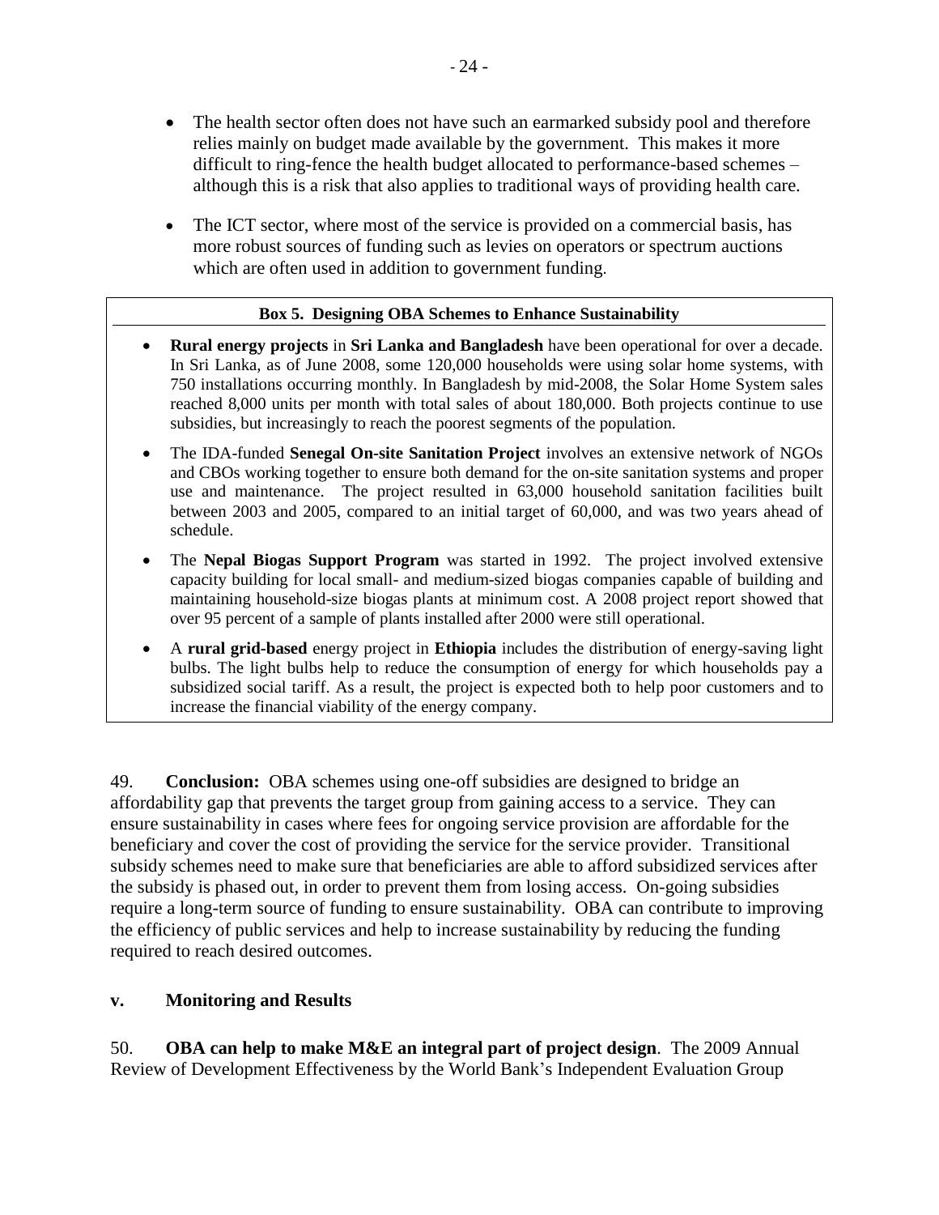- The health sector often does not have such an earmarked subsidy pool and therefore relies mainly on budget made available by the government. This makes it more difficult to ring-fence the health budget allocated to performance-based schemes – although this is a risk that also applies to traditional ways of providing health care.

- The ICT sector, where most of the service is provided on a commercial basis, has more robust sources of funding such as levies on operators or spectrum auctions which are often used in addition to government funding.

**Box 5. Designing OBA Schemes to Enhance Sustainability**

- **Rural energy projects** in **Sri Lanka and Bangladesh** have been operational for over a decade. In Sri Lanka, as of June 2008, some 120,000 households were using solar home systems, with 750 installations occurring monthly. In Bangladesh by mid-2008, the Solar Home System sales reached 8,000 units per month with total sales of about 180,000. Both projects continue to use subsidies, but increasingly to reach the poorest segments of the population.

- The IDA-funded **Senegal On-site Sanitation Project** involves an extensive network of NGOs and CBOs working together to ensure both demand for the on-site sanitation systems and proper use and maintenance. The project resulted in 63,000 household sanitation facilities built between 2003 and 2005, compared to an initial target of 60,000, and was two years ahead of schedule.

- The **Nepal Biogas Support Program** was started in 1992. The project involved extensive capacity building for local small- and medium-sized biogas companies capable of building and maintaining household-size biogas plants at minimum cost. A 2008 project report showed that over 95 percent of a sample of plants installed after 2000 were still operational.

- A **rural grid-based** energy project in **Ethiopia** includes the distribution of energy-saving light bulbs. The light bulbs help to reduce the consumption of energy for which households pay a subsidized social tariff. As a result, the project is expected both to help poor customers and to increase the financial viability of the energy company.

49. **Conclusion:** OBA schemes using one-off subsidies are designed to bridge an affordability gap that prevents the target group from gaining access to a service. They can ensure sustainability in cases where fees for ongoing service provision are affordable for the beneficiary and cover the cost of providing the service for the service provider. Transitional subsidy schemes need to make sure that beneficiaries are able to afford subsidized services after the subsidy is phased out, in order to prevent them from losing access. On-going subsidies require a long-term source of funding to ensure sustainability. OBA can contribute to improving the efficiency of public services and help to increase sustainability by reducing the funding required to reach desired outcomes.

### v. Monitoring and Results

50. **OBA can help to make M&E an integral part of project design**. The 2009 Annual Review of Development Effectiveness by the World Bank's Independent Evaluation Group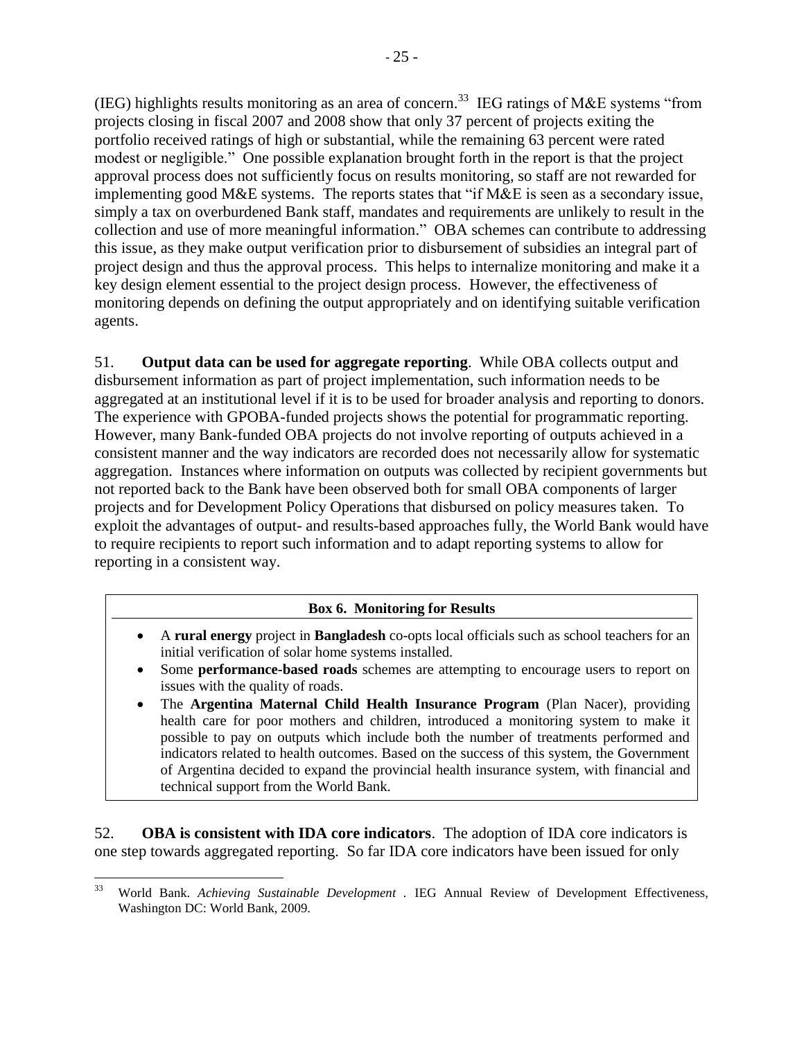(IEG) highlights results monitoring as an area of concern.[33] IEG ratings of M&E systems "from projects closing in fiscal 2007 and 2008 show that only 37 percent of projects exiting the portfolio received ratings of high or substantial, while the remaining 63 percent were rated modest or negligible." One possible explanation brought forth in the report is that the project approval process does not sufficiently focus on results monitoring, so staff are not rewarded for implementing good M&E systems. The reports states that "if M&E is seen as a secondary issue, simply a tax on overburdened Bank staff, mandates and requirements are unlikely to result in the collection and use of more meaningful information." OBA schemes can contribute to addressing this issue, as they make output verification prior to disbursement of subsidies an integral part of project design and thus the approval process. This helps to internalize monitoring and make it a key design element essential to the project design process. However, the effectiveness of monitoring depends on defining the output appropriately and on identifying suitable verification agents.

51. **Output data can be used for aggregate reporting**. While OBA collects output and disbursement information as part of project implementation, such information needs to be aggregated at an institutional level if it is to be used for broader analysis and reporting to donors. The experience with GPOBA-funded projects shows the potential for programmatic reporting. However, many Bank-funded OBA projects do not involve reporting of outputs achieved in a consistent manner and the way indicators are recorded does not necessarily allow for systematic aggregation. Instances where information on outputs was collected by recipient governments but not reported back to the Bank have been observed both for small OBA components of larger projects and for Development Policy Operations that disbursed on policy measures taken. To exploit the advantages of output- and results-based approaches fully, the World Bank would have to require recipients to report such information and to adapt reporting systems to allow for reporting in a consistent way.

**Box 6. Monitoring for Results**

- A **rural energy** project in **Bangladesh** co-opts local officials such as school teachers for an initial verification of solar home systems installed.
- Some **performance-based roads** schemes are attempting to encourage users to report on issues with the quality of roads.
- The **Argentina Maternal Child Health Insurance Program** (Plan Nacer), providing health care for poor mothers and children, introduced a monitoring system to make it possible to pay on outputs which include both the number of treatments performed and indicators related to health outcomes. Based on the success of this system, the Government of Argentina decided to expand the provincial health insurance system, with financial and technical support from the World Bank.

52. **OBA is consistent with IDA core indicators**. The adoption of IDA core indicators is one step towards aggregated reporting. So far IDA core indicators have been issued for only

[33] World Bank. *Achieving Sustainable Development* . IEG Annual Review of Development Effectiveness, Washington DC: World Bank, 2009.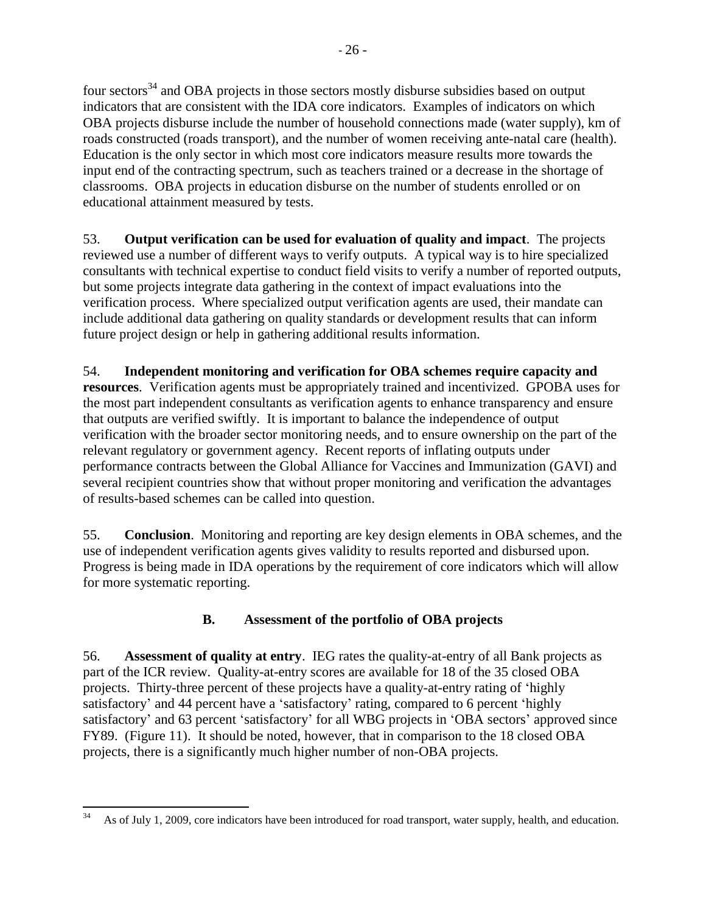four sectors[34] and OBA projects in those sectors mostly disburse subsidies based on output indicators that are consistent with the IDA core indicators. Examples of indicators on which OBA projects disburse include the number of household connections made (water supply), km of roads constructed (roads transport), and the number of women receiving ante-natal care (health). Education is the only sector in which most core indicators measure results more towards the input end of the contracting spectrum, such as teachers trained or a decrease in the shortage of classrooms. OBA projects in education disburse on the number of students enrolled or on educational attainment measured by tests.

53. **Output verification can be used for evaluation of quality and impact**. The projects reviewed use a number of different ways to verify outputs. A typical way is to hire specialized consultants with technical expertise to conduct field visits to verify a number of reported outputs, but some projects integrate data gathering in the context of impact evaluations into the verification process. Where specialized output verification agents are used, their mandate can include additional data gathering on quality standards or development results that can inform future project design or help in gathering additional results information.

54. **Independent monitoring and verification for OBA schemes require capacity and resources**. Verification agents must be appropriately trained and incentivized. GPOBA uses for the most part independent consultants as verification agents to enhance transparency and ensure that outputs are verified swiftly. It is important to balance the independence of output verification with the broader sector monitoring needs, and to ensure ownership on the part of the relevant regulatory or government agency. Recent reports of inflating outputs under performance contracts between the Global Alliance for Vaccines and Immunization (GAVI) and several recipient countries show that without proper monitoring and verification the advantages of results-based schemes can be called into question.

55. **Conclusion**. Monitoring and reporting are key design elements in OBA schemes, and the use of independent verification agents gives validity to results reported and disbursed upon. Progress is being made in IDA operations by the requirement of core indicators which will allow for more systematic reporting.

## B. Assessment of the portfolio of OBA projects

56. **Assessment of quality at entry**. IEG rates the quality-at-entry of all Bank projects as part of the ICR review. Quality-at-entry scores are available for 18 of the 35 closed OBA projects. Thirty-three percent of these projects have a quality-at-entry rating of 'highly satisfactory' and 44 percent have a 'satisfactory' rating, compared to 6 percent 'highly satisfactory' and 63 percent 'satisfactory' for all WBG projects in 'OBA sectors' approved since FY89. (Figure 11). It should be noted, however, that in comparison to the 18 closed OBA projects, there is a significantly much higher number of non-OBA projects.

---

[34] As of July 1, 2009, core indicators have been introduced for road transport, water supply, health, and education.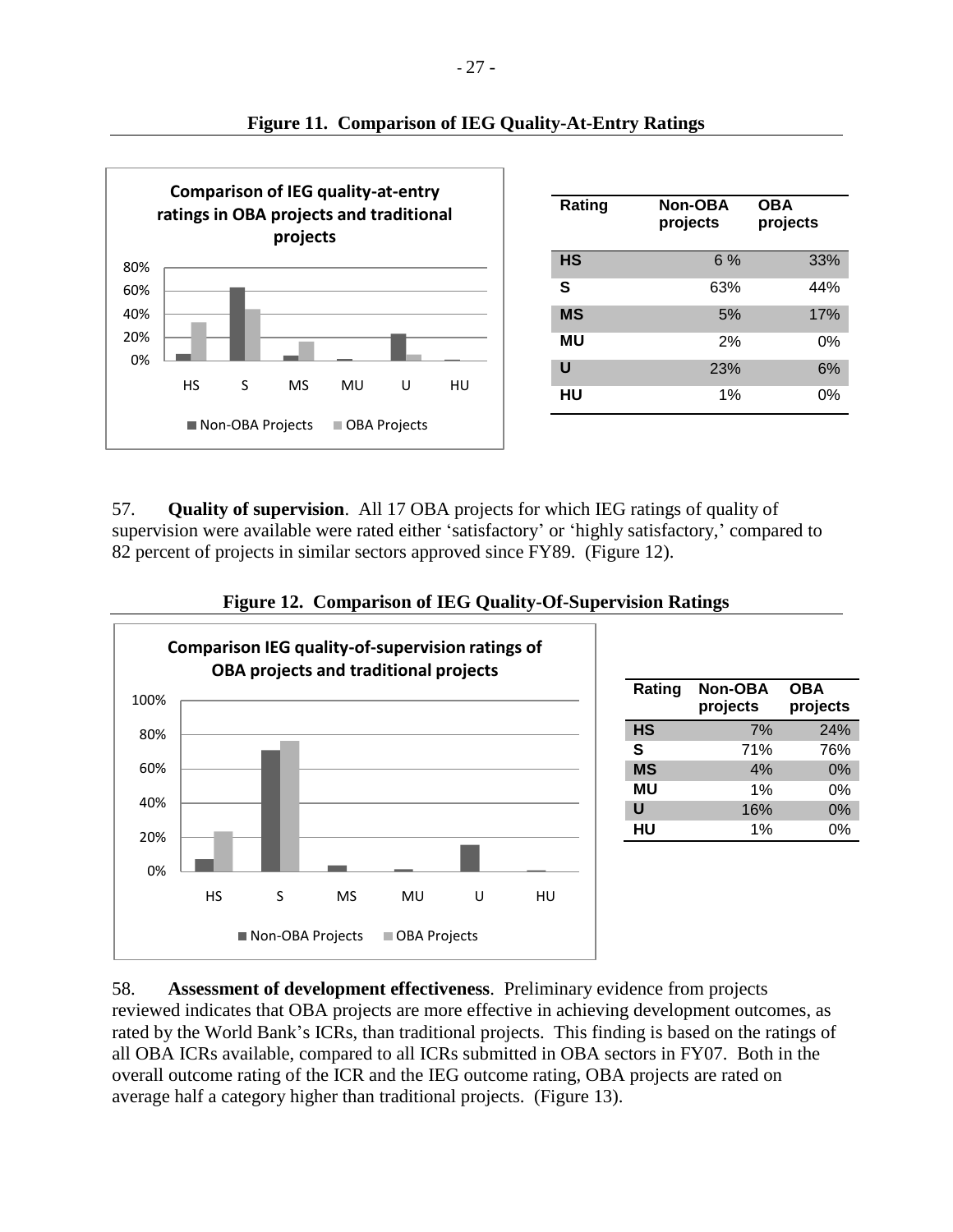**Figure 11. Comparison of IEG Quality-At-Entry Ratings**

| Rating | Non-OBA projects | OBA projects |
|---|---|---|
| HS | 6 % | 33% |
| S | 63% | 44% |
| MS | 5% | 17% |
| MU | 2% | 0% |
| U | 23% | 6% |
| HU | 1% | 0% |

57. **Quality of supervision**. All 17 OBA projects for which IEG ratings of quality of supervision were available were rated either 'satisfactory' or 'highly satisfactory,' compared to 82 percent of projects in similar sectors approved since FY89. (Figure 12).

**Figure 12. Comparison of IEG Quality-Of-Supervision Ratings**

| Rating | Non-OBA projects | OBA projects |
|---|---|---|
| HS | 7% | 24% |
| S | 71% | 76% |
| MS | 4% | 0% |
| MU | 1% | 0% |
| U | 16% | 0% |
| HU | 1% | 0% |

58. **Assessment of development effectiveness**. Preliminary evidence from projects reviewed indicates that OBA projects are more effective in achieving development outcomes, as rated by the World Bank's ICRs, than traditional projects. This finding is based on the ratings of all OBA ICRs available, compared to all ICRs submitted in OBA sectors in FY07. Both in the overall outcome rating of the ICR and the IEG outcome rating, OBA projects are rated on average half a category higher than traditional projects. (Figure 13).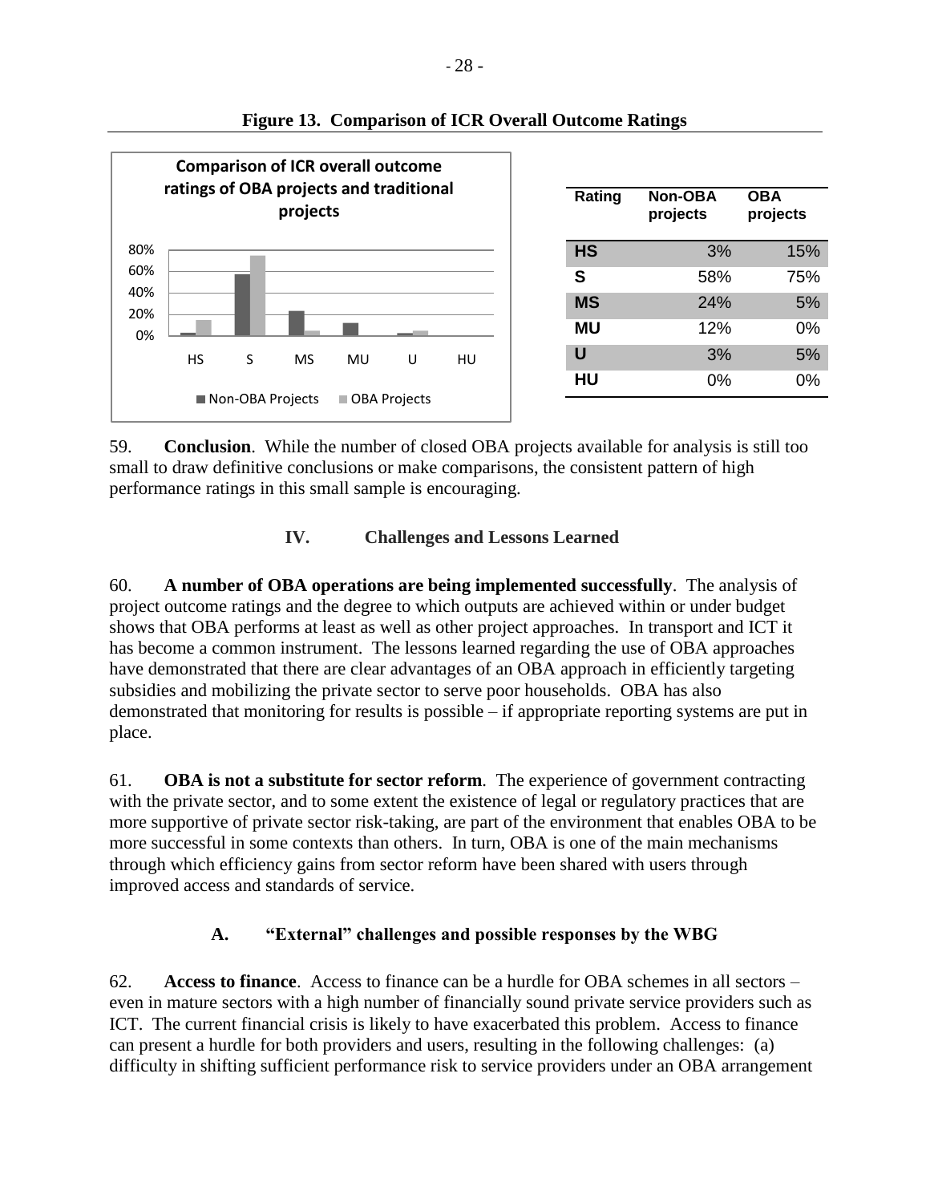**Figure 13. Comparison of ICR Overall Outcome Ratings**

| Rating | Non-OBA projects | OBA projects |
|---|---|---|
| HS | 3% | 15% |
| S | 58% | 75% |
| MS | 24% | 5% |
| MU | 12% | 0% |
| U | 3% | 5% |
| HU | 0% | 0% |

59. **Conclusion**. While the number of closed OBA projects available for analysis is still too small to draw definitive conclusions or make comparisons, the consistent pattern of high performance ratings in this small sample is encouraging.

## IV. Challenges and Lessons Learned

60. **A number of OBA operations are being implemented successfully**. The analysis of project outcome ratings and the degree to which outputs are achieved within or under budget shows that OBA performs at least as well as other project approaches. In transport and ICT it has become a common instrument. The lessons learned regarding the use of OBA approaches have demonstrated that there are clear advantages of an OBA approach in efficiently targeting subsidies and mobilizing the private sector to serve poor households. OBA has also demonstrated that monitoring for results is possible – if appropriate reporting systems are put in place.

61. **OBA is not a substitute for sector reform**. The experience of government contracting with the private sector, and to some extent the existence of legal or regulatory practices that are more supportive of private sector risk-taking, are part of the environment that enables OBA to be more successful in some contexts than others. In turn, OBA is one of the main mechanisms through which efficiency gains from sector reform have been shared with users through improved access and standards of service.

### A. "External" challenges and possible responses by the WBG

62. **Access to finance**. Access to finance can be a hurdle for OBA schemes in all sectors – even in mature sectors with a high number of financially sound private service providers such as ICT. The current financial crisis is likely to have exacerbated this problem. Access to finance can present a hurdle for both providers and users, resulting in the following challenges: (a) difficulty in shifting sufficient performance risk to service providers under an OBA arrangement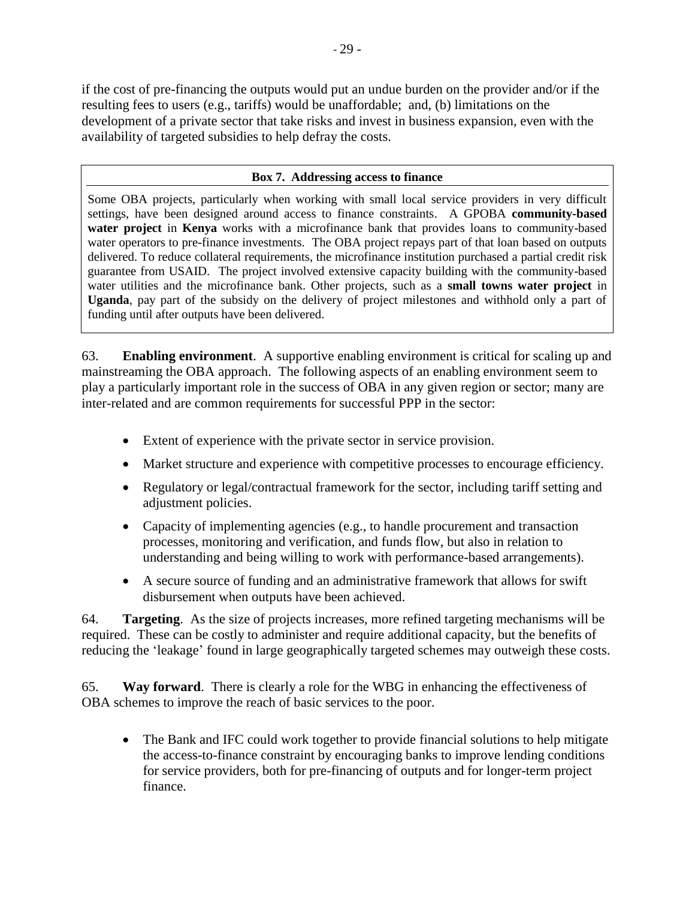if the cost of pre-financing the outputs would put an undue burden on the provider and/or if the resulting fees to users (e.g., tariffs) would be unaffordable; and, (b) limitations on the development of a private sector that take risks and invest in business expansion, even with the availability of targeted subsidies to help defray the costs.

**Box 7. Addressing access to finance**

Some OBA projects, particularly when working with small local service providers in very difficult settings, have been designed around access to finance constraints. A GPOBA **community-based water project** in **Kenya** works with a microfinance bank that provides loans to community-based water operators to pre-finance investments. The OBA project repays part of that loan based on outputs delivered. To reduce collateral requirements, the microfinance institution purchased a partial credit risk guarantee from USAID. The project involved extensive capacity building with the community-based water utilities and the microfinance bank. Other projects, such as a **small towns water project** in **Uganda**, pay part of the subsidy on the delivery of project milestones and withhold only a part of funding until after outputs have been delivered.

63. **Enabling environment**. A supportive enabling environment is critical for scaling up and mainstreaming the OBA approach. The following aspects of an enabling environment seem to play a particularly important role in the success of OBA in any given region or sector; many are inter-related and are common requirements for successful PPP in the sector:

- Extent of experience with the private sector in service provision.
- Market structure and experience with competitive processes to encourage efficiency.
- Regulatory or legal/contractual framework for the sector, including tariff setting and adjustment policies.
- Capacity of implementing agencies (e.g., to handle procurement and transaction processes, monitoring and verification, and funds flow, but also in relation to understanding and being willing to work with performance-based arrangements).
- A secure source of funding and an administrative framework that allows for swift disbursement when outputs have been achieved.

64. **Targeting**. As the size of projects increases, more refined targeting mechanisms will be required. These can be costly to administer and require additional capacity, but the benefits of reducing the 'leakage' found in large geographically targeted schemes may outweigh these costs.

65. **Way forward**. There is clearly a role for the WBG in enhancing the effectiveness of OBA schemes to improve the reach of basic services to the poor.

- The Bank and IFC could work together to provide financial solutions to help mitigate the access-to-finance constraint by encouraging banks to improve lending conditions for service providers, both for pre-financing of outputs and for longer-term project finance.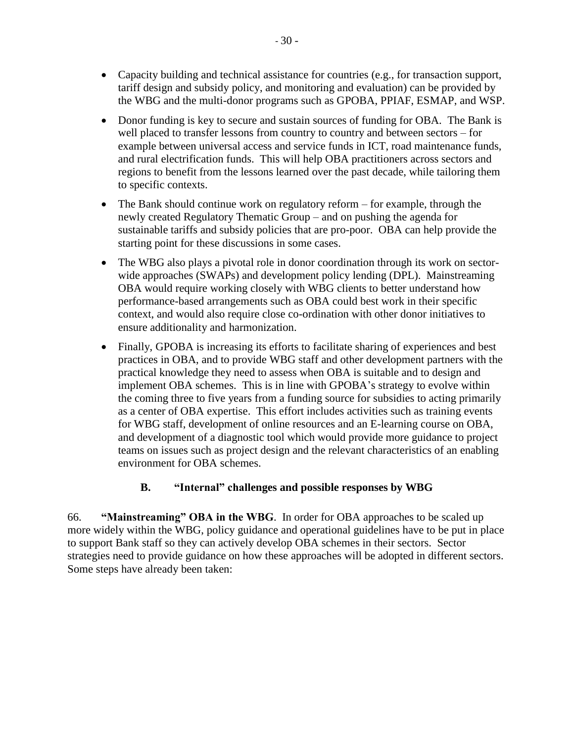- Capacity building and technical assistance for countries (e.g., for transaction support, tariff design and subsidy policy, and monitoring and evaluation) can be provided by the WBG and the multi-donor programs such as GPOBA, PPIAF, ESMAP, and WSP.
- Donor funding is key to secure and sustain sources of funding for OBA. The Bank is well placed to transfer lessons from country to country and between sectors – for example between universal access and service funds in ICT, road maintenance funds, and rural electrification funds. This will help OBA practitioners across sectors and regions to benefit from the lessons learned over the past decade, while tailoring them to specific contexts.
- The Bank should continue work on regulatory reform – for example, through the newly created Regulatory Thematic Group – and on pushing the agenda for sustainable tariffs and subsidy policies that are pro-poor. OBA can help provide the starting point for these discussions in some cases.
- The WBG also plays a pivotal role in donor coordination through its work on sector-wide approaches (SWAPs) and development policy lending (DPL). Mainstreaming OBA would require working closely with WBG clients to better understand how performance-based arrangements such as OBA could best work in their specific context, and would also require close co-ordination with other donor initiatives to ensure additionality and harmonization.
- Finally, GPOBA is increasing its efforts to facilitate sharing of experiences and best practices in OBA, and to provide WBG staff and other development partners with the practical knowledge they need to assess when OBA is suitable and to design and implement OBA schemes. This is in line with GPOBA's strategy to evolve within the coming three to five years from a funding source for subsidies to acting primarily as a center of OBA expertise. This effort includes activities such as training events for WBG staff, development of online resources and an E-learning course on OBA, and development of a diagnostic tool which would provide more guidance to project teams on issues such as project design and the relevant characteristics of an enabling environment for OBA schemes.

### B. "Internal" challenges and possible responses by WBG

66. **"Mainstreaming" OBA in the WBG**. In order for OBA approaches to be scaled up more widely within the WBG, policy guidance and operational guidelines have to be put in place to support Bank staff so they can actively develop OBA schemes in their sectors. Sector strategies need to provide guidance on how these approaches will be adopted in different sectors. Some steps have already been taken: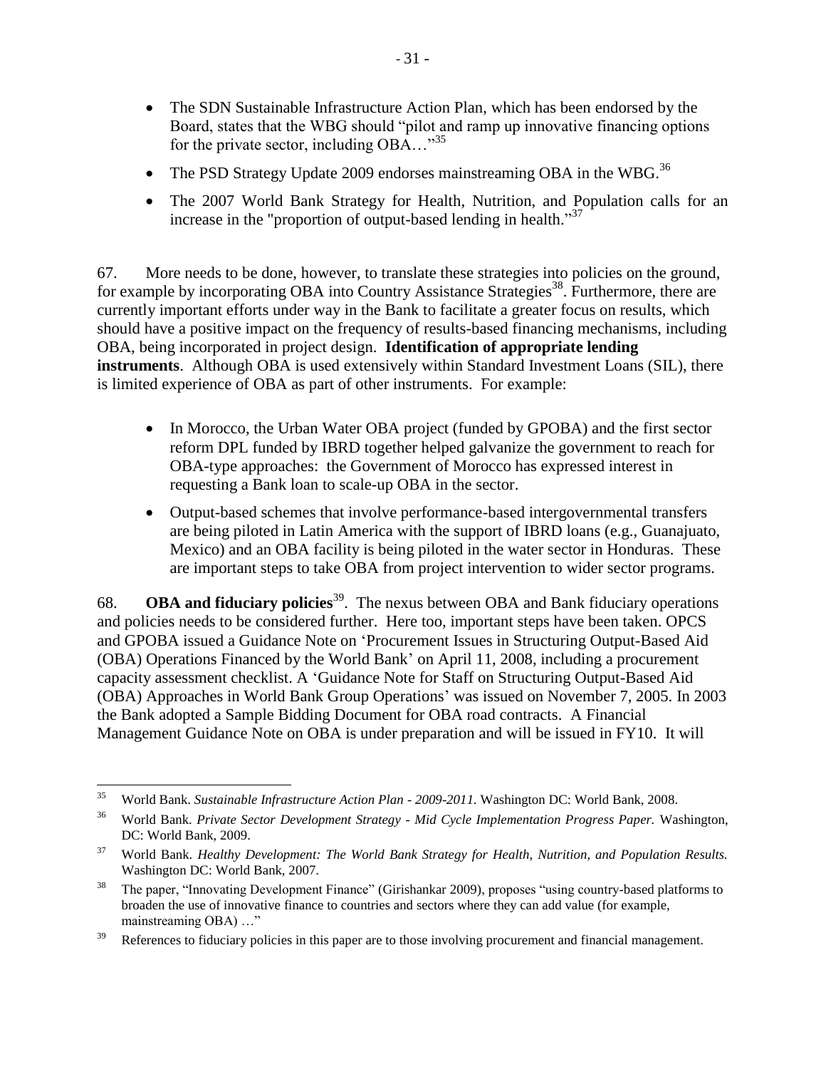- The SDN Sustainable Infrastructure Action Plan, which has been endorsed by the Board, states that the WBG should "pilot and ramp up innovative financing options for the private sector, including OBA…"[35]
- The PSD Strategy Update 2009 endorses mainstreaming OBA in the WBG.[36]
- The 2007 World Bank Strategy for Health, Nutrition, and Population calls for an increase in the "proportion of output-based lending in health."[37]

67. More needs to be done, however, to translate these strategies into policies on the ground, for example by incorporating OBA into Country Assistance Strategies[38]. Furthermore, there are currently important efforts under way in the Bank to facilitate a greater focus on results, which should have a positive impact on the frequency of results-based financing mechanisms, including OBA, being incorporated in project design. **Identification of appropriate lending instruments**. Although OBA is used extensively within Standard Investment Loans (SIL), there is limited experience of OBA as part of other instruments. For example:

- In Morocco, the Urban Water OBA project (funded by GPOBA) and the first sector reform DPL funded by IBRD together helped galvanize the government to reach for OBA-type approaches: the Government of Morocco has expressed interest in requesting a Bank loan to scale-up OBA in the sector.
- Output-based schemes that involve performance-based intergovernmental transfers are being piloted in Latin America with the support of IBRD loans (e.g., Guanajuato, Mexico) and an OBA facility is being piloted in the water sector in Honduras. These are important steps to take OBA from project intervention to wider sector programs.

68. **OBA and fiduciary policies**[39]. The nexus between OBA and Bank fiduciary operations and policies needs to be considered further. Here too, important steps have been taken. OPCS and GPOBA issued a Guidance Note on 'Procurement Issues in Structuring Output-Based Aid (OBA) Operations Financed by the World Bank' on April 11, 2008, including a procurement capacity assessment checklist. A 'Guidance Note for Staff on Structuring Output-Based Aid (OBA) Approaches in World Bank Group Operations' was issued on November 7, 2005. In 2003 the Bank adopted a Sample Bidding Document for OBA road contracts. A Financial Management Guidance Note on OBA is under preparation and will be issued in FY10. It will

---

[35] World Bank. *Sustainable Infrastructure Action Plan - 2009-2011.* Washington DC: World Bank, 2008.

[36] World Bank. *Private Sector Development Strategy - Mid Cycle Implementation Progress Paper.* Washington, DC: World Bank, 2009.

[37] World Bank. *Healthy Development: The World Bank Strategy for Health, Nutrition, and Population Results.* Washington DC: World Bank, 2007.

[38] The paper, "Innovating Development Finance" (Girishankar 2009), proposes "using country-based platforms to broaden the use of innovative finance to countries and sectors where they can add value (for example, mainstreaming OBA) …"

[39] References to fiduciary policies in this paper are to those involving procurement and financial management.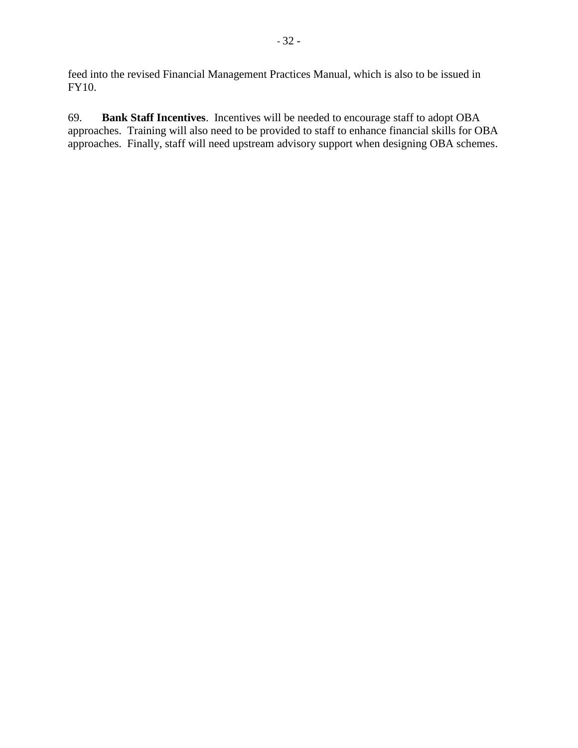feed into the revised Financial Management Practices Manual, which is also to be issued in FY10.

69. **Bank Staff Incentives**. Incentives will be needed to encourage staff to adopt OBA approaches. Training will also need to be provided to staff to enhance financial skills for OBA approaches. Finally, staff will need upstream advisory support when designing OBA schemes.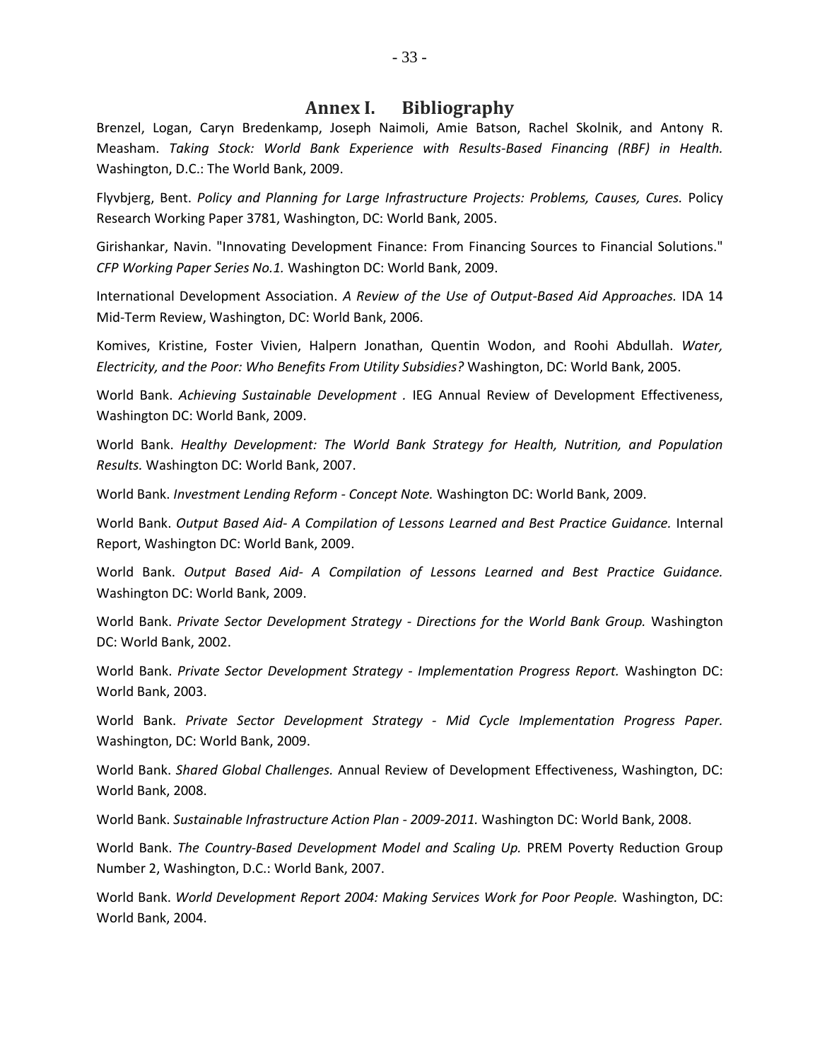# Annex I. Bibliography

Brenzel, Logan, Caryn Bredenkamp, Joseph Naimoli, Amie Batson, Rachel Skolnik, and Antony R. Measham. *Taking Stock: World Bank Experience with Results-Based Financing (RBF) in Health.* Washington, D.C.: The World Bank, 2009.

Flyvbjerg, Bent. *Policy and Planning for Large Infrastructure Projects: Problems, Causes, Cures.* Policy Research Working Paper 3781, Washington, DC: World Bank, 2005.

Girishankar, Navin. "Innovating Development Finance: From Financing Sources to Financial Solutions." *CFP Working Paper Series No.1.* Washington DC: World Bank, 2009.

International Development Association. *A Review of the Use of Output-Based Aid Approaches.* IDA 14 Mid-Term Review, Washington, DC: World Bank, 2006.

Komives, Kristine, Foster Vivien, Halpern Jonathan, Quentin Wodon, and Roohi Abdullah. *Water, Electricity, and the Poor: Who Benefits From Utility Subsidies?* Washington, DC: World Bank, 2005.

World Bank. *Achieving Sustainable Development .* IEG Annual Review of Development Effectiveness, Washington DC: World Bank, 2009.

World Bank. *Healthy Development: The World Bank Strategy for Health, Nutrition, and Population Results.* Washington DC: World Bank, 2007.

World Bank. *Investment Lending Reform - Concept Note.* Washington DC: World Bank, 2009.

World Bank. *Output Based Aid- A Compilation of Lessons Learned and Best Practice Guidance.* Internal Report, Washington DC: World Bank, 2009.

World Bank. *Output Based Aid- A Compilation of Lessons Learned and Best Practice Guidance.* Washington DC: World Bank, 2009.

World Bank. *Private Sector Development Strategy - Directions for the World Bank Group.* Washington DC: World Bank, 2002.

World Bank. *Private Sector Development Strategy - Implementation Progress Report.* Washington DC: World Bank, 2003.

World Bank. *Private Sector Development Strategy - Mid Cycle Implementation Progress Paper.* Washington, DC: World Bank, 2009.

World Bank. *Shared Global Challenges.* Annual Review of Development Effectiveness, Washington, DC: World Bank, 2008.

World Bank. *Sustainable Infrastructure Action Plan - 2009-2011.* Washington DC: World Bank, 2008.

World Bank. *The Country-Based Development Model and Scaling Up.* PREM Poverty Reduction Group Number 2, Washington, D.C.: World Bank, 2007.

World Bank. *World Development Report 2004: Making Services Work for Poor People.* Washington, DC: World Bank, 2004.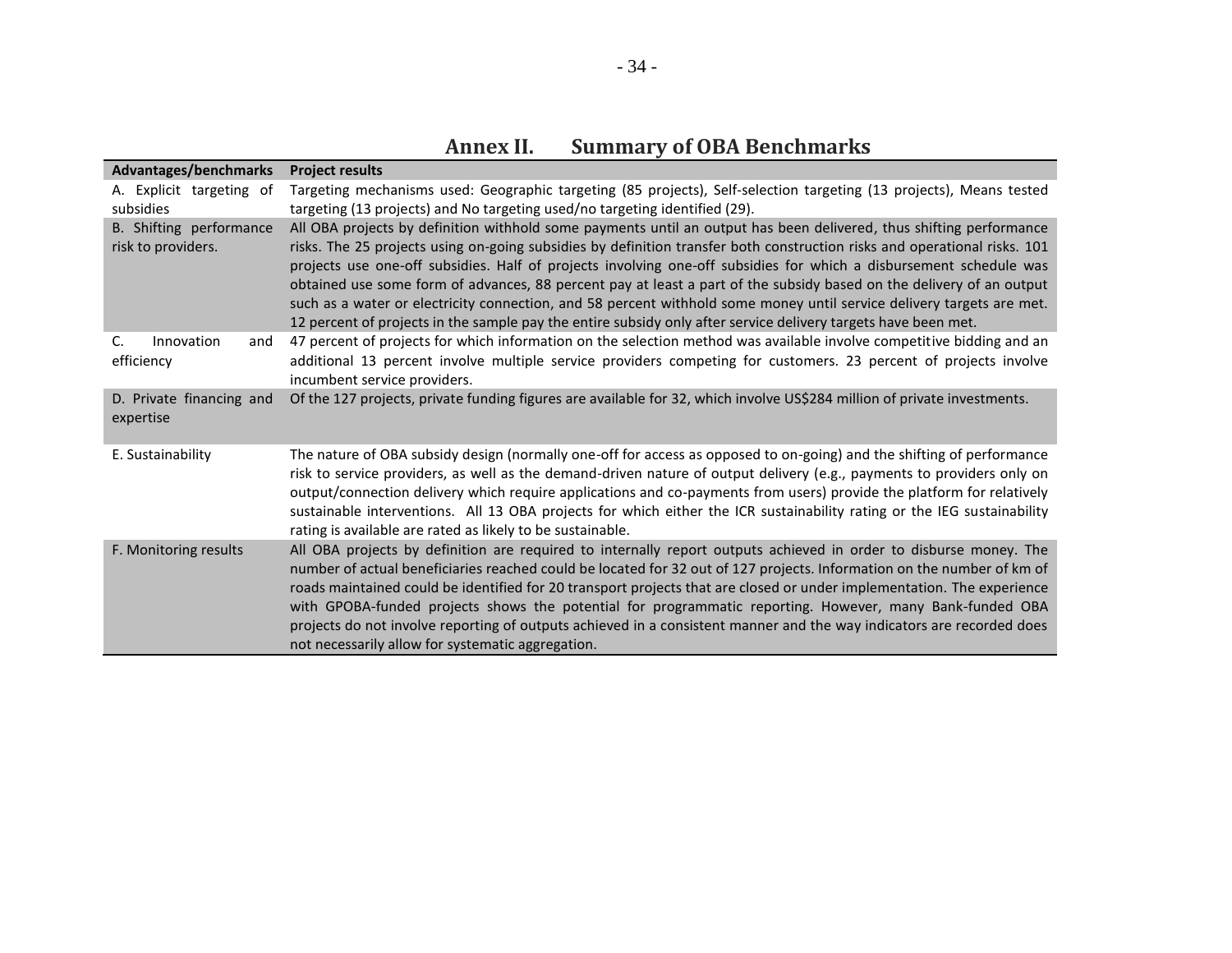# Annex II. Summary of OBA Benchmarks

| Advantages/benchmarks | Project results |
|---|---|
| A. Explicit targeting of subsidies | Targeting mechanisms used: Geographic targeting (85 projects), Self-selection targeting (13 projects), Means tested targeting (13 projects) and No targeting used/no targeting identified (29). |
| B. Shifting performance risk to providers. | All OBA projects by definition withhold some payments until an output has been delivered, thus shifting performance risks. The 25 projects using on-going subsidies by definition transfer both construction risks and operational risks. 101 projects use one-off subsidies. Half of projects involving one-off subsidies for which a disbursement schedule was obtained use some form of advances, 88 percent pay at least a part of the subsidy based on the delivery of an output such as a water or electricity connection, and 58 percent withhold some money until service delivery targets are met. 12 percent of projects in the sample pay the entire subsidy only after service delivery targets have been met. |
| C. Innovation and efficiency | 47 percent of projects for which information on the selection method was available involve competitive bidding and an additional 13 percent involve multiple service providers competing for customers. 23 percent of projects involve incumbent service providers. |
| D. Private financing and expertise | Of the 127 projects, private funding figures are available for 32, which involve US$284 million of private investments. |
| E. Sustainability | The nature of OBA subsidy design (normally one-off for access as opposed to on-going) and the shifting of performance risk to service providers, as well as the demand-driven nature of output delivery (e.g., payments to providers only on output/connection delivery which require applications and co-payments from users) provide the platform for relatively sustainable interventions. All 13 OBA projects for which either the ICR sustainability rating or the IEG sustainability rating is available are rated as likely to be sustainable. |
| F. Monitoring results | All OBA projects by definition are required to internally report outputs achieved in order to disburse money. The number of actual beneficiaries reached could be located for 32 out of 127 projects. Information on the number of km of roads maintained could be identified for 20 transport projects that are closed or under implementation. The experience with GPOBA-funded projects shows the potential for programmatic reporting. However, many Bank-funded OBA projects do not involve reporting of outputs achieved in a consistent manner and the way indicators are recorded does not necessarily allow for systematic aggregation. |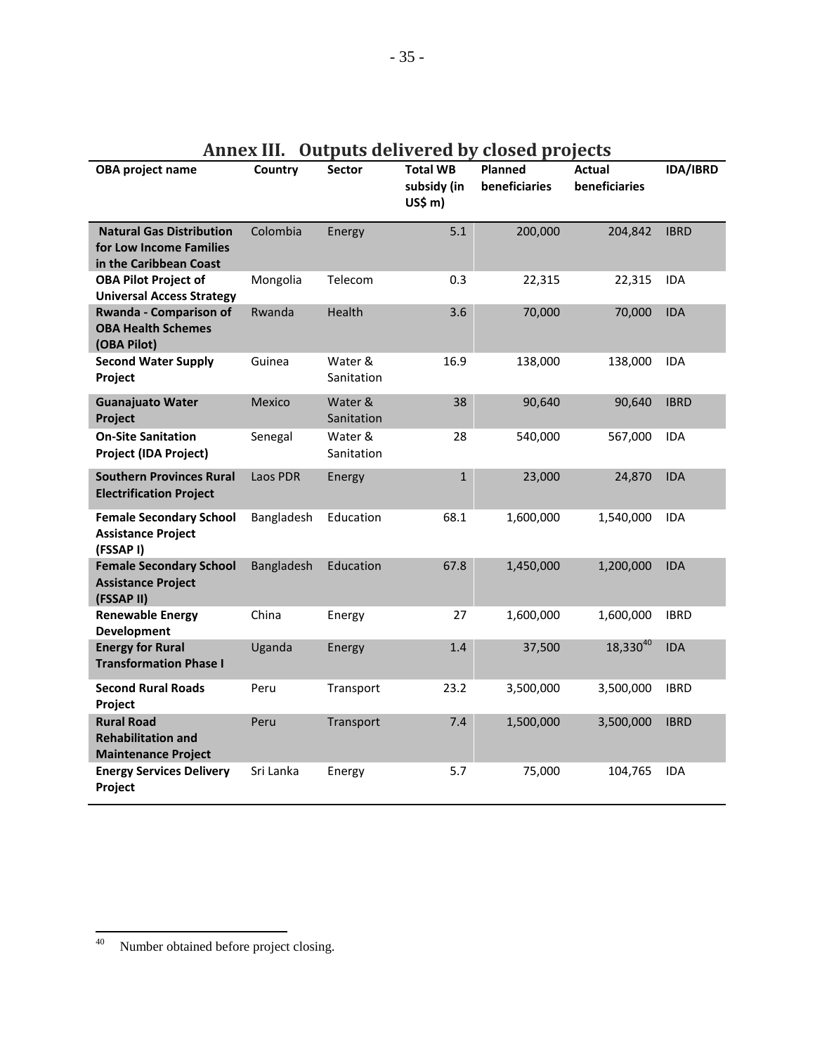# Annex III. Outputs delivered by closed projects

| OBA project name | Country | Sector | Total WB subsidy (in US$ m) | Planned beneficiaries | Actual beneficiaries | IDA/IBRD |
|---|---|---|---|---|---|---|
| **Natural Gas Distribution for Low Income Families in the Caribbean Coast** | Colombia | Energy | 5.1 | 200,000 | 204,842 | IBRD |
| **OBA Pilot Project of Universal Access Strategy** | Mongolia | Telecom | 0.3 | 22,315 | 22,315 | IDA |
| **Rwanda - Comparison of OBA Health Schemes (OBA Pilot)** | Rwanda | Health | 3.6 | 70,000 | 70,000 | IDA |
| **Second Water Supply Project** | Guinea | Water & Sanitation | 16.9 | 138,000 | 138,000 | IDA |
| **Guanajuato Water Project** | Mexico | Water & Sanitation | 38 | 90,640 | 90,640 | IBRD |
| **On-Site Sanitation Project (IDA Project)** | Senegal | Water & Sanitation | 28 | 540,000 | 567,000 | IDA |
| **Southern Provinces Rural Electrification Project** | Laos PDR | Energy | 1 | 23,000 | 24,870 | IDA |
| **Female Secondary School Assistance Project (FSSAP I)** | Bangladesh | Education | 68.1 | 1,600,000 | 1,540,000 | IDA |
| **Female Secondary School Assistance Project (FSSAP II)** | Bangladesh | Education | 67.8 | 1,450,000 | 1,200,000 | IDA |
| **Renewable Energy Development** | China | Energy | 27 | 1,600,000 | 1,600,000 | IBRD |
| **Energy for Rural Transformation Phase I** | Uganda | Energy | 1.4 | 37,500 | 18,330[40] | IDA |
| **Second Rural Roads Project** | Peru | Transport | 23.2 | 3,500,000 | 3,500,000 | IBRD |
| **Rural Road Rehabilitation and Maintenance Project** | Peru | Transport | 7.4 | 1,500,000 | 3,500,000 | IBRD |
| **Energy Services Delivery Project** | Sri Lanka | Energy | 5.7 | 75,000 | 104,765 | IDA |

[40] Number obtained before project closing.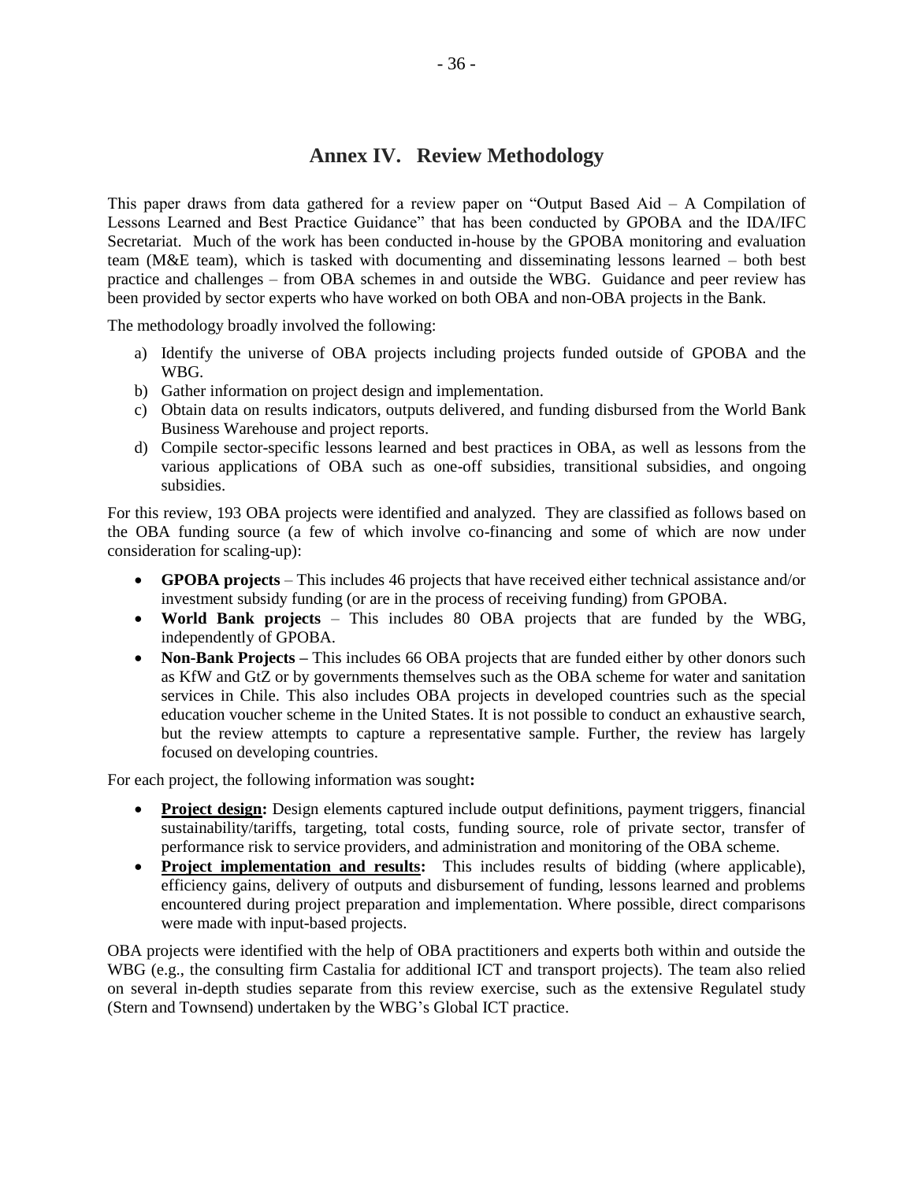# Annex IV. Review Methodology

This paper draws from data gathered for a review paper on "Output Based Aid – A Compilation of Lessons Learned and Best Practice Guidance" that has been conducted by GPOBA and the IDA/IFC Secretariat. Much of the work has been conducted in-house by the GPOBA monitoring and evaluation team (M&E team), which is tasked with documenting and disseminating lessons learned – both best practice and challenges – from OBA schemes in and outside the WBG. Guidance and peer review has been provided by sector experts who have worked on both OBA and non-OBA projects in the Bank.

The methodology broadly involved the following:

a) Identify the universe of OBA projects including projects funded outside of GPOBA and the WBG.
b) Gather information on project design and implementation.
c) Obtain data on results indicators, outputs delivered, and funding disbursed from the World Bank Business Warehouse and project reports.
d) Compile sector-specific lessons learned and best practices in OBA, as well as lessons from the various applications of OBA such as one-off subsidies, transitional subsidies, and ongoing subsidies.

For this review, 193 OBA projects were identified and analyzed. They are classified as follows based on the OBA funding source (a few of which involve co-financing and some of which are now under consideration for scaling-up):

- **GPOBA projects** – This includes 46 projects that have received either technical assistance and/or investment subsidy funding (or are in the process of receiving funding) from GPOBA.
- **World Bank projects** – This includes 80 OBA projects that are funded by the WBG, independently of GPOBA.
- **Non-Bank Projects –** This includes 66 OBA projects that are funded either by other donors such as KfW and GtZ or by governments themselves such as the OBA scheme for water and sanitation services in Chile. This also includes OBA projects in developed countries such as the special education voucher scheme in the United States. It is not possible to conduct an exhaustive search, but the review attempts to capture a representative sample. Further, the review has largely focused on developing countries.

For each project, the following information was sought**:**

- **Project design:** Design elements captured include output definitions, payment triggers, financial sustainability/tariffs, targeting, total costs, funding source, role of private sector, transfer of performance risk to service providers, and administration and monitoring of the OBA scheme.
- **Project implementation and results:** This includes results of bidding (where applicable), efficiency gains, delivery of outputs and disbursement of funding, lessons learned and problems encountered during project preparation and implementation. Where possible, direct comparisons were made with input-based projects.

OBA projects were identified with the help of OBA practitioners and experts both within and outside the WBG (e.g., the consulting firm Castalia for additional ICT and transport projects). The team also relied on several in-depth studies separate from this review exercise, such as the extensive Regulatel study (Stern and Townsend) undertaken by the WBG's Global ICT practice.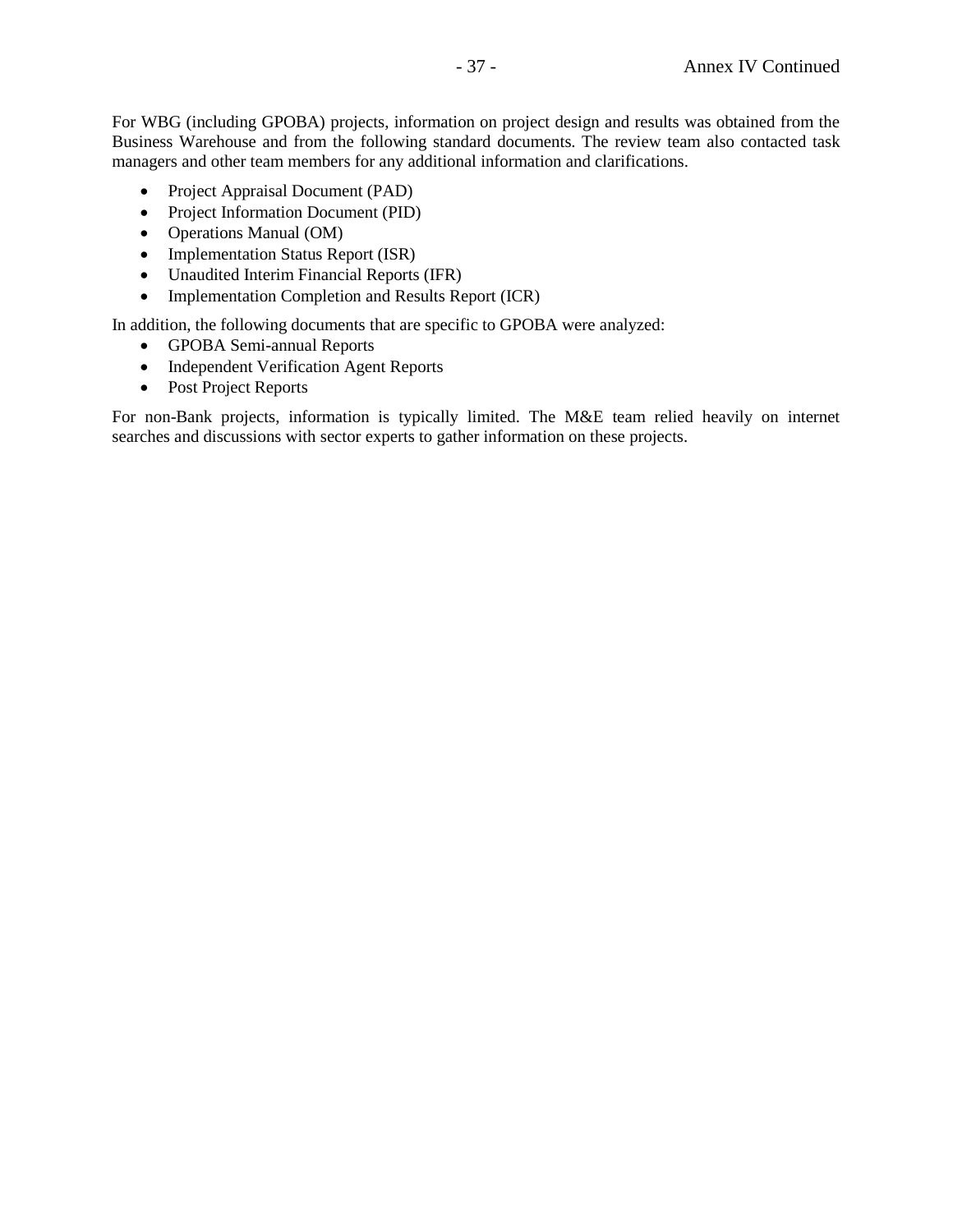For WBG (including GPOBA) projects, information on project design and results was obtained from the Business Warehouse and from the following standard documents. The review team also contacted task managers and other team members for any additional information and clarifications.

- Project Appraisal Document (PAD)
- Project Information Document (PID)
- Operations Manual (OM)
- Implementation Status Report (ISR)
- Unaudited Interim Financial Reports (IFR)
- Implementation Completion and Results Report (ICR)

In addition, the following documents that are specific to GPOBA were analyzed:

- GPOBA Semi-annual Reports
- Independent Verification Agent Reports
- Post Project Reports

For non-Bank projects, information is typically limited. The M&E team relied heavily on internet searches and discussions with sector experts to gather information on these projects.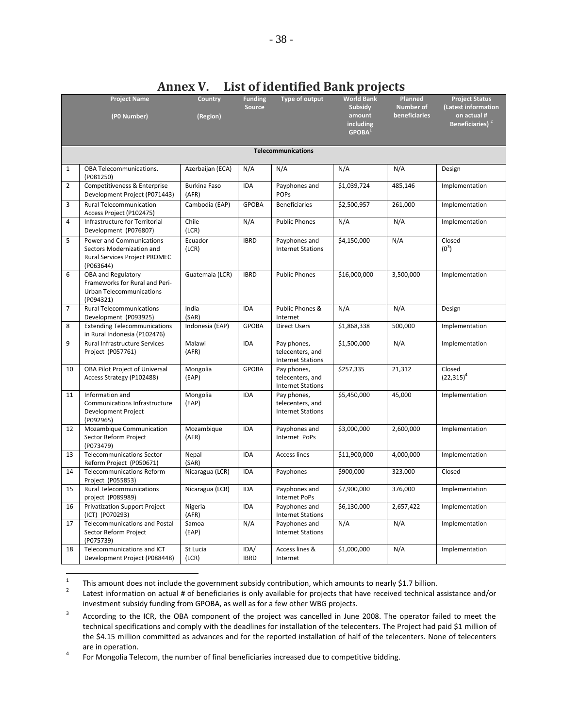# Annex V. List of identified Bank projects

| | Project Name (P0 Number) | Country (Region) | Funding Source | Type of output | World Bank Subsidy amount including GPOBA[1] | Planned Number of beneficiaries | Project Status (Latest information on actual # Beneficiaries) [2] |
|---|---|---|---|---|---|---|---|
| **Telecommunications** | | | | | | | |
| 1 | OBA Telecommunications. (P081250) | Azerbaijan (ECA) | N/A | N/A | N/A | N/A | Design |
| 2 | Competitiveness & Enterprise Development Project (P071443) | Burkina Faso (AFR) | IDA | Payphones and POPs | $1,039,724 | 485,146 | Implementation |
| 3 | Rural Telecommunication Access Project (P102475) | Cambodia (EAP) | GPOBA | Beneficiaries | $2,500,957 | 261,000 | Implementation |
| 4 | Infrastructure for Territorial Development (P076807) | Chile (LCR) | N/A | Public Phones | N/A | N/A | Implementation |
| 5 | Power and Communications Sectors Modernization and Rural Services Project PROMEC (P063644) | Ecuador (LCR) | IBRD | Payphones and Internet Stations | $4,150,000 | N/A | Closed (0[3]) |
| 6 | OBA and Regulatory Frameworks for Rural and Peri-Urban Telecommunications (P094321) | Guatemala (LCR) | IBRD | Public Phones | $16,000,000 | 3,500,000 | Implementation |
| 7 | Rural Telecommunications Development (P093925) | India (SAR) | IDA | Public Phones & Internet | N/A | N/A | Design |
| 8 | Extending Telecommunications in Rural Indonesia (P102476) | Indonesia (EAP) | GPOBA | Direct Users | $1,868,338 | 500,000 | Implementation |
| 9 | Rural Infrastructure Services Project (P057761) | Malawi (AFR) | IDA | Pay phones, telecenters, and Internet Stations | $1,500,000 | N/A | Implementation |
| 10 | OBA Pilot Project of Universal Access Strategy (P102488) | Mongolia (EAP) | GPOBA | Pay phones, telecenters, and Internet Stations | $257,335 | 21,312 | Closed (22,315)[4] |
| 11 | Information and Communications Infrastructure Development Project (P092965) | Mongolia (EAP) | IDA | Pay phones, telecenters, and Internet Stations | $5,450,000 | 45,000 | Implementation |
| 12 | Mozambique Communication Sector Reform Project (P073479) | Mozambique (AFR) | IDA | Payphones and Internet PoPs | $3,000,000 | 2,600,000 | Implementation |
| 13 | Telecommunications Sector Reform Project (P050671) | Nepal (SAR) | IDA | Access lines | $11,900,000 | 4,000,000 | Implementation |
| 14 | Telecommunications Reform Project (P055853) | Nicaragua (LCR) | IDA | Payphones | $900,000 | 323,000 | Closed |
| 15 | Rural Telecommunications project (P089989) | Nicaragua (LCR) | IDA | Payphones and Internet PoPs | $7,900,000 | 376,000 | Implementation |
| 16 | Privatization Support Project (ICT) (P070293) | Nigeria (AFR) | IDA | Payphones and Internet Stations | $6,130,000 | 2,657,422 | Implementation |
| 17 | Telecommunications and Postal Sector Reform Project (P075739) | Samoa (EAP) | N/A | Payphones and Internet Stations | N/A | N/A | Implementation |
| 18 | Telecommunications and ICT Development Project (P088448) | St Lucia (LCR) | IDA/ IBRD | Access lines & Internet | $1,000,000 | N/A | Implementation |

[1] This amount does not include the government subsidy contribution, which amounts to nearly $1.7 billion.

[2] Latest information on actual # of beneficiaries is only available for projects that have received technical assistance and/or investment subsidy funding from GPOBA, as well as for a few other WBG projects.

[3] According to the ICR, the OBA component of the project was cancelled in June 2008. The operator failed to meet the technical specifications and comply with the deadlines for installation of the telecenters. The Project had paid $1 million of the $4.15 million committed as advances and for the reported installation of half of the telecenters. None of telecenters are in operation.

[4] For Mongolia Telecom, the number of final beneficiaries increased due to competitive bidding.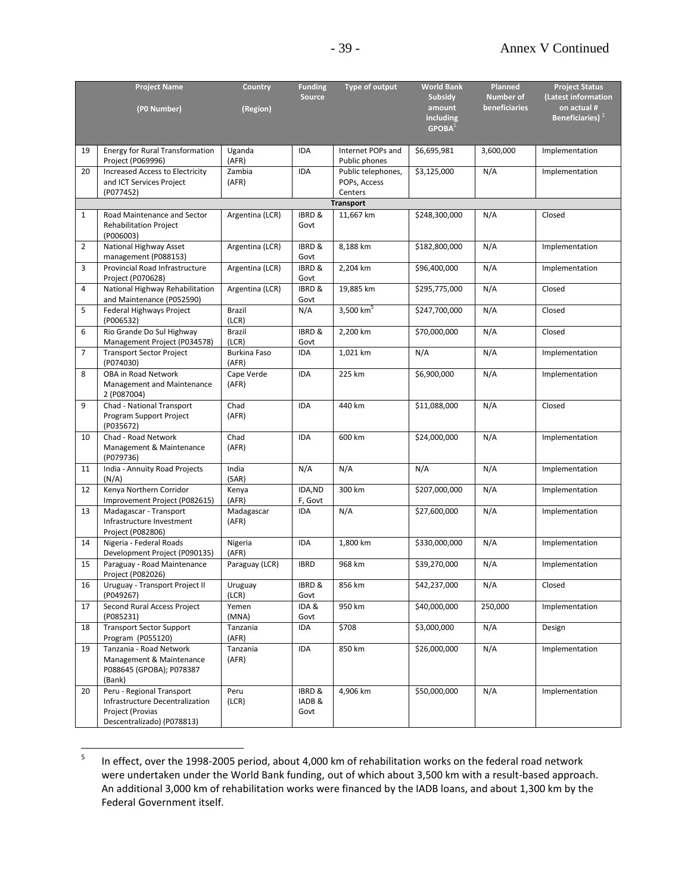Annex V Continued

| | Project Name (P0 Number) | Country (Region) | Funding Source | Type of output | World Bank Subsidy amount including GPOBA[1] | Planned Number of beneficiaries | Project Status (Latest information on actual # Beneficiaries) [2] |
|---|---|---|---|---|---|---|---|
| 19 | Energy for Rural Transformation Project (P069996) | Uganda (AFR) | IDA | Internet POPs and Public phones | $6,695,981 | 3,600,000 | Implementation |
| 20 | Increased Access to Electricity and ICT Services Project (P077452) | Zambia (AFR) | IDA | Public telephones, POPs, Access Centers | $3,125,000 | N/A | Implementation |
| | **Transport** | | | | | | |
| 1 | Road Maintenance and Sector Rehabilitation Project (P006003) | Argentina (LCR) | IBRD & Govt | 11,667 km | $248,300,000 | N/A | Closed |
| 2 | National Highway Asset management (P088153) | Argentina (LCR) | IBRD & Govt | 8,188 km | $182,800,000 | N/A | Implementation |
| 3 | Provincial Road Infrastructure Project (P070628) | Argentina (LCR) | IBRD & Govt | 2,204 km | $96,400,000 | N/A | Implementation |
| 4 | National Highway Rehabilitation and Maintenance (P052590) | Argentina (LCR) | IBRD & Govt | 19,885 km | $295,775,000 | N/A | Closed |
| 5 | Federal Highways Project (P006532) | Brazil (LCR) | N/A | 3,500 km[5] | $247,700,000 | N/A | Closed |
| 6 | Rio Grande Do Sul Highway Management Project (P034578) | Brazil (LCR) | IBRD & Govt | 2,200 km | $70,000,000 | N/A | Closed |
| 7 | Transport Sector Project (P074030) | Burkina Faso (AFR) | IDA | 1,021 km | N/A | N/A | Implementation |
| 8 | OBA in Road Network Management and Maintenance 2 (P087004) | Cape Verde (AFR) | IDA | 225 km | $6,900,000 | N/A | Implementation |
| 9 | Chad - National Transport Program Support Project (P035672) | Chad (AFR) | IDA | 440 km | $11,088,000 | N/A | Closed |
| 10 | Chad - Road Network Management & Maintenance (P079736) | Chad (AFR) | IDA | 600 km | $24,000,000 | N/A | Implementation |
| 11 | India - Annuity Road Projects (N/A) | India (SAR) | N/A | N/A | N/A | N/A | Implementation |
| 12 | Kenya Northern Corridor Improvement Project (P082615) | Kenya (AFR) | IDA,NDF, Govt | 300 km | $207,000,000 | N/A | Implementation |
| 13 | Madagascar - Transport Infrastructure Investment Project (P082806) | Madagascar (AFR) | IDA | N/A | $27,600,000 | N/A | Implementation |
| 14 | Nigeria - Federal Roads Development Project (P090135) | Nigeria (AFR) | IDA | 1,800 km | $330,000,000 | N/A | Implementation |
| 15 | Paraguay - Road Maintenance Project (P082026) | Paraguay (LCR) | IBRD | 968 km | $39,270,000 | N/A | Implementation |
| 16 | Uruguay - Transport Project II (P049267) | Uruguay (LCR) | IBRD & Govt | 856 km | $42,237,000 | N/A | Closed |
| 17 | Second Rural Access Project (P085231) | Yemen (MNA) | IDA & Govt | 950 km | $40,000,000 | 250,000 | Implementation |
| 18 | Transport Sector Support Program (P055120) | Tanzania (AFR) | IDA | $708 | $3,000,000 | N/A | Design |
| 19 | Tanzania - Road Network Management & Maintenance P088645 (GPOBA); P078387 (Bank) | Tanzania (AFR) | IDA | 850 km | $26,000,000 | N/A | Implementation |
| 20 | Peru - Regional Transport Infrastructure Decentralization Project (Provias Descentralizado) (P078813) | Peru (LCR) | IBRD & IADB & Govt | 4,906 km | $50,000,000 | N/A | Implementation |

[5] In effect, over the 1998-2005 period, about 4,000 km of rehabilitation works on the federal road network were undertaken under the World Bank funding, out of which about 3,500 km with a result-based approach. An additional 3,000 km of rehabilitation works were financed by the IADB loans, and about 1,300 km by the Federal Government itself.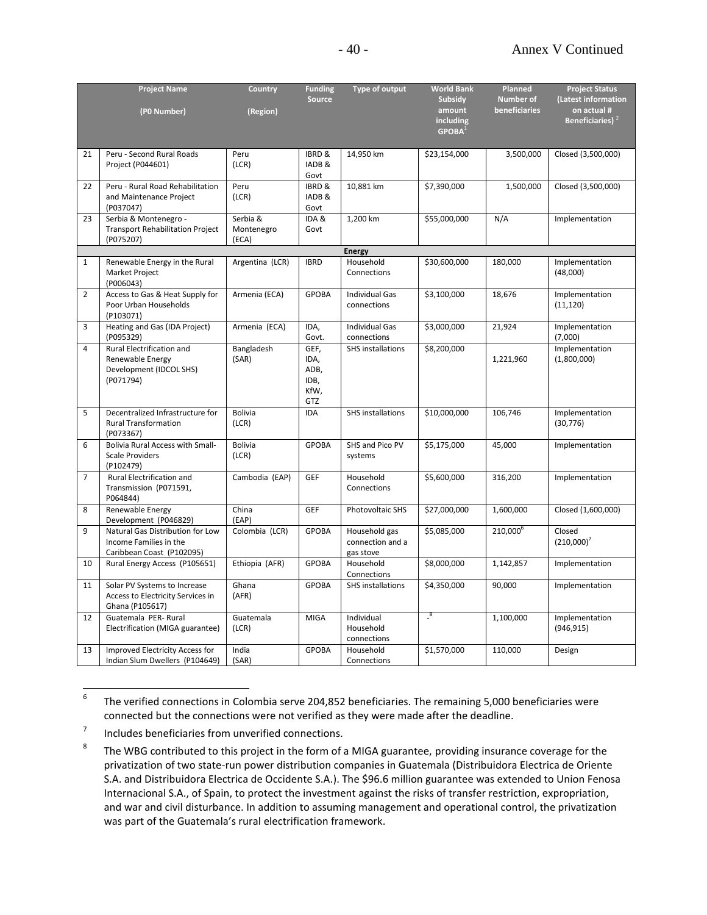| | Project Name (P0 Number) | Country (Region) | Funding Source | Type of output | World Bank Subsidy amount including GPOBA[1] | Planned Number of beneficiaries | Project Status (Latest information on actual # Beneficiaries) [2] |
|---|---|---|---|---|---|---|---|
| 21 | Peru - Second Rural Roads Project (P044601) | Peru (LCR) | IBRD & IADB & Govt | 14,950 km | $23,154,000 | 3,500,000 | Closed (3,500,000) |
| 22 | Peru - Rural Road Rehabilitation and Maintenance Project (P037047) | Peru (LCR) | IBRD & IADB & Govt | 10,881 km | $7,390,000 | 1,500,000 | Closed (3,500,000) |
| 23 | Serbia & Montenegro - Transport Rehabilitation Project (P075207) | Serbia & Montenegro (ECA) | IDA & Govt | 1,200 km | $55,000,000 | N/A | Implementation |
| | | | | **Energy** | | | |
| 1 | Renewable Energy in the Rural Market Project (P006043) | Argentina (LCR) | IBRD | Household Connections | $30,600,000 | 180,000 | Implementation (48,000) |
| 2 | Access to Gas & Heat Supply for Poor Urban Households (P103071) | Armenia (ECA) | GPOBA | Individual Gas connections | $3,100,000 | 18,676 | Implementation (11,120) |
| 3 | Heating and Gas (IDA Project) (P095329) | Armenia (ECA) | IDA, Govt. | Individual Gas connections | $3,000,000 | 21,924 | Implementation (7,000) |
| 4 | Rural Electrification and Renewable Energy Development (IDCOL SHS) (P071794) | Bangladesh (SAR) | GEF, IDA, ADB, IDB, KfW, GTZ | SHS installations | $8,200,000 | 1,221,960 | Implementation (1,800,000) |
| 5 | Decentralized Infrastructure for Rural Transformation (P073367) | Bolivia (LCR) | IDA | SHS installations | $10,000,000 | 106,746 | Implementation (30,776) |
| 6 | Bolivia Rural Access with Small-Scale Providers (P102479) | Bolivia (LCR) | GPOBA | SHS and Pico PV systems | $5,175,000 | 45,000 | Implementation |
| 7 | Rural Electrification and Transmission (P071591, P064844) | Cambodia (EAP) | GEF | Household Connections | $5,600,000 | 316,200 | Implementation |
| 8 | Renewable Energy Development (P046829) | China (EAP) | GEF | Photovoltaic SHS | $27,000,000 | 1,600,000 | Closed (1,600,000) |
| 9 | Natural Gas Distribution for Low Income Families in the Caribbean Coast (P102095) | Colombia (LCR) | GPOBA | Household gas connection and a gas stove | $5,085,000 | 210,000[6] | Closed (210,000)[7] |
| 10 | Rural Energy Access (P105651) | Ethiopia (AFR) | GPOBA | Household Connections | $8,000,000 | 1,142,857 | Implementation |
| 11 | Solar PV Systems to Increase Access to Electricity Services in Ghana (P105617) | Ghana (AFR) | GPOBA | SHS installations | $4,350,000 | 90,000 | Implementation |
| 12 | Guatemala PER- Rural Electrification (MIGA guarantee) | Guatemala (LCR) | MIGA | Individual Household connections | -[8] | 1,100,000 | Implementation (946,915) |
| 13 | Improved Electricity Access for Indian Slum Dwellers (P104649) | India (SAR) | GPOBA | Household Connections | $1,570,000 | 110,000 | Design |

[6] The verified connections in Colombia serve 204,852 beneficiaries. The remaining 5,000 beneficiaries were connected but the connections were not verified as they were made after the deadline.

[7] Includes beneficiaries from unverified connections.

[8] The WBG contributed to this project in the form of a MIGA guarantee, providing insurance coverage for the privatization of two state-run power distribution companies in Guatemala (Distribuidora Electrica de Oriente S.A. and Distribuidora Electrica de Occidente S.A.). The $96.6 million guarantee was extended to Union Fenosa Internacional S.A., of Spain, to protect the investment against the risks of transfer restriction, expropriation, and war and civil disturbance. In addition to assuming management and operational control, the privatization was part of the Guatemala's rural electrification framework.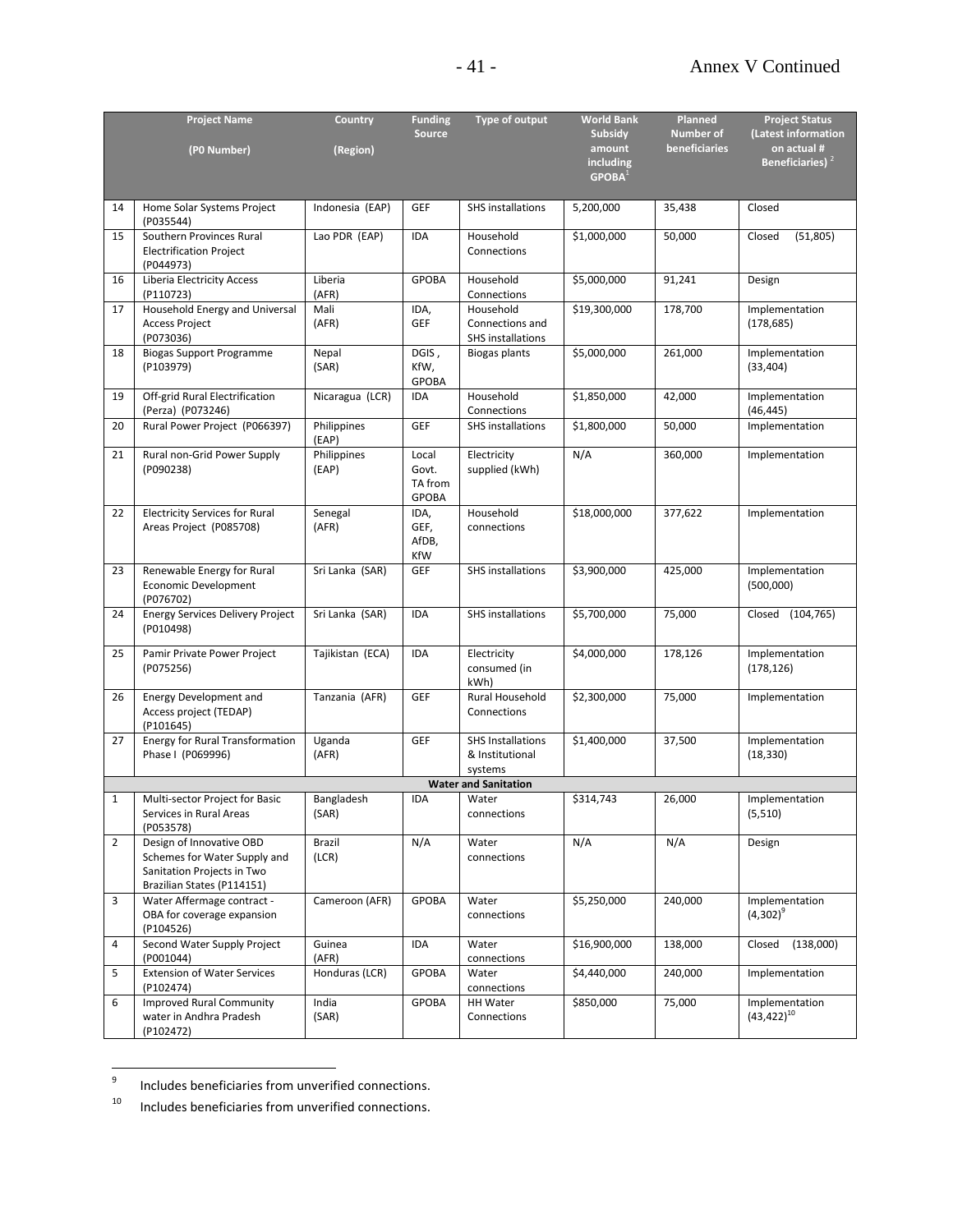| | Project Name<br>(P0 Number) | Country<br>(Region) | Funding Source | Type of output | World Bank Subsidy amount including GPOBA[1] | Planned Number of beneficiaries | Project Status (Latest information on actual # Beneficiaries) [2] |
|---|---|---|---|---|---|---|---|
| 14 | Home Solar Systems Project (P035544) | Indonesia (EAP) | GEF | SHS installations | 5,200,000 | 35,438 | Closed |
| 15 | Southern Provinces Rural Electrification Project (P044973) | Lao PDR (EAP) | IDA | Household Connections | $1,000,000 | 50,000 | Closed (51,805) |
| 16 | Liberia Electricity Access (P110723) | Liberia (AFR) | GPOBA | Household Connections | $5,000,000 | 91,241 | Design |
| 17 | Household Energy and Universal Access Project (P073036) | Mali (AFR) | IDA, GEF | Household Connections and SHS installations | $19,300,000 | 178,700 | Implementation (178,685) |
| 18 | Biogas Support Programme (P103979) | Nepal (SAR) | DGIS , KfW, GPOBA | Biogas plants | $5,000,000 | 261,000 | Implementation (33,404) |
| 19 | Off-grid Rural Electrification (Perza) (P073246) | Nicaragua (LCR) | IDA | Household Connections | $1,850,000 | 42,000 | Implementation (46,445) |
| 20 | Rural Power Project (P066397) | Philippines (EAP) | GEF | SHS installations | $1,800,000 | 50,000 | Implementation |
| 21 | Rural non-Grid Power Supply (P090238) | Philippines (EAP) | Local Govt. TA from GPOBA | Electricity supplied (kWh) | N/A | 360,000 | Implementation |
| 22 | Electricity Services for Rural Areas Project (P085708) | Senegal (AFR) | IDA, GEF, AfDB, KfW | Household connections | $18,000,000 | 377,622 | Implementation |
| 23 | Renewable Energy for Rural Economic Development (P076702) | Sri Lanka (SAR) | GEF | SHS installations | $3,900,000 | 425,000 | Implementation (500,000) |
| 24 | Energy Services Delivery Project (P010498) | Sri Lanka (SAR) | IDA | SHS installations | $5,700,000 | 75,000 | Closed (104,765) |
| 25 | Pamir Private Power Project (P075256) | Tajikistan (ECA) | IDA | Electricity consumed (in kWh) | $4,000,000 | 178,126 | Implementation (178,126) |
| 26 | Energy Development and Access project (TEDAP) (P101645) | Tanzania (AFR) | GEF | Rural Household Connections | $2,300,000 | 75,000 | Implementation |
| 27 | Energy for Rural Transformation Phase I (P069996) | Uganda (AFR) | GEF | SHS Installations & Institutional systems | $1,400,000 | 37,500 | Implementation (18,330) |
| | | | | **Water and Sanitation** | | | |
| 1 | Multi-sector Project for Basic Services in Rural Areas (P053578) | Bangladesh (SAR) | IDA | Water connections | $314,743 | 26,000 | Implementation (5,510) |
| 2 | Design of Innovative OBD Schemes for Water Supply and Sanitation Projects in Two Brazilian States (P114151) | Brazil (LCR) | N/A | Water connections | N/A | N/A | Design |
| 3 | Water Affermage contract - OBA for coverage expansion (P104526) | Cameroon (AFR) | GPOBA | Water connections | $5,250,000 | 240,000 | Implementation (4,302)[9] |
| 4 | Second Water Supply Project (P001044) | Guinea (AFR) | IDA | Water connections | $16,900,000 | 138,000 | Closed (138,000) |
| 5 | Extension of Water Services (P102474) | Honduras (LCR) | GPOBA | Water connections | $4,440,000 | 240,000 | Implementation |
| 6 | Improved Rural Community water in Andhra Pradesh (P102472) | India (SAR) | GPOBA | HH Water Connections | $850,000 | 75,000 | Implementation (43,422)[10] |

[9] Includes beneficiaries from unverified connections.

[10] Includes beneficiaries from unverified connections.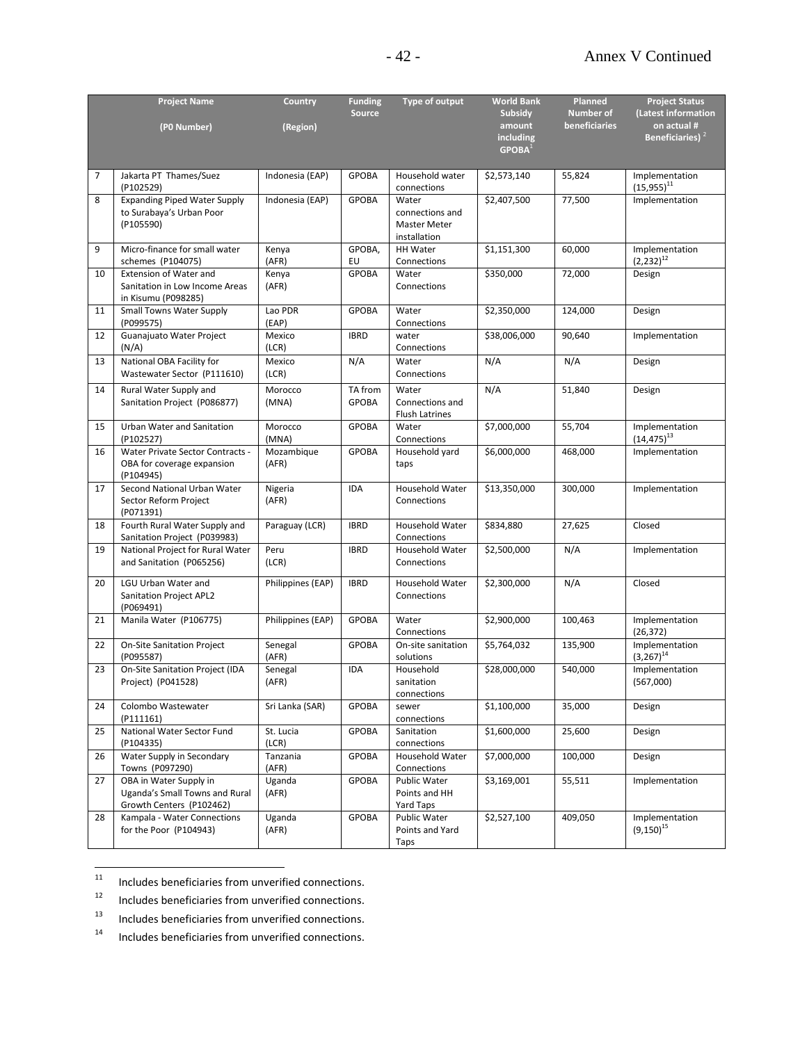| | Project Name (P0 Number) | Country (Region) | Funding Source | Type of output | World Bank Subsidy amount including GPOBA[1] | Planned Number of beneficiaries | Project Status (Latest information on actual # Beneficiaries) [2] |
|---|---|---|---|---|---|---|---|
| 7 | Jakarta PT Thames/Suez (P102529) | Indonesia (EAP) | GPOBA | Household water connections | $2,573,140 | 55,824 | Implementation (15,955)[11] |
| 8 | Expanding Piped Water Supply to Surabaya's Urban Poor (P105590) | Indonesia (EAP) | GPOBA | Water connections and Master Meter installation | $2,407,500 | 77,500 | Implementation |
| 9 | Micro-finance for small water schemes (P104075) | Kenya (AFR) | GPOBA, EU | HH Water Connections | $1,151,300 | 60,000 | Implementation (2,232)[12] |
| 10 | Extension of Water and Sanitation in Low Income Areas in Kisumu (P098285) | Kenya (AFR) | GPOBA | Water Connections | $350,000 | 72,000 | Design |
| 11 | Small Towns Water Supply (P099575) | Lao PDR (EAP) | GPOBA | Water Connections | $2,350,000 | 124,000 | Design |
| 12 | Guanajuato Water Project (N/A) | Mexico (LCR) | IBRD | water Connections | $38,006,000 | 90,640 | Implementation |
| 13 | National OBA Facility for Wastewater Sector (P111610) | Mexico (LCR) | N/A | Water Connections | N/A | N/A | Design |
| 14 | Rural Water Supply and Sanitation Project (P086877) | Morocco (MNA) | TA from GPOBA | Water Connections and Flush Latrines | N/A | 51,840 | Design |
| 15 | Urban Water and Sanitation (P102527) | Morocco (MNA) | GPOBA | Water Connections | $7,000,000 | 55,704 | Implementation (14,475)[13] |
| 16 | Water Private Sector Contracts - OBA for coverage expansion (P104945) | Mozambique (AFR) | GPOBA | Household yard taps | $6,000,000 | 468,000 | Implementation |
| 17 | Second National Urban Water Sector Reform Project (P071391) | Nigeria (AFR) | IDA | Household Water Connections | $13,350,000 | 300,000 | Implementation |
| 18 | Fourth Rural Water Supply and Sanitation Project (P039983) | Paraguay (LCR) | IBRD | Household Water Connections | $834,880 | 27,625 | Closed |
| 19 | National Project for Rural Water and Sanitation (P065256) | Peru (LCR) | IBRD | Household Water Connections | $2,500,000 | N/A | Implementation |
| 20 | LGU Urban Water and Sanitation Project APL2 (P069491) | Philippines (EAP) | IBRD | Household Water Connections | $2,300,000 | N/A | Closed |
| 21 | Manila Water (P106775) | Philippines (EAP) | GPOBA | Water Connections | $2,900,000 | 100,463 | Implementation (26,372) |
| 22 | On-Site Sanitation Project (P095587) | Senegal (AFR) | GPOBA | On-site sanitation solutions | $5,764,032 | 135,900 | Implementation (3,267)[14] |
| 23 | On-Site Sanitation Project (IDA Project) (P041528) | Senegal (AFR) | IDA | Household sanitation connections | $28,000,000 | 540,000 | Implementation (567,000) |
| 24 | Colombo Wastewater (P111161) | Sri Lanka (SAR) | GPOBA | sewer connections | $1,100,000 | 35,000 | Design |
| 25 | National Water Sector Fund (P104335) | St. Lucia (LCR) | GPOBA | Sanitation connections | $1,600,000 | 25,600 | Design |
| 26 | Water Supply in Secondary Towns (P097290) | Tanzania (AFR) | GPOBA | Household Water Connections | $7,000,000 | 100,000 | Design |
| 27 | OBA in Water Supply in Uganda's Small Towns and Rural Growth Centers (P102462) | Uganda (AFR) | GPOBA | Public Water Points and HH Yard Taps | $3,169,001 | 55,511 | Implementation |
| 28 | Kampala - Water Connections for the Poor (P104943) | Uganda (AFR) | GPOBA | Public Water Points and Yard Taps | $2,527,100 | 409,050 | Implementation (9,150)[15] |

[11] Includes beneficiaries from unverified connections.

[12] Includes beneficiaries from unverified connections.

[13] Includes beneficiaries from unverified connections.

[14] Includes beneficiaries from unverified connections.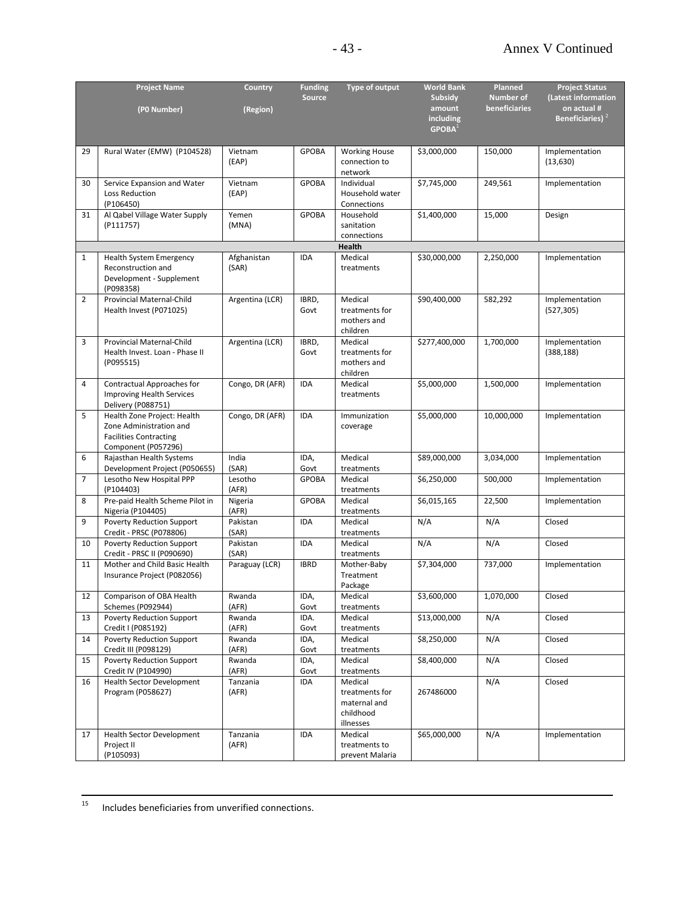| | Project Name (P0 Number) | Country (Region) | Funding Source | Type of output | World Bank Subsidy amount including GPOBA[1] | Planned Number of beneficiaries | Project Status (Latest information on actual # Beneficiaries) [2] |
|---|---|---|---|---|---|---|---|
| 29 | Rural Water (EMW) (P104528) | Vietnam (EAP) | GPOBA | Working House connection to network | $3,000,000 | 150,000 | Implementation (13,630) |
| 30 | Service Expansion and Water Loss Reduction (P106450) | Vietnam (EAP) | GPOBA | Individual Household water Connections | $7,745,000 | 249,561 | Implementation |
| 31 | Al Qabel Village Water Supply (P111757) | Yemen (MNA) | GPOBA | Household sanitation connections | $1,400,000 | 15,000 | Design |
| | **Health** | | | | | | |
| 1 | Health System Emergency Reconstruction and Development - Supplement (P098358) | Afghanistan (SAR) | IDA | Medical treatments | $30,000,000 | 2,250,000 | Implementation |
| 2 | Provincial Maternal-Child Health Invest (P071025) | Argentina (LCR) | IBRD, Govt | Medical treatments for mothers and children | $90,400,000 | 582,292 | Implementation (527,305) |
| 3 | Provincial Maternal-Child Health Invest. Loan - Phase II (P095515) | Argentina (LCR) | IBRD, Govt | Medical treatments for mothers and children | $277,400,000 | 1,700,000 | Implementation (388,188) |
| 4 | Contractual Approaches for Improving Health Services Delivery (P088751) | Congo, DR (AFR) | IDA | Medical treatments | $5,000,000 | 1,500,000 | Implementation |
| 5 | Health Zone Project: Health Zone Administration and Facilities Contracting Component (P057296) | Congo, DR (AFR) | IDA | Immunization coverage | $5,000,000 | 10,000,000 | Implementation |
| 6 | Rajasthan Health Systems Development Project (P050655) | India (SAR) | IDA, Govt | Medical treatments | $89,000,000 | 3,034,000 | Implementation |
| 7 | Lesotho New Hospital PPP (P104403) | Lesotho (AFR) | GPOBA | Medical treatments | $6,250,000 | 500,000 | Implementation |
| 8 | Pre-paid Health Scheme Pilot in Nigeria (P104405) | Nigeria (AFR) | GPOBA | Medical treatments | $6,015,165 | 22,500 | Implementation |
| 9 | Poverty Reduction Support Credit - PRSC (P078806) | Pakistan (SAR) | IDA | Medical treatments | N/A | N/A | Closed |
| 10 | Poverty Reduction Support Credit - PRSC II (P090690) | Pakistan (SAR) | IDA | Medical treatments | N/A | N/A | Closed |
| 11 | Mother and Child Basic Health Insurance Project (P082056) | Paraguay (LCR) | IBRD | Mother-Baby Treatment Package | $7,304,000 | 737,000 | Implementation |
| 12 | Comparison of OBA Health Schemes (P092944) | Rwanda (AFR) | IDA, Govt | Medical treatments | $3,600,000 | 1,070,000 | Closed |
| 13 | Poverty Reduction Support Credit I (P085192) | Rwanda (AFR) | IDA. Govt | Medical treatments | $13,000,000 | N/A | Closed |
| 14 | Poverty Reduction Support Credit III (P098129) | Rwanda (AFR) | IDA, Govt | Medical treatments | $8,250,000 | N/A | Closed |
| 15 | Poverty Reduction Support Credit IV (P104990) | Rwanda (AFR) | IDA, Govt | Medical treatments | $8,400,000 | N/A | Closed |
| 16 | Health Sector Development Program (P058627) | Tanzania (AFR) | IDA | Medical treatments for maternal and childhood illnesses | 267486000 | N/A | Closed |
| 17 | Health Sector Development Project II (P105093) | Tanzania (AFR) | IDA | Medical treatments to prevent Malaria | $65,000,000 | N/A | Implementation |

[15] Includes beneficiaries from unverified connections.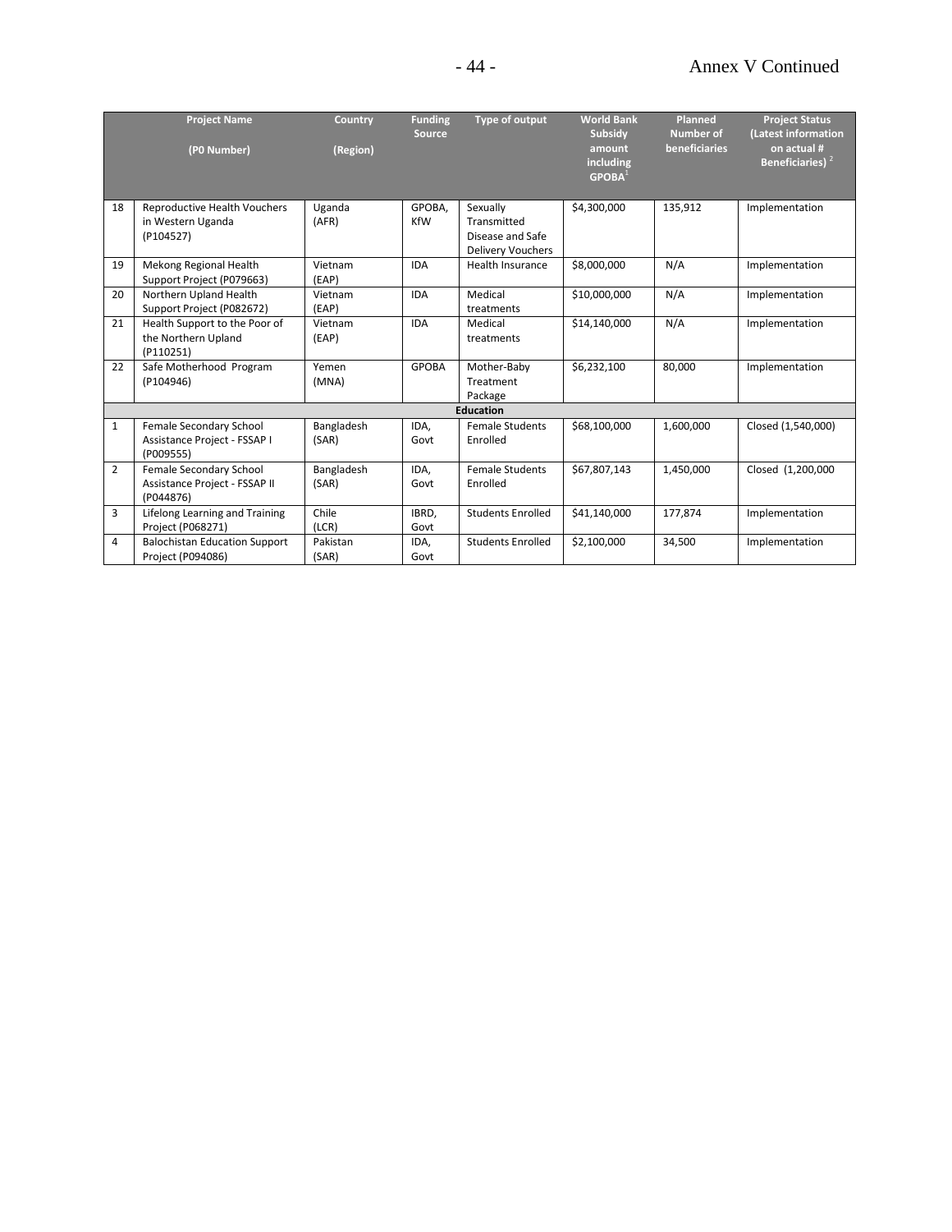| | Project Name (P0 Number) | Country (Region) | Funding Source | Type of output | World Bank Subsidy amount including GPOBA[1] | Planned Number of beneficiaries | Project Status (Latest information on actual # Beneficiaries) [2] |
|---|---|---|---|---|---|---|---|
| 18 | Reproductive Health Vouchers in Western Uganda (P104527) | Uganda (AFR) | GPOBA, KfW | Sexually Transmitted Disease and Safe Delivery Vouchers | $4,300,000 | 135,912 | Implementation |
| 19 | Mekong Regional Health Support Project (P079663) | Vietnam (EAP) | IDA | Health Insurance | $8,000,000 | N/A | Implementation |
| 20 | Northern Upland Health Support Project (P082672) | Vietnam (EAP) | IDA | Medical treatments | $10,000,000 | N/A | Implementation |
| 21 | Health Support to the Poor of the Northern Upland (P110251) | Vietnam (EAP) | IDA | Medical treatments | $14,140,000 | N/A | Implementation |
| 22 | Safe Motherhood Program (P104946) | Yemen (MNA) | GPOBA | Mother-Baby Treatment Package | $6,232,100 | 80,000 | Implementation |
| | **Education** | | | | | | |
| 1 | Female Secondary School Assistance Project - FSSAP I (P009555) | Bangladesh (SAR) | IDA, Govt | Female Students Enrolled | $68,100,000 | 1,600,000 | Closed (1,540,000) |
| 2 | Female Secondary School Assistance Project - FSSAP II (P044876) | Bangladesh (SAR) | IDA, Govt | Female Students Enrolled | $67,807,143 | 1,450,000 | Closed (1,200,000 |
| 3 | Lifelong Learning and Training Project (P068271) | Chile (LCR) | IBRD, Govt | Students Enrolled | $41,140,000 | 177,874 | Implementation |
| 4 | Balochistan Education Support Project (P094086) | Pakistan (SAR) | IDA, Govt | Students Enrolled | $2,100,000 | 34,500 | Implementation |